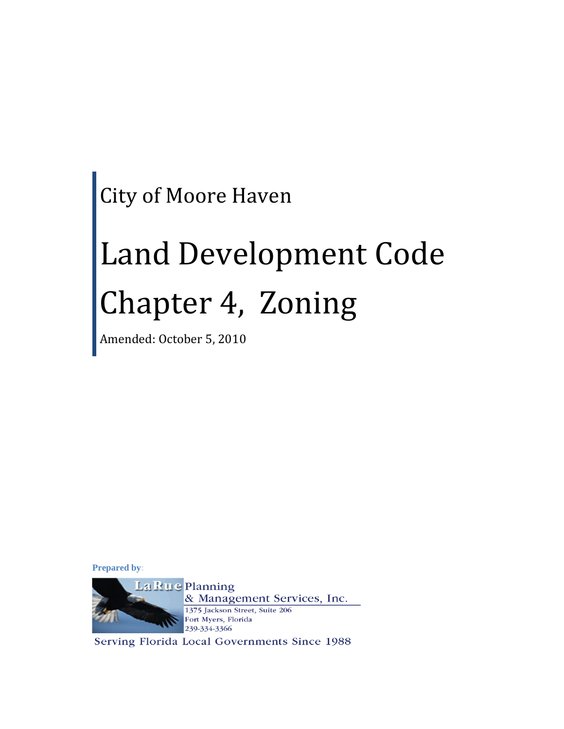City of Moore Haven

# Land Development Code

# Chapter 4, Zoning

Amended: October 5, 2010

**Prepared by**:

LaRue Planning & Management Services, Inc.
1375 Jackson Street, Suite 206
Fort Myers, Florida
239-334-3366

Serving Florida Local Governments Since 1988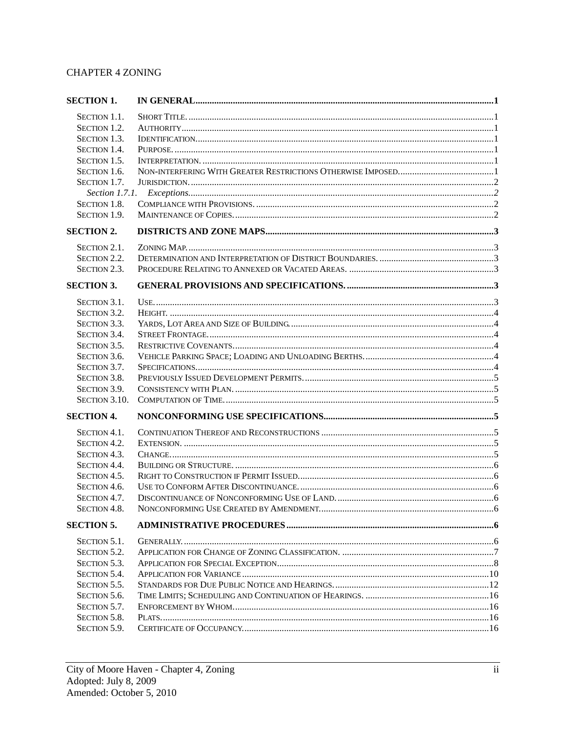CHAPTER 4 ZONING

| | | |
|---|---|---|
| **SECTION 1.** | **IN GENERAL** | **1** |
| Section 1.1. | Short Title. | 1 |
| Section 1.2. | Authority | 1 |
| Section 1.3. | Identification. | 1 |
| Section 1.4. | Purpose. | 1 |
| Section 1.5. | Interpretation. | 1 |
| Section 1.6. | Non-interfering With Greater Restrictions Otherwise Imposed. | 1 |
| Section 1.7. | Jurisdiction. | 2 |
| *Section 1.7.1.* | *Exceptions.* | *2* |
| Section 1.8. | Compliance with Provisions. | 2 |
| Section 1.9. | Maintenance of Copies. | 2 |
| **SECTION 2.** | **DISTRICTS AND ZONE MAPS** | **3** |
| Section 2.1. | Zoning Map. | 3 |
| Section 2.2. | Determination and Interpretation of District Boundaries. | 3 |
| Section 2.3. | Procedure Relating to Annexed or Vacated Areas. | 3 |
| **SECTION 3.** | **GENERAL PROVISIONS AND SPECIFICATIONS.** | **3** |
| Section 3.1. | Use. | 3 |
| Section 3.2. | Height. | 4 |
| Section 3.3. | Yards, Lot Area and Size of Building. | 4 |
| Section 3.4. | Street Frontage. | 4 |
| Section 3.5. | Restrictive Covenants. | 4 |
| Section 3.6. | Vehicle Parking Space; Loading and Unloading Berths. | 4 |
| Section 3.7. | Specifications. | 4 |
| Section 3.8. | Previously Issued Development Permits. | 5 |
| Section 3.9. | Consistency with Plan. | 5 |
| Section 3.10. | Computation of Time. | 5 |
| **SECTION 4.** | **NONCONFORMING USE SPECIFICATIONS** | **5** |
| Section 4.1. | Continuation Thereof and Reconstructions | 5 |
| Section 4.2. | Extension. | 5 |
| Section 4.3. | Change. | 5 |
| Section 4.4. | Building or Structure. | 6 |
| Section 4.5. | Right to Construction if Permit Issued. | 6 |
| Section 4.6. | Use to Conform After Discontinuance. | 6 |
| Section 4.7. | Discontinuance of Nonconforming Use of Land. | 6 |
| Section 4.8. | Nonconforming Use Created by Amendment. | 6 |
| **SECTION 5.** | **ADMINISTRATIVE PROCEDURES** | **6** |
| Section 5.1. | Generally. | 6 |
| Section 5.2. | Application for Change of Zoning Classification. | 7 |
| Section 5.3. | Application for Special Exception | 8 |
| Section 5.4. | Application for Variance | 10 |
| Section 5.5. | Standards for Due Public Notice and Hearings. | 12 |
| Section 5.6. | Time Limits; Scheduling and Continuation of Hearings. | 16 |
| Section 5.7. | Enforcement by Whom. | 16 |
| Section 5.8. | Plats. | 16 |
| Section 5.9. | Certificate of Occupancy. | 16 |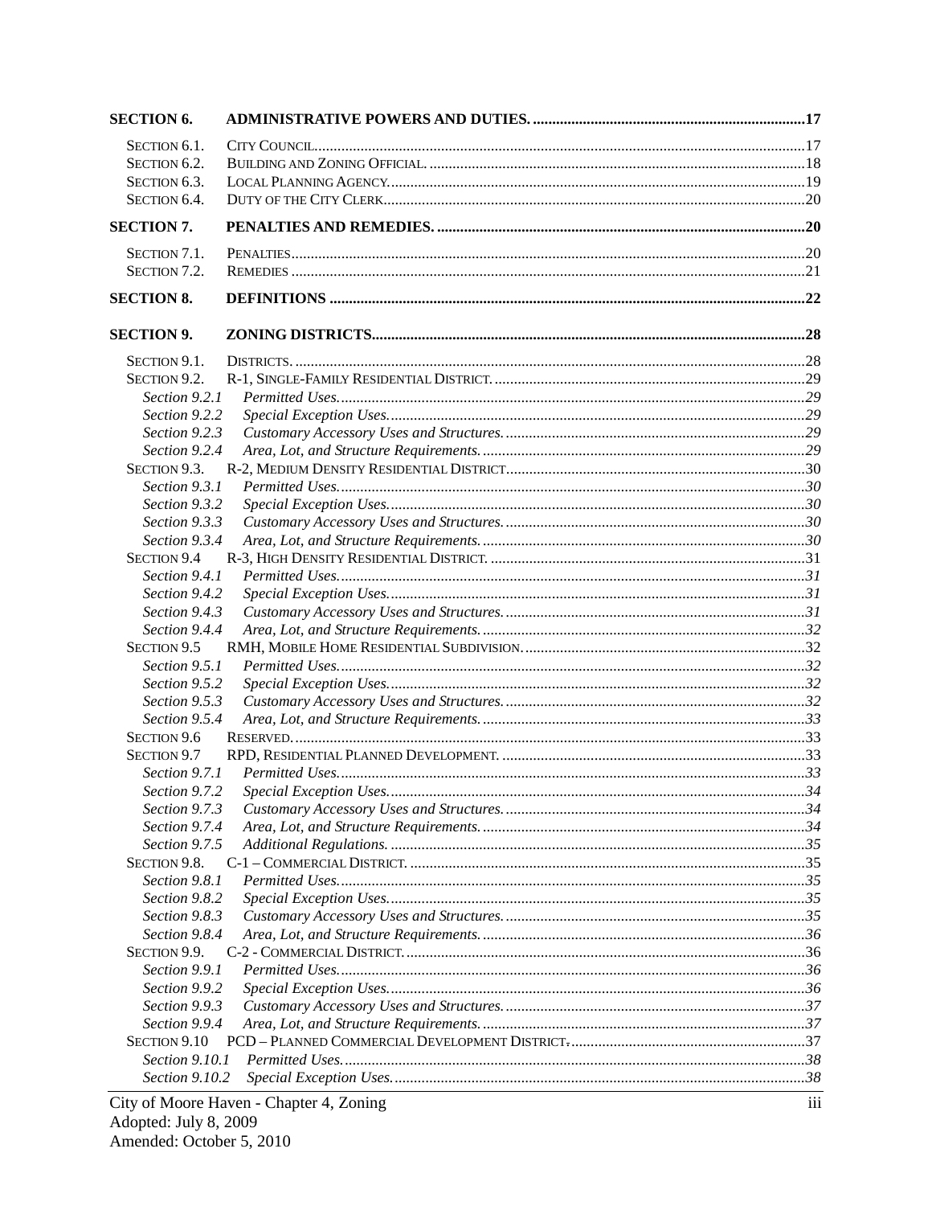**SECTION 6. ADMINISTRATIVE POWERS AND DUTIES. ....................................................................... 17**

SECTION 6.1. CITY COUNCIL ....................................................................................................................... 17
SECTION 6.2. BUILDING AND ZONING OFFICIAL. .................................................................................. 18
SECTION 6.3. LOCAL PLANNING AGENCY. ............................................................................................. 19
SECTION 6.4. DUTY OF THE CITY CLERK ................................................................................................ 20

**SECTION 7. PENALTIES AND REMEDIES. ................................................................................................ 20**

SECTION 7.1. PENALTIES ............................................................................................................................ 20
SECTION 7.2. REMEDIES ............................................................................................................................. 21

**SECTION 8. DEFINITIONS ........................................................................................................................... 22**

**SECTION 9. ZONING DISTRICTS ................................................................................................................. 28**

SECTION 9.1. DISTRICTS. ........................................................................................................................... 28
SECTION 9.2. R-1, SINGLE-FAMILY RESIDENTIAL DISTRICT. ................................................................. 29
*Section 9.2.1 Permitted Uses. ........................................................................................................ 29*
*Section 9.2.2 Special Exception Uses. ............................................................................................ 29*
*Section 9.2.3 Customary Accessory Uses and Structures. ............................................................. 29*
*Section 9.2.4 Area, Lot, and Structure Requirements. .................................................................... 29*
SECTION 9.3. R-2, MEDIUM DENSITY RESIDENTIAL DISTRICT ............................................................... 30
*Section 9.3.1 Permitted Uses. ........................................................................................................ 30*
*Section 9.3.2 Special Exception Uses. ............................................................................................ 30*
*Section 9.3.3 Customary Accessory Uses and Structures. ............................................................. 30*
*Section 9.3.4 Area, Lot, and Structure Requirements. .................................................................... 30*
SECTION 9.4 R-3, HIGH DENSITY RESIDENTIAL DISTRICT. .................................................................. 31
*Section 9.4.1 Permitted Uses. ........................................................................................................ 31*
*Section 9.4.2 Special Exception Uses. ............................................................................................ 31*
*Section 9.4.3 Customary Accessory Uses and Structures. ............................................................. 31*
*Section 9.4.4 Area, Lot, and Structure Requirements. .................................................................... 32*
SECTION 9.5 RMH, MOBILE HOME RESIDENTIAL SUBDIVISION. .......................................................... 32
*Section 9.5.1 Permitted Uses. ........................................................................................................ 32*
*Section 9.5.2 Special Exception Uses. ............................................................................................ 32*
*Section 9.5.3 Customary Accessory Uses and Structures. ............................................................. 32*
*Section 9.5.4 Area, Lot, and Structure Requirements. .................................................................... 33*
SECTION 9.6 RESERVED. ........................................................................................................................... 33
SECTION 9.7 RPD, RESIDENTIAL PLANNED DEVELOPMENT. ............................................................... 33
*Section 9.7.1 Permitted Uses. ........................................................................................................ 33*
*Section 9.7.2 Special Exception Uses. ............................................................................................ 34*
*Section 9.7.3 Customary Accessory Uses and Structures. ............................................................. 34*
*Section 9.7.4 Area, Lot, and Structure Requirements. .................................................................... 34*
*Section 9.7.5 Additional Regulations. ............................................................................................. 35*
SECTION 9.8. C-1 – COMMERCIAL DISTRICT. ........................................................................................ 35
*Section 9.8.1 Permitted Uses. ........................................................................................................ 35*
*Section 9.8.2 Special Exception Uses. ............................................................................................ 35*
*Section 9.8.3 Customary Accessory Uses and Structures. ............................................................. 35*
*Section 9.8.4 Area, Lot, and Structure Requirements. .................................................................... 36*
SECTION 9.9. C-2 - COMMERCIAL DISTRICT. ......................................................................................... 36
*Section 9.9.1 Permitted Uses. ........................................................................................................ 36*
*Section 9.9.2 Special Exception Uses. ............................................................................................ 36*
*Section 9.9.3 Customary Accessory Uses and Structures. ............................................................. 37*
*Section 9.9.4 Area, Lot, and Structure Requirements. .................................................................... 37*
SECTION 9.10 PCD – PLANNED COMMERCIAL DEVELOPMENT DISTRICT. ........................................... 37
*Section 9.10.1 Permitted Uses. ...................................................................................................... 38*
*Section 9.10.2 Special Exception Uses. .......................................................................................... 38*

City of Moore Haven - Chapter 4, Zoning
Adopted: July 8, 2009
Amended: October 5, 2010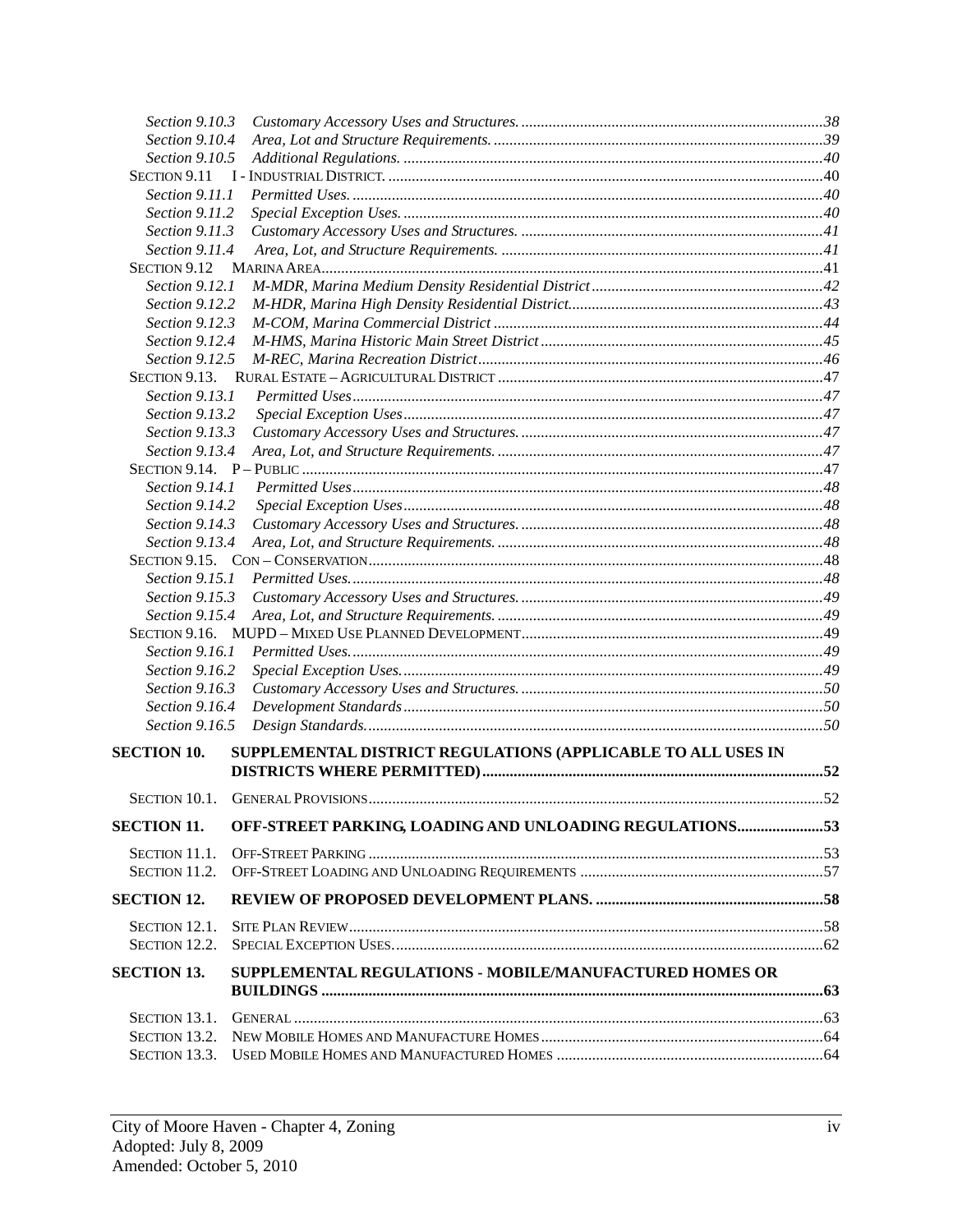*Section 9.10.3 Customary Accessory Uses and Structures. ....................................................................38*
*Section 9.10.4 Area, Lot and Structure Requirements. ....................................................................39*
*Section 9.10.5 Additional Regulations. ....................................................................40*

SECTION 9.11 I - INDUSTRIAL DISTRICT. ....................................................................40

*Section 9.11.1 Permitted Uses. ....................................................................40*
*Section 9.11.2 Special Exception Uses. ....................................................................40*
*Section 9.11.3 Customary Accessory Uses and Structures. ....................................................................41*
*Section 9.11.4 Area, Lot, and Structure Requirements. ....................................................................41*

SECTION 9.12 MARINA AREA....................................................................41

*Section 9.12.1 M-MDR, Marina Medium Density Residential District....................................................................42*
*Section 9.12.2 M-HDR, Marina High Density Residential District....................................................................43*
*Section 9.12.3 M-COM, Marina Commercial District ....................................................................44*
*Section 9.12.4 M-HMS, Marina Historic Main Street District....................................................................45*
*Section 9.12.5 M-REC, Marina Recreation District....................................................................46*

SECTION 9.13. RURAL ESTATE – AGRICULTURAL DISTRICT ....................................................................47

*Section 9.13.1 Permitted Uses....................................................................47*
*Section 9.13.2 Special Exception Uses....................................................................47*
*Section 9.13.3 Customary Accessory Uses and Structures. ....................................................................47*
*Section 9.13.4 Area, Lot, and Structure Requirements. ....................................................................47*

SECTION 9.14. P – PUBLIC ....................................................................47

*Section 9.14.1 Permitted Uses....................................................................48*
*Section 9.14.2 Special Exception Uses....................................................................48*
*Section 9.14.3 Customary Accessory Uses and Structures. ....................................................................48*
*Section 9.13.4 Area, Lot, and Structure Requirements. ....................................................................48*

SECTION 9.15. CON – CONSERVATION....................................................................48

*Section 9.15.1 Permitted Uses. ....................................................................48*
*Section 9.15.3 Customary Accessory Uses and Structures. ....................................................................49*
*Section 9.15.4 Area, Lot, and Structure Requirements. ....................................................................49*

SECTION 9.16. MUPD – MIXED USE PLANNED DEVELOPMENT....................................................................49

*Section 9.16.1 Permitted Uses. ....................................................................49*
*Section 9.16.2 Special Exception Uses. ....................................................................49*
*Section 9.16.3 Customary Accessory Uses and Structures. ....................................................................50*
*Section 9.16.4 Development Standards....................................................................50*
*Section 9.16.5 Design Standards. ....................................................................50*

**SECTION 10. SUPPLEMENTAL DISTRICT REGULATIONS (APPLICABLE TO ALL USES IN DISTRICTS WHERE PERMITTED)....................................................................52**

SECTION 10.1. GENERAL PROVISIONS....................................................................52

**SECTION 11. OFF-STREET PARKING, LOADING AND UNLOADING REGULATIONS....................................................................53**

SECTION 11.1. OFF-STREET PARKING ....................................................................53
SECTION 11.2. OFF-STREET LOADING AND UNLOADING REQUIREMENTS ....................................................................57

**SECTION 12. REVIEW OF PROPOSED DEVELOPMENT PLANS. ....................................................................58**

SECTION 12.1. SITE PLAN REVIEW....................................................................58
SECTION 12.2. SPECIAL EXCEPTION USES....................................................................62

**SECTION 13. SUPPLEMENTAL REGULATIONS - MOBILE/MANUFACTURED HOMES OR BUILDINGS ....................................................................63**

SECTION 13.1. GENERAL ....................................................................63
SECTION 13.2. NEW MOBILE HOMES AND MANUFACTURE HOMES....................................................................64
SECTION 13.3. USED MOBILE HOMES AND MANUFACTURED HOMES ....................................................................64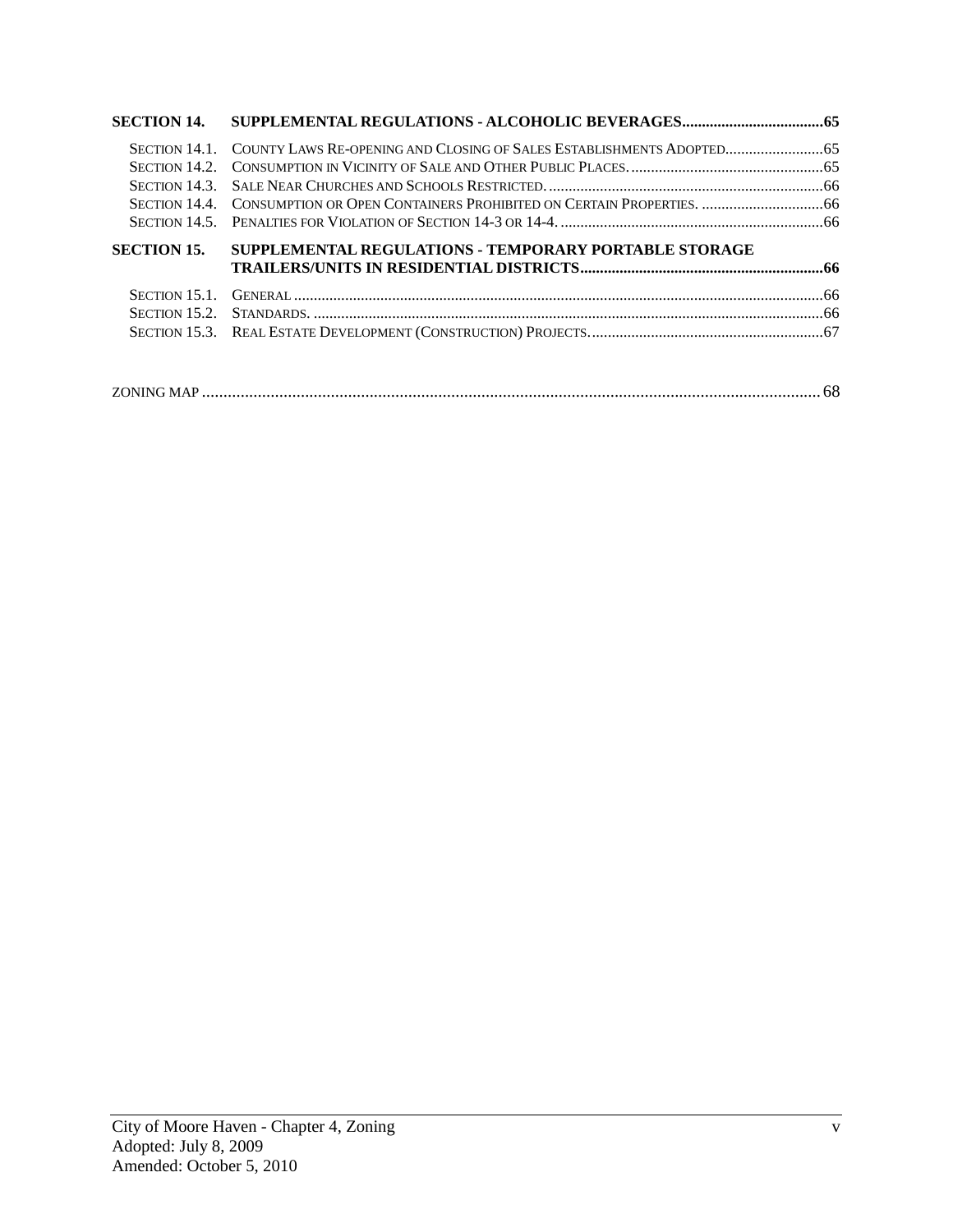**SECTION 14. SUPPLEMENTAL REGULATIONS - ALCOHOLIC BEVERAGES....................................65**

SECTION 14.1. COUNTY LAWS RE-OPENING AND CLOSING OF SALES ESTABLISHMENTS ADOPTED.........................65
SECTION 14.2. CONSUMPTION IN VICINITY OF SALE AND OTHER PUBLIC PLACES.................................................65
SECTION 14.3. SALE NEAR CHURCHES AND SCHOOLS RESTRICTED......................................................................66
SECTION 14.4. CONSUMPTION OR OPEN CONTAINERS PROHIBITED ON CERTAIN PROPERTIES. ...............................66
SECTION 14.5. PENALTIES FOR VIOLATION OF SECTION 14-3 OR 14-4....................................................................66

**SECTION 15. SUPPLEMENTAL REGULATIONS - TEMPORARY PORTABLE STORAGE TRAILERS/UNITS IN RESIDENTIAL DISTRICTS.............................................................66**

SECTION 15.1. GENERAL .....................................................................................................................................66
SECTION 15.2. STANDARDS. .................................................................................................................................66
SECTION 15.3. REAL ESTATE DEVELOPMENT (CONSTRUCTION) PROJECTS...........................................................67

ZONING MAP ................................................................................................................................................ 68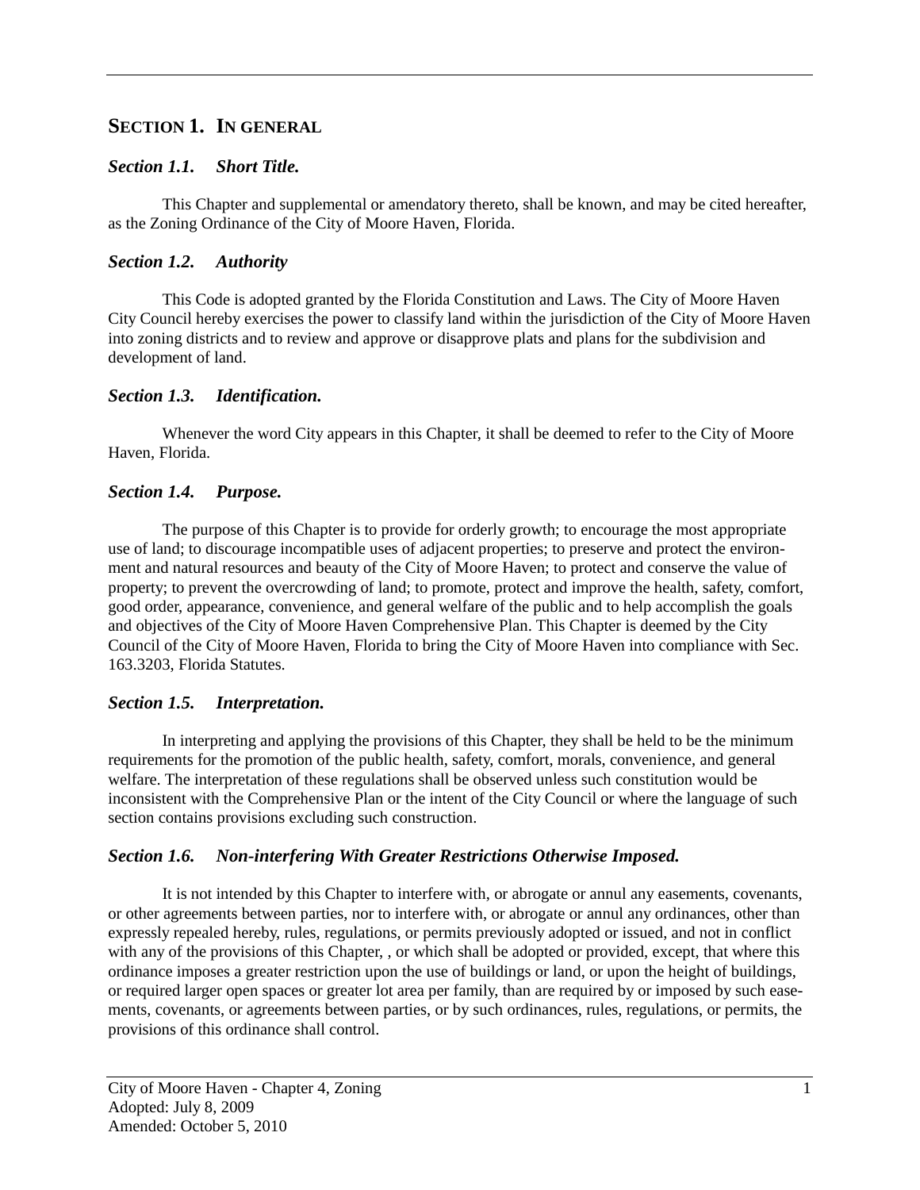## SECTION 1. IN GENERAL

### *Section 1.1. Short Title.*

This Chapter and supplemental or amendatory thereto, shall be known, and may be cited hereafter, as the Zoning Ordinance of the City of Moore Haven, Florida.

### *Section 1.2. Authority*

This Code is adopted granted by the Florida Constitution and Laws. The City of Moore Haven City Council hereby exercises the power to classify land within the jurisdiction of the City of Moore Haven into zoning districts and to review and approve or disapprove plats and plans for the subdivision and development of land.

### *Section 1.3. Identification.*

Whenever the word City appears in this Chapter, it shall be deemed to refer to the City of Moore Haven, Florida.

### *Section 1.4. Purpose.*

The purpose of this Chapter is to provide for orderly growth; to encourage the most appropriate use of land; to discourage incompatible uses of adjacent properties; to preserve and protect the environment and natural resources and beauty of the City of Moore Haven; to protect and conserve the value of property; to prevent the overcrowding of land; to promote, protect and improve the health, safety, comfort, good order, appearance, convenience, and general welfare of the public and to help accomplish the goals and objectives of the City of Moore Haven Comprehensive Plan. This Chapter is deemed by the City Council of the City of Moore Haven, Florida to bring the City of Moore Haven into compliance with Sec. 163.3203, Florida Statutes.

### *Section 1.5. Interpretation.*

In interpreting and applying the provisions of this Chapter, they shall be held to be the minimum requirements for the promotion of the public health, safety, comfort, morals, convenience, and general welfare. The interpretation of these regulations shall be observed unless such constitution would be inconsistent with the Comprehensive Plan or the intent of the City Council or where the language of such section contains provisions excluding such construction.

### *Section 1.6. Non-interfering With Greater Restrictions Otherwise Imposed.*

It is not intended by this Chapter to interfere with, or abrogate or annul any easements, covenants, or other agreements between parties, nor to interfere with, or abrogate or annul any ordinances, other than expressly repealed hereby, rules, regulations, or permits previously adopted or issued, and not in conflict with any of the provisions of this Chapter, , or which shall be adopted or provided, except, that where this ordinance imposes a greater restriction upon the use of buildings or land, or upon the height of buildings, or required larger open spaces or greater lot area per family, than are required by or imposed by such easements, covenants, or agreements between parties, or by such ordinances, rules, regulations, or permits, the provisions of this ordinance shall control.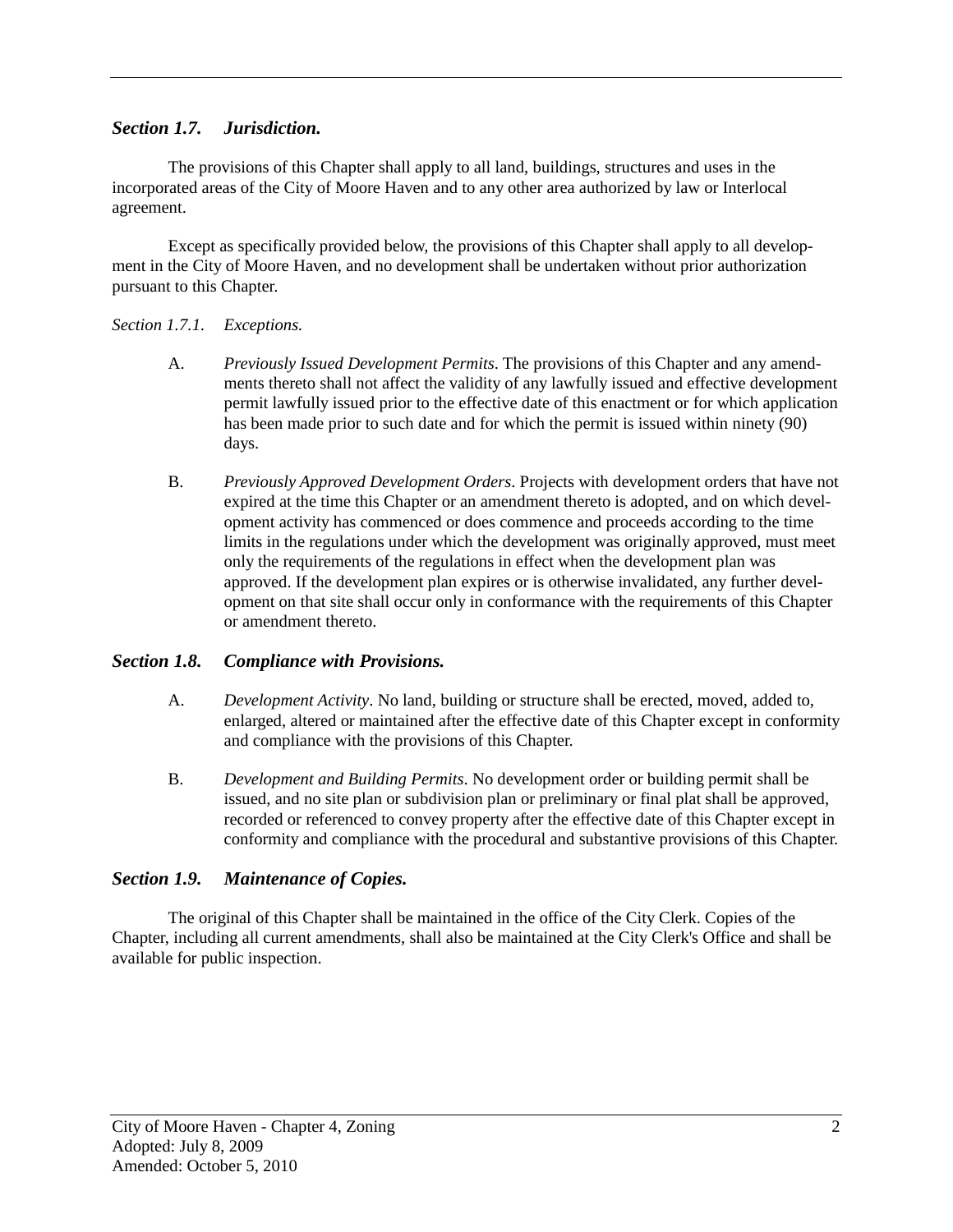### *Section 1.7. Jurisdiction.*

The provisions of this Chapter shall apply to all land, buildings, structures and uses in the incorporated areas of the City of Moore Haven and to any other area authorized by law or Interlocal agreement.

Except as specifically provided below, the provisions of this Chapter shall apply to all development in the City of Moore Haven, and no development shall be undertaken without prior authorization pursuant to this Chapter.

*Section 1.7.1. Exceptions.*

A. *Previously Issued Development Permits*. The provisions of this Chapter and any amendments thereto shall not affect the validity of any lawfully issued and effective development permit lawfully issued prior to the effective date of this enactment or for which application has been made prior to such date and for which the permit is issued within ninety (90) days.

B. *Previously Approved Development Orders*. Projects with development orders that have not expired at the time this Chapter or an amendment thereto is adopted, and on which development activity has commenced or does commence and proceeds according to the time limits in the regulations under which the development was originally approved, must meet only the requirements of the regulations in effect when the development plan was approved. If the development plan expires or is otherwise invalidated, any further development on that site shall occur only in conformance with the requirements of this Chapter or amendment thereto.

### *Section 1.8. Compliance with Provisions.*

A. *Development Activity*. No land, building or structure shall be erected, moved, added to, enlarged, altered or maintained after the effective date of this Chapter except in conformity and compliance with the provisions of this Chapter.

B. *Development and Building Permits*. No development order or building permit shall be issued, and no site plan or subdivision plan or preliminary or final plat shall be approved, recorded or referenced to convey property after the effective date of this Chapter except in conformity and compliance with the procedural and substantive provisions of this Chapter.

### *Section 1.9. Maintenance of Copies.*

The original of this Chapter shall be maintained in the office of the City Clerk. Copies of the Chapter, including all current amendments, shall also be maintained at the City Clerk's Office and shall be available for public inspection.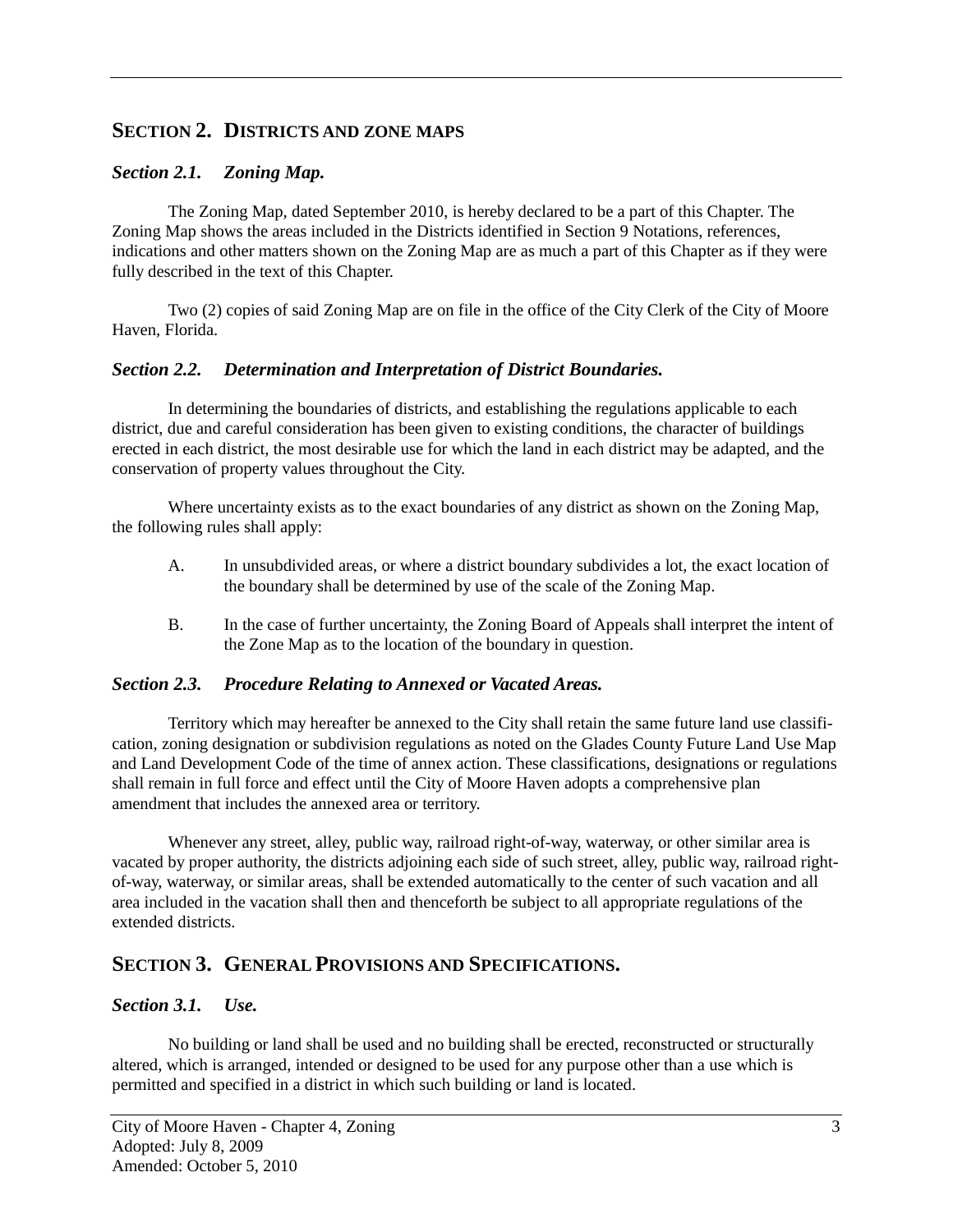## SECTION 2. DISTRICTS AND ZONE MAPS

### *Section 2.1. Zoning Map.*

The Zoning Map, dated September 2010, is hereby declared to be a part of this Chapter. The Zoning Map shows the areas included in the Districts identified in Section 9 Notations, references, indications and other matters shown on the Zoning Map are as much a part of this Chapter as if they were fully described in the text of this Chapter.

Two (2) copies of said Zoning Map are on file in the office of the City Clerk of the City of Moore Haven, Florida.

### *Section 2.2. Determination and Interpretation of District Boundaries.*

In determining the boundaries of districts, and establishing the regulations applicable to each district, due and careful consideration has been given to existing conditions, the character of buildings erected in each district, the most desirable use for which the land in each district may be adapted, and the conservation of property values throughout the City.

Where uncertainty exists as to the exact boundaries of any district as shown on the Zoning Map, the following rules shall apply:

A. In unsubdivided areas, or where a district boundary subdivides a lot, the exact location of the boundary shall be determined by use of the scale of the Zoning Map.

B. In the case of further uncertainty, the Zoning Board of Appeals shall interpret the intent of the Zone Map as to the location of the boundary in question.

### *Section 2.3. Procedure Relating to Annexed or Vacated Areas.*

Territory which may hereafter be annexed to the City shall retain the same future land use classification, zoning designation or subdivision regulations as noted on the Glades County Future Land Use Map and Land Development Code of the time of annex action. These classifications, designations or regulations shall remain in full force and effect until the City of Moore Haven adopts a comprehensive plan amendment that includes the annexed area or territory.

Whenever any street, alley, public way, railroad right-of-way, waterway, or other similar area is vacated by proper authority, the districts adjoining each side of such street, alley, public way, railroad right-of-way, waterway, or similar areas, shall be extended automatically to the center of such vacation and all area included in the vacation shall then and thenceforth be subject to all appropriate regulations of the extended districts.

## SECTION 3. GENERAL PROVISIONS AND SPECIFICATIONS.

### *Section 3.1. Use.*

No building or land shall be used and no building shall be erected, reconstructed or structurally altered, which is arranged, intended or designed to be used for any purpose other than a use which is permitted and specified in a district in which such building or land is located.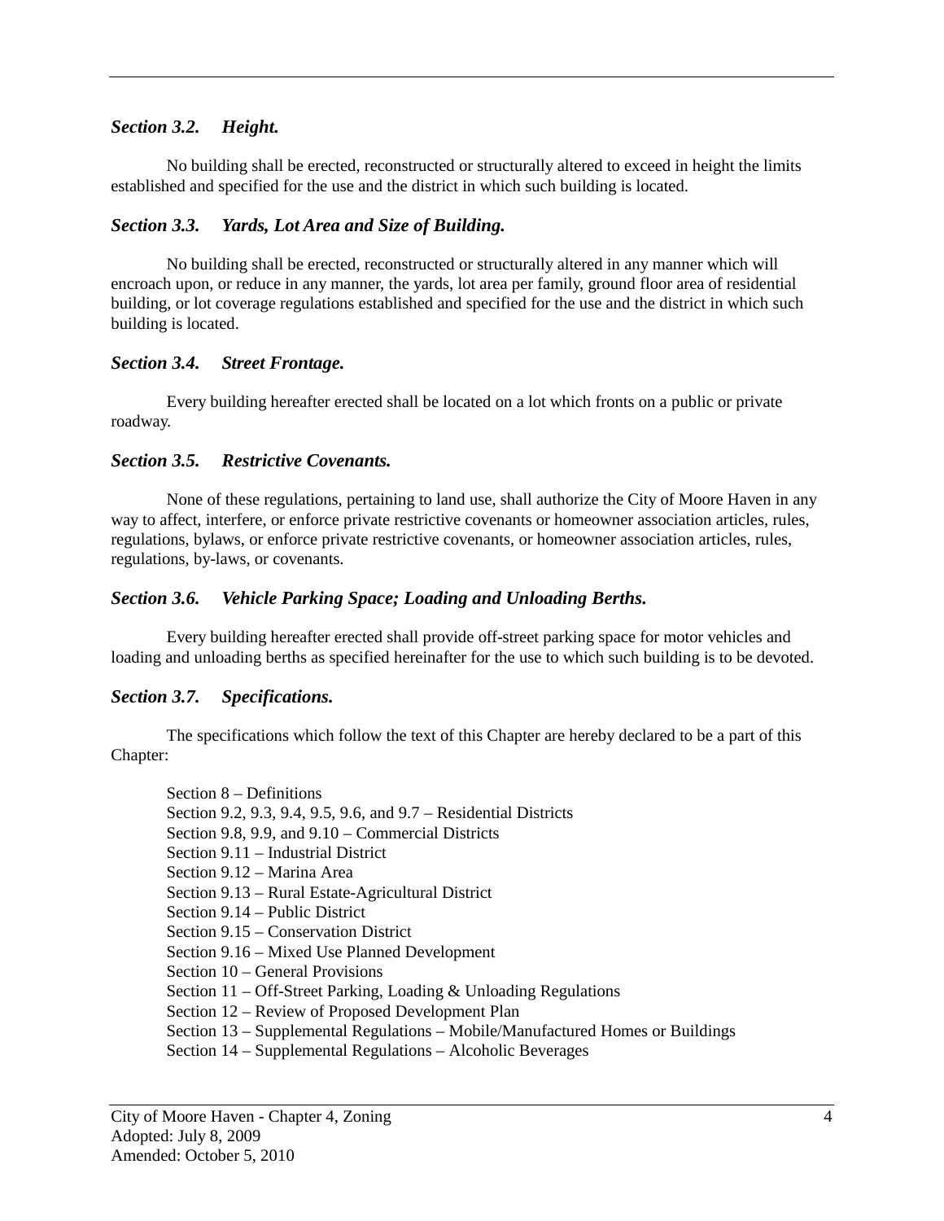### *Section 3.2. Height.*

No building shall be erected, reconstructed or structurally altered to exceed in height the limits established and specified for the use and the district in which such building is located.

### *Section 3.3. Yards, Lot Area and Size of Building.*

No building shall be erected, reconstructed or structurally altered in any manner which will encroach upon, or reduce in any manner, the yards, lot area per family, ground floor area of residential building, or lot coverage regulations established and specified for the use and the district in which such building is located.

### *Section 3.4. Street Frontage.*

Every building hereafter erected shall be located on a lot which fronts on a public or private roadway.

### *Section 3.5. Restrictive Covenants.*

None of these regulations, pertaining to land use, shall authorize the City of Moore Haven in any way to affect, interfere, or enforce private restrictive covenants or homeowner association articles, rules, regulations, bylaws, or enforce private restrictive covenants, or homeowner association articles, rules, regulations, by-laws, or covenants.

### *Section 3.6. Vehicle Parking Space; Loading and Unloading Berths.*

Every building hereafter erected shall provide off-street parking space for motor vehicles and loading and unloading berths as specified hereinafter for the use to which such building is to be devoted.

### *Section 3.7. Specifications.*

The specifications which follow the text of this Chapter are hereby declared to be a part of this Chapter:

Section 8 – Definitions
Section 9.2, 9.3, 9.4, 9.5, 9.6, and 9.7 – Residential Districts
Section 9.8, 9.9, and 9.10 – Commercial Districts
Section 9.11 – Industrial District
Section 9.12 – Marina Area
Section 9.13 – Rural Estate-Agricultural District
Section 9.14 – Public District
Section 9.15 – Conservation District
Section 9.16 – Mixed Use Planned Development
Section 10 – General Provisions
Section 11 – Off-Street Parking, Loading & Unloading Regulations
Section 12 – Review of Proposed Development Plan
Section 13 – Supplemental Regulations – Mobile/Manufactured Homes or Buildings
Section 14 – Supplemental Regulations – Alcoholic Beverages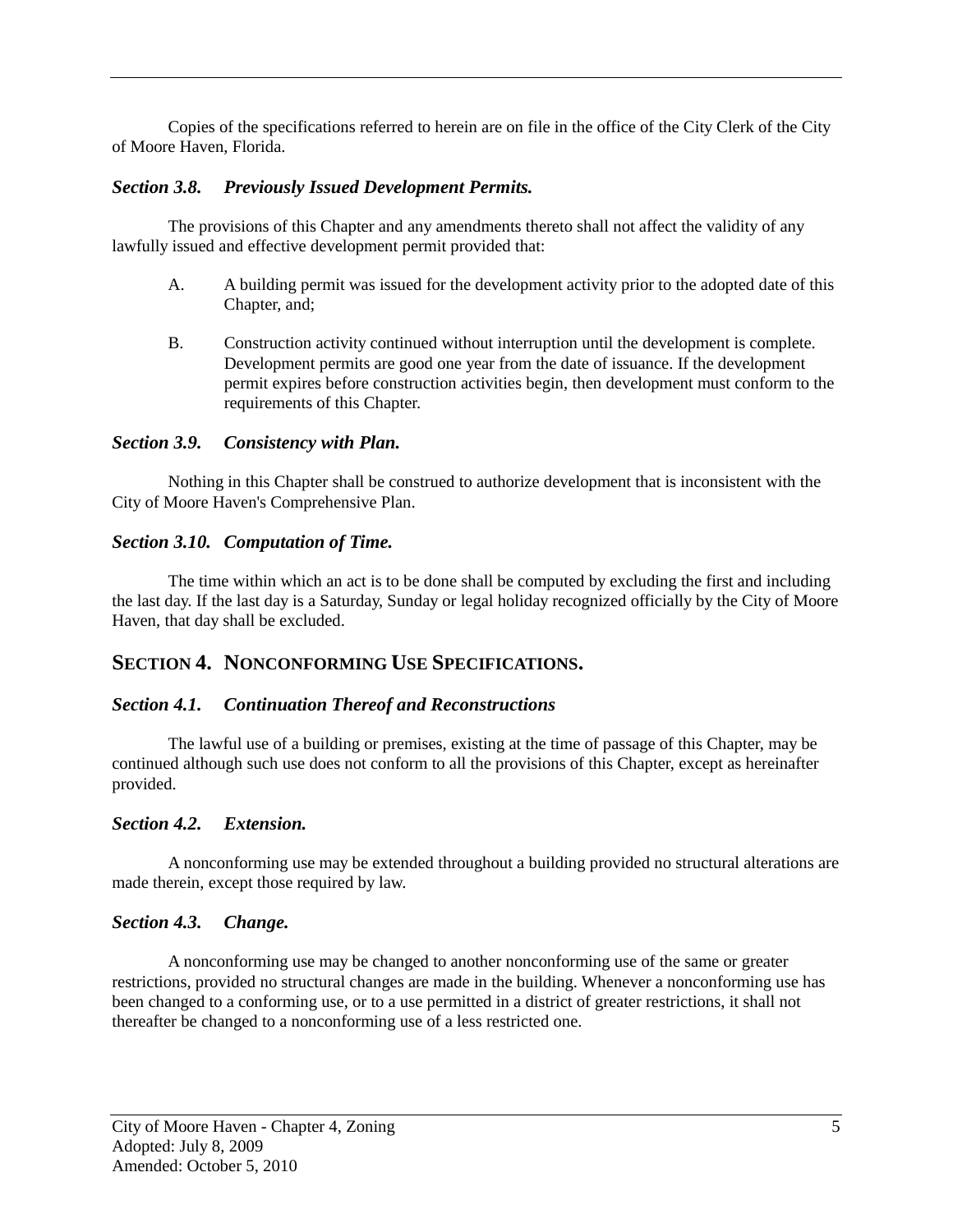Copies of the specifications referred to herein are on file in the office of the City Clerk of the City of Moore Haven, Florida.

### *Section 3.8. Previously Issued Development Permits.*

The provisions of this Chapter and any amendments thereto shall not affect the validity of any lawfully issued and effective development permit provided that:

A. A building permit was issued for the development activity prior to the adopted date of this Chapter, and;

B. Construction activity continued without interruption until the development is complete. Development permits are good one year from the date of issuance. If the development permit expires before construction activities begin, then development must conform to the requirements of this Chapter.

### *Section 3.9. Consistency with Plan.*

Nothing in this Chapter shall be construed to authorize development that is inconsistent with the City of Moore Haven's Comprehensive Plan.

### *Section 3.10. Computation of Time.*

The time within which an act is to be done shall be computed by excluding the first and including the last day. If the last day is a Saturday, Sunday or legal holiday recognized officially by the City of Moore Haven, that day shall be excluded.

## SECTION 4. NONCONFORMING USE SPECIFICATIONS.

### *Section 4.1. Continuation Thereof and Reconstructions*

The lawful use of a building or premises, existing at the time of passage of this Chapter, may be continued although such use does not conform to all the provisions of this Chapter, except as hereinafter provided.

### *Section 4.2. Extension.*

A nonconforming use may be extended throughout a building provided no structural alterations are made therein, except those required by law.

### *Section 4.3. Change.*

A nonconforming use may be changed to another nonconforming use of the same or greater restrictions, provided no structural changes are made in the building. Whenever a nonconforming use has been changed to a conforming use, or to a use permitted in a district of greater restrictions, it shall not thereafter be changed to a nonconforming use of a less restricted one.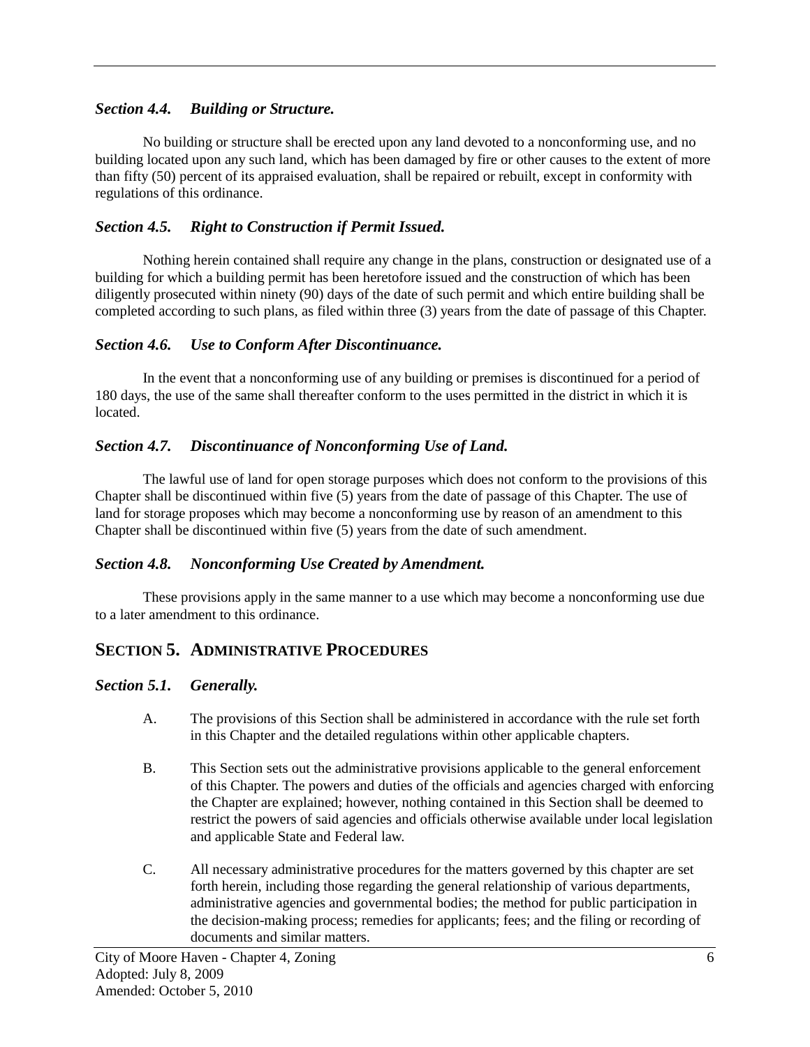### *Section 4.4. Building or Structure.*

No building or structure shall be erected upon any land devoted to a nonconforming use, and no building located upon any such land, which has been damaged by fire or other causes to the extent of more than fifty (50) percent of its appraised evaluation, shall be repaired or rebuilt, except in conformity with regulations of this ordinance.

### *Section 4.5. Right to Construction if Permit Issued.*

Nothing herein contained shall require any change in the plans, construction or designated use of a building for which a building permit has been heretofore issued and the construction of which has been diligently prosecuted within ninety (90) days of the date of such permit and which entire building shall be completed according to such plans, as filed within three (3) years from the date of passage of this Chapter.

### *Section 4.6. Use to Conform After Discontinuance.*

In the event that a nonconforming use of any building or premises is discontinued for a period of 180 days, the use of the same shall thereafter conform to the uses permitted in the district in which it is located.

### *Section 4.7. Discontinuance of Nonconforming Use of Land.*

The lawful use of land for open storage purposes which does not conform to the provisions of this Chapter shall be discontinued within five (5) years from the date of passage of this Chapter. The use of land for storage proposes which may become a nonconforming use by reason of an amendment to this Chapter shall be discontinued within five (5) years from the date of such amendment.

### *Section 4.8. Nonconforming Use Created by Amendment.*

These provisions apply in the same manner to a use which may become a nonconforming use due to a later amendment to this ordinance.

## SECTION 5. ADMINISTRATIVE PROCEDURES

### *Section 5.1. Generally.*

A. The provisions of this Section shall be administered in accordance with the rule set forth in this Chapter and the detailed regulations within other applicable chapters.

B. This Section sets out the administrative provisions applicable to the general enforcement of this Chapter. The powers and duties of the officials and agencies charged with enforcing the Chapter are explained; however, nothing contained in this Section shall be deemed to restrict the powers of said agencies and officials otherwise available under local legislation and applicable State and Federal law.

C. All necessary administrative procedures for the matters governed by this chapter are set forth herein, including those regarding the general relationship of various departments, administrative agencies and governmental bodies; the method for public participation in the decision-making process; remedies for applicants; fees; and the filing or recording of documents and similar matters.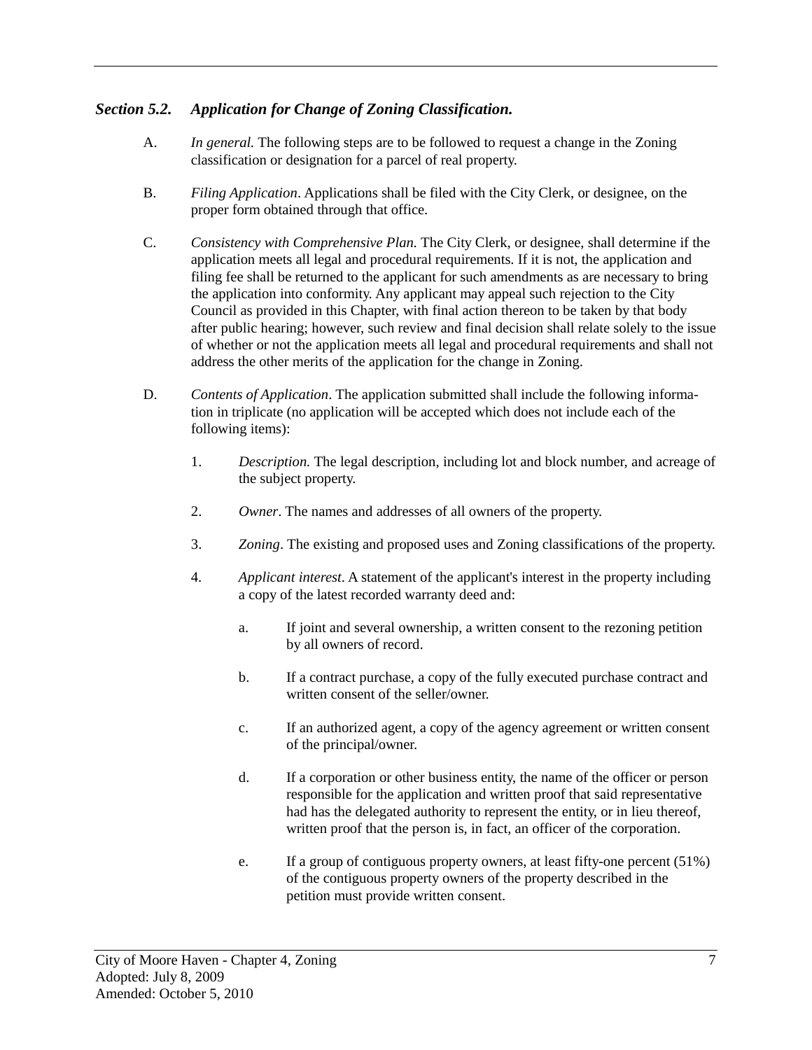### *Section 5.2. Application for Change of Zoning Classification.*

A. *In general.* The following steps are to be followed to request a change in the Zoning classification or designation for a parcel of real property.

B. *Filing Application*. Applications shall be filed with the City Clerk, or designee, on the proper form obtained through that office.

C. *Consistency with Comprehensive Plan.* The City Clerk, or designee, shall determine if the application meets all legal and procedural requirements. If it is not, the application and filing fee shall be returned to the applicant for such amendments as are necessary to bring the application into conformity. Any applicant may appeal such rejection to the City Council as provided in this Chapter, with final action thereon to be taken by that body after public hearing; however, such review and final decision shall relate solely to the issue of whether or not the application meets all legal and procedural requirements and shall not address the other merits of the application for the change in Zoning.

D. *Contents of Application*. The application submitted shall include the following information in triplicate (no application will be accepted which does not include each of the following items):

   1. *Description.* The legal description, including lot and block number, and acreage of the subject property.

   2. *Owner*. The names and addresses of all owners of the property.

   3. *Zoning*. The existing and proposed uses and Zoning classifications of the property.

   4. *Applicant interest*. A statement of the applicant's interest in the property including a copy of the latest recorded warranty deed and:

      a. If joint and several ownership, a written consent to the rezoning petition by all owners of record.

      b. If a contract purchase, a copy of the fully executed purchase contract and written consent of the seller/owner.

      c. If an authorized agent, a copy of the agency agreement or written consent of the principal/owner.

      d. If a corporation or other business entity, the name of the officer or person responsible for the application and written proof that said representative had has the delegated authority to represent the entity, or in lieu thereof, written proof that the person is, in fact, an officer of the corporation.

      e. If a group of contiguous property owners, at least fifty-one percent (51%) of the contiguous property owners of the property described in the petition must provide written consent.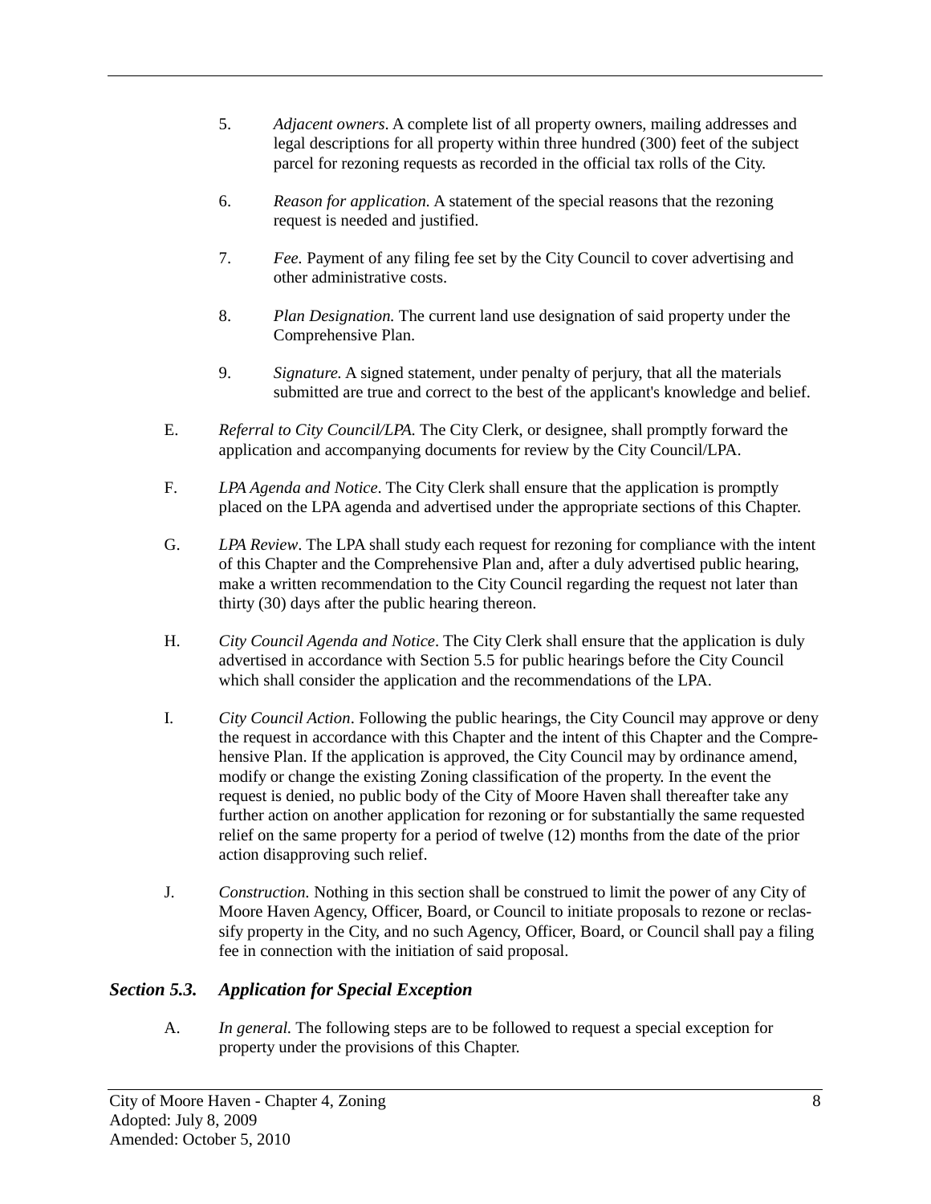5. *Adjacent owners*. A complete list of all property owners, mailing addresses and legal descriptions for all property within three hundred (300) feet of the subject parcel for rezoning requests as recorded in the official tax rolls of the City.

6. *Reason for application*. A statement of the special reasons that the rezoning request is needed and justified.

7. *Fee.* Payment of any filing fee set by the City Council to cover advertising and other administrative costs.

8. *Plan Designation.* The current land use designation of said property under the Comprehensive Plan.

9. *Signature.* A signed statement, under penalty of perjury, that all the materials submitted are true and correct to the best of the applicant's knowledge and belief.

E. *Referral to City Council/LPA.* The City Clerk, or designee, shall promptly forward the application and accompanying documents for review by the City Council/LPA.

F. *LPA Agenda and Notice*. The City Clerk shall ensure that the application is promptly placed on the LPA agenda and advertised under the appropriate sections of this Chapter.

G. *LPA Review*. The LPA shall study each request for rezoning for compliance with the intent of this Chapter and the Comprehensive Plan and, after a duly advertised public hearing, make a written recommendation to the City Council regarding the request not later than thirty (30) days after the public hearing thereon.

H. *City Council Agenda and Notice*. The City Clerk shall ensure that the application is duly advertised in accordance with Section 5.5 for public hearings before the City Council which shall consider the application and the recommendations of the LPA.

I. *City Council Action*. Following the public hearings, the City Council may approve or deny the request in accordance with this Chapter and the intent of this Chapter and the Comprehensive Plan. If the application is approved, the City Council may by ordinance amend, modify or change the existing Zoning classification of the property. In the event the request is denied, no public body of the City of Moore Haven shall thereafter take any further action on another application for rezoning or for substantially the same requested relief on the same property for a period of twelve (12) months from the date of the prior action disapproving such relief.

J. *Construction.* Nothing in this section shall be construed to limit the power of any City of Moore Haven Agency, Officer, Board, or Council to initiate proposals to rezone or reclassify property in the City, and no such Agency, Officer, Board, or Council shall pay a filing fee in connection with the initiation of said proposal.

### *Section 5.3. Application for Special Exception*

A. *In general.* The following steps are to be followed to request a special exception for property under the provisions of this Chapter.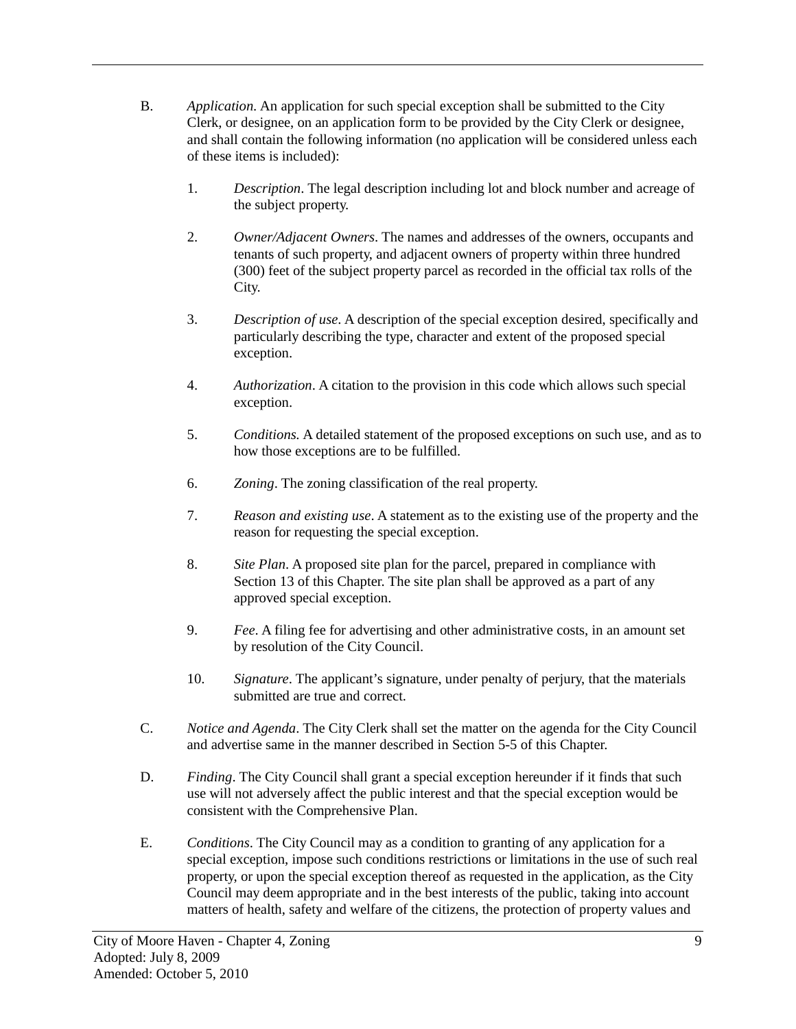B. *Application.* An application for such special exception shall be submitted to the City Clerk, or designee, on an application form to be provided by the City Clerk or designee, and shall contain the following information (no application will be considered unless each of these items is included):

   1. *Description*. The legal description including lot and block number and acreage of the subject property.

   2. *Owner/Adjacent Owners*. The names and addresses of the owners, occupants and tenants of such property, and adjacent owners of property within three hundred (300) feet of the subject property parcel as recorded in the official tax rolls of the City.

   3. *Description of use*. A description of the special exception desired, specifically and particularly describing the type, character and extent of the proposed special exception.

   4. *Authorization*. A citation to the provision in this code which allows such special exception.

   5. *Conditions.* A detailed statement of the proposed exceptions on such use, and as to how those exceptions are to be fulfilled.

   6. *Zoning*. The zoning classification of the real property.

   7. *Reason and existing use*. A statement as to the existing use of the property and the reason for requesting the special exception.

   8. *Site Plan*. A proposed site plan for the parcel, prepared in compliance with Section 13 of this Chapter. The site plan shall be approved as a part of any approved special exception.

   9. *Fee*. A filing fee for advertising and other administrative costs, in an amount set by resolution of the City Council.

   10. *Signature*. The applicant's signature, under penalty of perjury, that the materials submitted are true and correct.

C. *Notice and Agenda*. The City Clerk shall set the matter on the agenda for the City Council and advertise same in the manner described in Section 5-5 of this Chapter.

D. *Finding*. The City Council shall grant a special exception hereunder if it finds that such use will not adversely affect the public interest and that the special exception would be consistent with the Comprehensive Plan.

E. *Conditions*. The City Council may as a condition to granting of any application for a special exception, impose such conditions restrictions or limitations in the use of such real property, or upon the special exception thereof as requested in the application, as the City Council may deem appropriate and in the best interests of the public, taking into account matters of health, safety and welfare of the citizens, the protection of property values and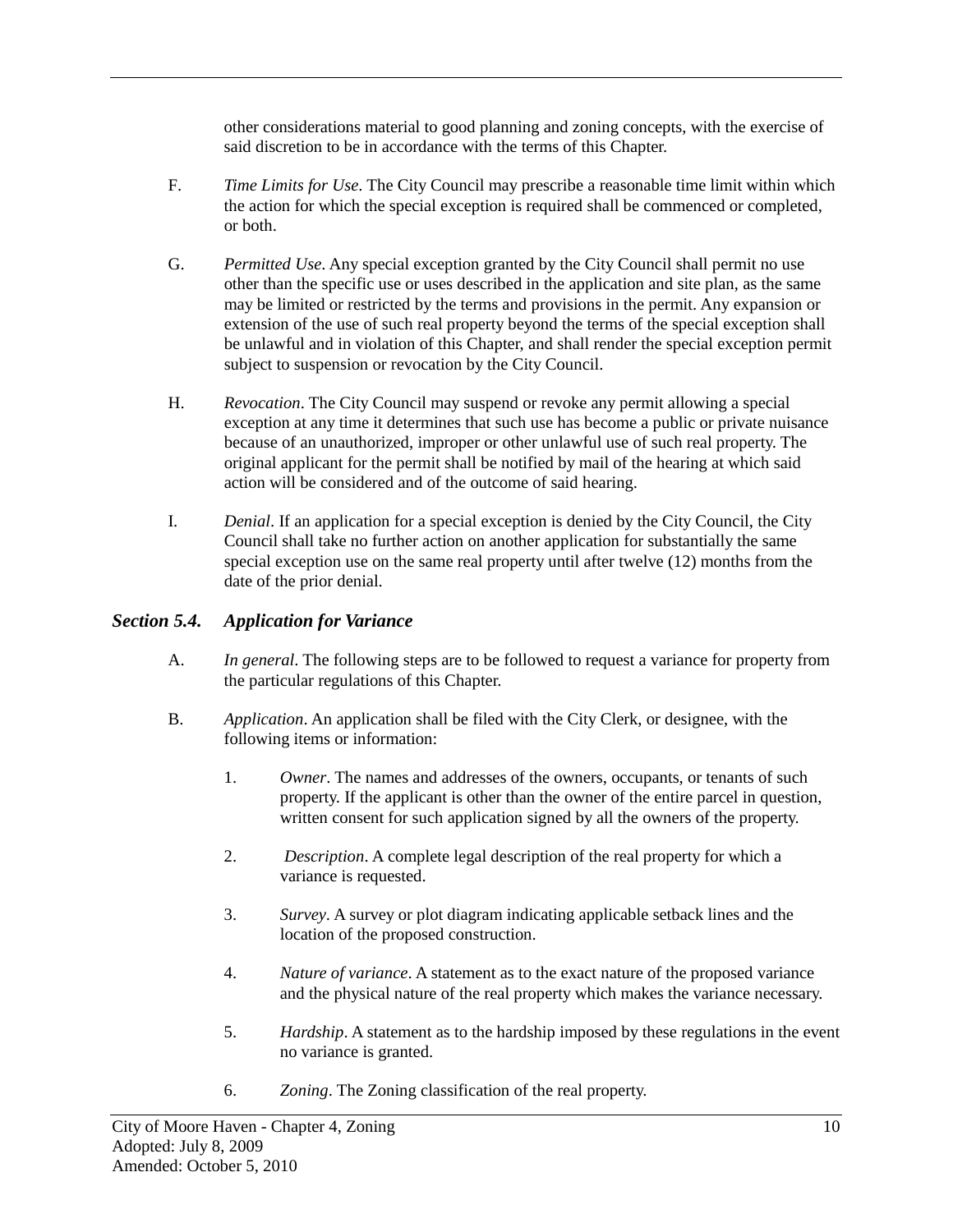other considerations material to good planning and zoning concepts, with the exercise of said discretion to be in accordance with the terms of this Chapter.

F. *Time Limits for Use*. The City Council may prescribe a reasonable time limit within which the action for which the special exception is required shall be commenced or completed, or both.

G. *Permitted Use*. Any special exception granted by the City Council shall permit no use other than the specific use or uses described in the application and site plan, as the same may be limited or restricted by the terms and provisions in the permit. Any expansion or extension of the use of such real property beyond the terms of the special exception shall be unlawful and in violation of this Chapter, and shall render the special exception permit subject to suspension or revocation by the City Council.

H. *Revocation*. The City Council may suspend or revoke any permit allowing a special exception at any time it determines that such use has become a public or private nuisance because of an unauthorized, improper or other unlawful use of such real property. The original applicant for the permit shall be notified by mail of the hearing at which said action will be considered and of the outcome of said hearing.

I. *Denial*. If an application for a special exception is denied by the City Council, the City Council shall take no further action on another application for substantially the same special exception use on the same real property until after twelve (12) months from the date of the prior denial.

### ***Section 5.4. Application for Variance***

A. *In general*. The following steps are to be followed to request a variance for property from the particular regulations of this Chapter.

B. *Application*. An application shall be filed with the City Clerk, or designee, with the following items or information:

1. *Owner*. The names and addresses of the owners, occupants, or tenants of such property. If the applicant is other than the owner of the entire parcel in question, written consent for such application signed by all the owners of the property.

2. *Description*. A complete legal description of the real property for which a variance is requested.

3. *Survey*. A survey or plot diagram indicating applicable setback lines and the location of the proposed construction.

4. *Nature of variance*. A statement as to the exact nature of the proposed variance and the physical nature of the real property which makes the variance necessary.

5. *Hardship*. A statement as to the hardship imposed by these regulations in the event no variance is granted.

6. *Zoning*. The Zoning classification of the real property.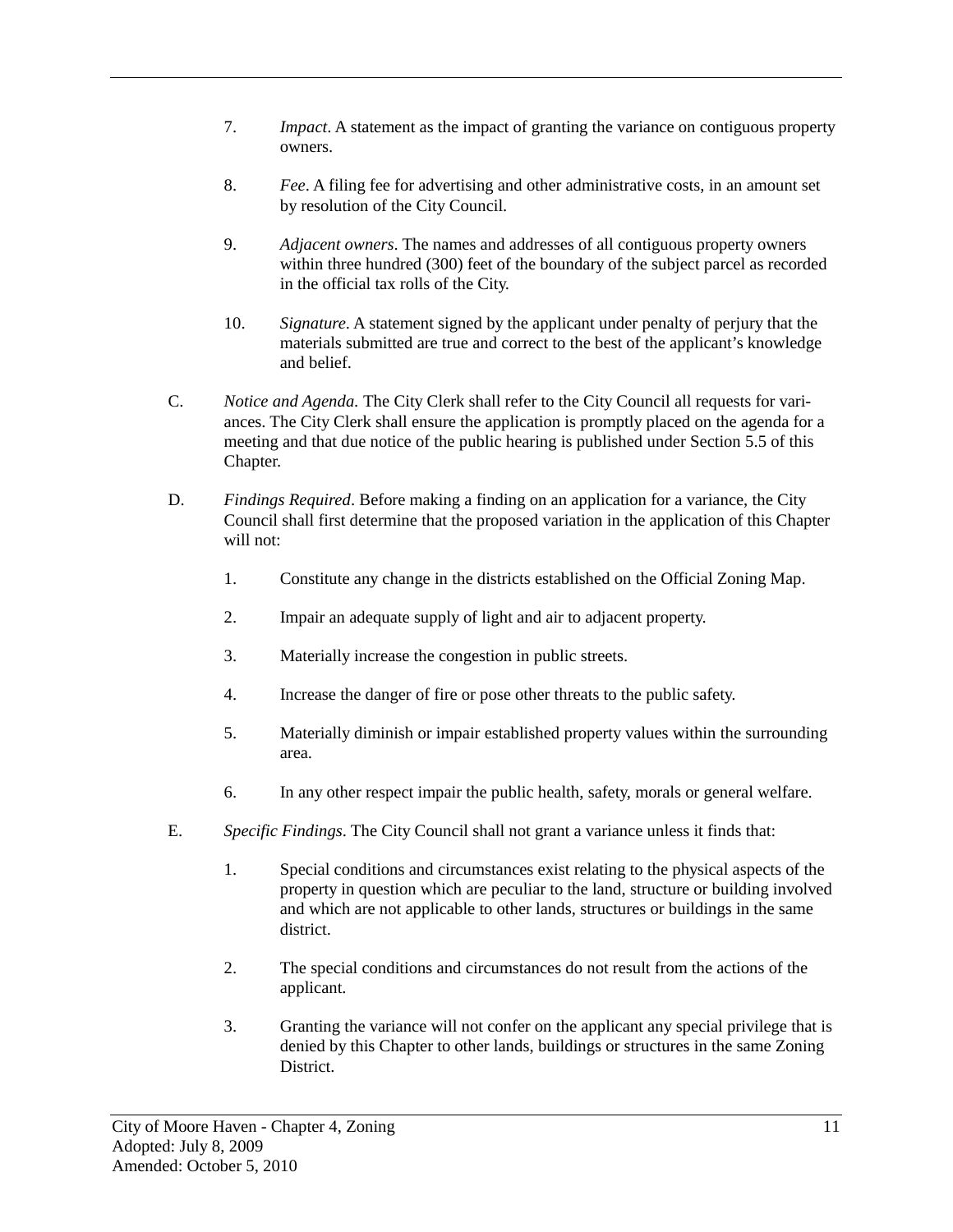7. *Impact*. A statement as the impact of granting the variance on contiguous property owners.

8. *Fee*. A filing fee for advertising and other administrative costs, in an amount set by resolution of the City Council.

9. *Adjacent owners*. The names and addresses of all contiguous property owners within three hundred (300) feet of the boundary of the subject parcel as recorded in the official tax rolls of the City.

10. *Signature*. A statement signed by the applicant under penalty of perjury that the materials submitted are true and correct to the best of the applicant's knowledge and belief.

C. *Notice and Agenda.* The City Clerk shall refer to the City Council all requests for variances. The City Clerk shall ensure the application is promptly placed on the agenda for a meeting and that due notice of the public hearing is published under Section 5.5 of this Chapter.

D. *Findings Required*. Before making a finding on an application for a variance, the City Council shall first determine that the proposed variation in the application of this Chapter will not:

1. Constitute any change in the districts established on the Official Zoning Map.

2. Impair an adequate supply of light and air to adjacent property.

3. Materially increase the congestion in public streets.

4. Increase the danger of fire or pose other threats to the public safety.

5. Materially diminish or impair established property values within the surrounding area.

6. In any other respect impair the public health, safety, morals or general welfare.

E. *Specific Findings*. The City Council shall not grant a variance unless it finds that:

1. Special conditions and circumstances exist relating to the physical aspects of the property in question which are peculiar to the land, structure or building involved and which are not applicable to other lands, structures or buildings in the same district.

2. The special conditions and circumstances do not result from the actions of the applicant.

3. Granting the variance will not confer on the applicant any special privilege that is denied by this Chapter to other lands, buildings or structures in the same Zoning District.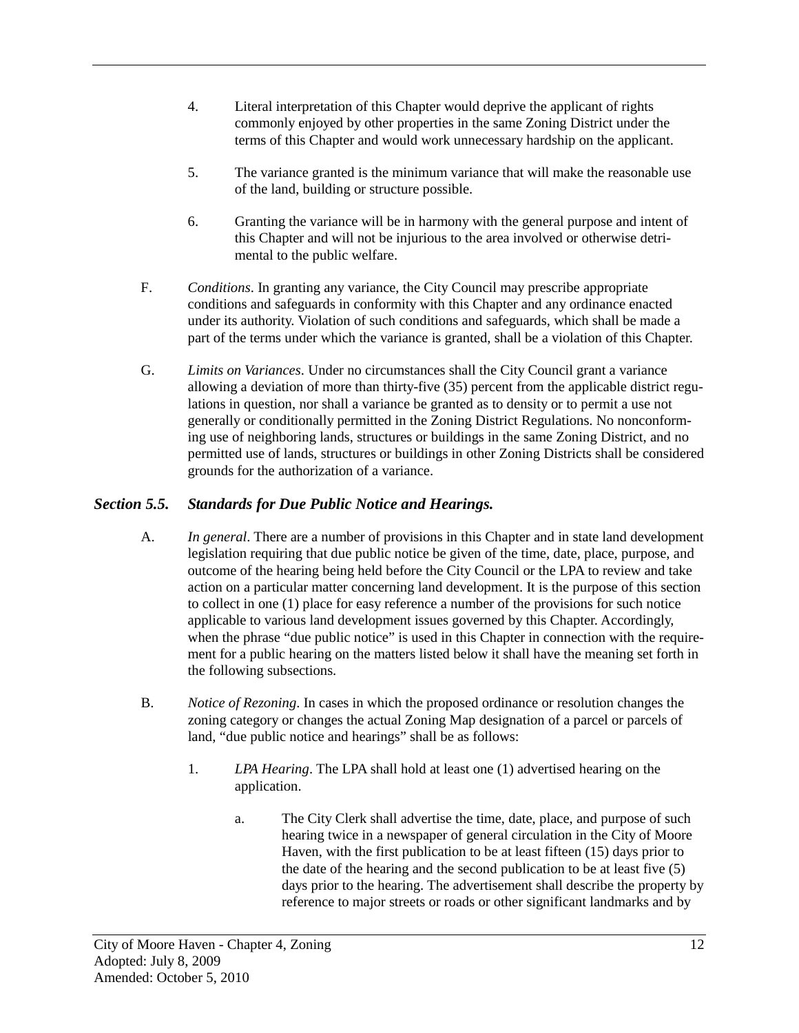4. Literal interpretation of this Chapter would deprive the applicant of rights commonly enjoyed by other properties in the same Zoning District under the terms of this Chapter and would work unnecessary hardship on the applicant.

5. The variance granted is the minimum variance that will make the reasonable use of the land, building or structure possible.

6. Granting the variance will be in harmony with the general purpose and intent of this Chapter and will not be injurious to the area involved or otherwise detrimental to the public welfare.

F. *Conditions*. In granting any variance, the City Council may prescribe appropriate conditions and safeguards in conformity with this Chapter and any ordinance enacted under its authority. Violation of such conditions and safeguards, which shall be made a part of the terms under which the variance is granted, shall be a violation of this Chapter.

G. *Limits on Variances*. Under no circumstances shall the City Council grant a variance allowing a deviation of more than thirty-five (35) percent from the applicable district regulations in question, nor shall a variance be granted as to density or to permit a use not generally or conditionally permitted in the Zoning District Regulations. No nonconforming use of neighboring lands, structures or buildings in the same Zoning District, and no permitted use of lands, structures or buildings in other Zoning Districts shall be considered grounds for the authorization of a variance.

### *Section 5.5. Standards for Due Public Notice and Hearings.*

A. *In general*. There are a number of provisions in this Chapter and in state land development legislation requiring that due public notice be given of the time, date, place, purpose, and outcome of the hearing being held before the City Council or the LPA to review and take action on a particular matter concerning land development. It is the purpose of this section to collect in one (1) place for easy reference a number of the provisions for such notice applicable to various land development issues governed by this Chapter. Accordingly, when the phrase "due public notice" is used in this Chapter in connection with the requirement for a public hearing on the matters listed below it shall have the meaning set forth in the following subsections.

B. *Notice of Rezoning*. In cases in which the proposed ordinance or resolution changes the zoning category or changes the actual Zoning Map designation of a parcel or parcels of land, "due public notice and hearings" shall be as follows:

1. *LPA Hearing*. The LPA shall hold at least one (1) advertised hearing on the application.

   a. The City Clerk shall advertise the time, date, place, and purpose of such hearing twice in a newspaper of general circulation in the City of Moore Haven, with the first publication to be at least fifteen (15) days prior to the date of the hearing and the second publication to be at least five (5) days prior to the hearing. The advertisement shall describe the property by reference to major streets or roads or other significant landmarks and by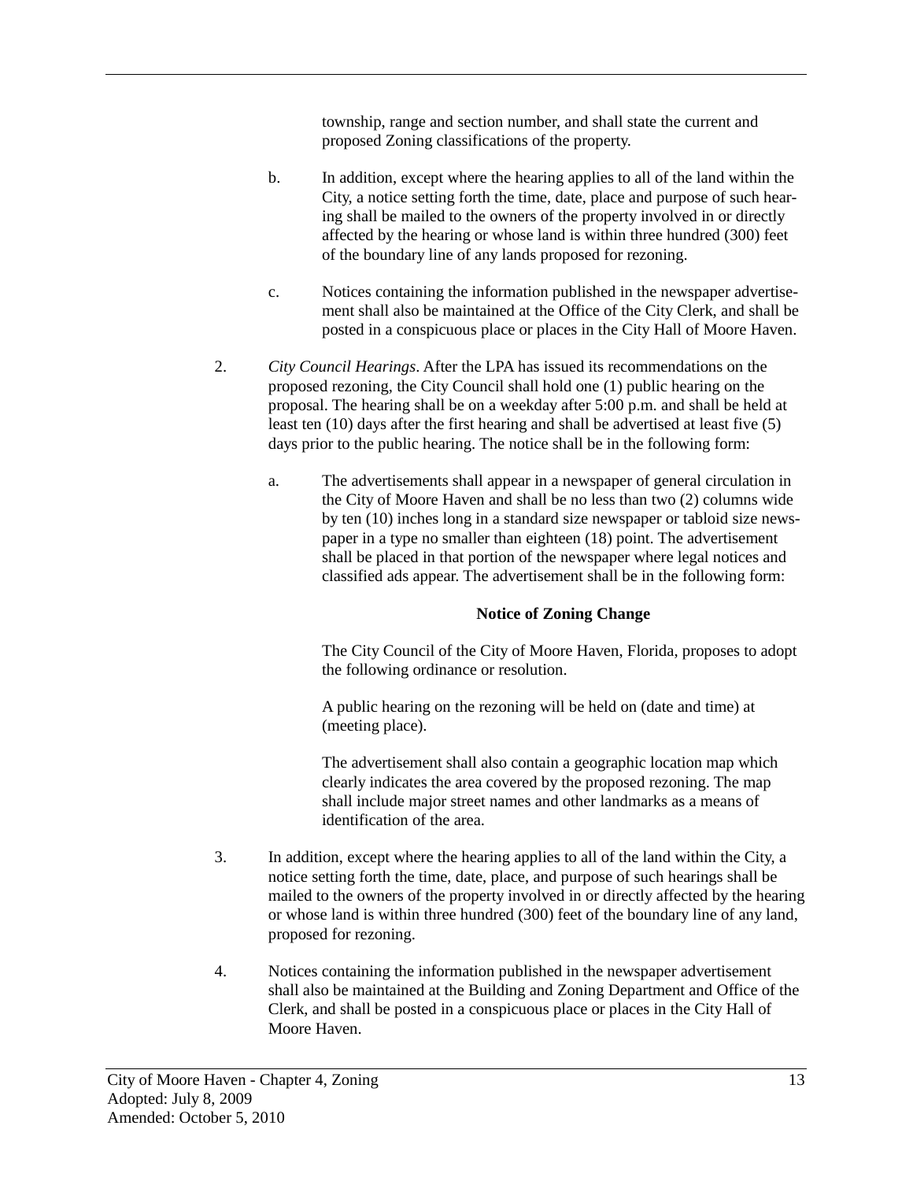township, range and section number, and shall state the current and proposed Zoning classifications of the property.

b. In addition, except where the hearing applies to all of the land within the City, a notice setting forth the time, date, place and purpose of such hearing shall be mailed to the owners of the property involved in or directly affected by the hearing or whose land is within three hundred (300) feet of the boundary line of any lands proposed for rezoning.

c. Notices containing the information published in the newspaper advertisement shall also be maintained at the Office of the City Clerk, and shall be posted in a conspicuous place or places in the City Hall of Moore Haven.

2. *City Council Hearings*. After the LPA has issued its recommendations on the proposed rezoning, the City Council shall hold one (1) public hearing on the proposal. The hearing shall be on a weekday after 5:00 p.m. and shall be held at least ten (10) days after the first hearing and shall be advertised at least five (5) days prior to the public hearing. The notice shall be in the following form:

   a. The advertisements shall appear in a newspaper of general circulation in the City of Moore Haven and shall be no less than two (2) columns wide by ten (10) inches long in a standard size newspaper or tabloid size newspaper in a type no smaller than eighteen (18) point. The advertisement shall be placed in that portion of the newspaper where legal notices and classified ads appear. The advertisement shall be in the following form:

   **Notice of Zoning Change**

   The City Council of the City of Moore Haven, Florida, proposes to adopt the following ordinance or resolution.

   A public hearing on the rezoning will be held on (date and time) at (meeting place).

   The advertisement shall also contain a geographic location map which clearly indicates the area covered by the proposed rezoning. The map shall include major street names and other landmarks as a means of identification of the area.

3. In addition, except where the hearing applies to all of the land within the City, a notice setting forth the time, date, place, and purpose of such hearings shall be mailed to the owners of the property involved in or directly affected by the hearing or whose land is within three hundred (300) feet of the boundary line of any land, proposed for rezoning.

4. Notices containing the information published in the newspaper advertisement shall also be maintained at the Building and Zoning Department and Office of the Clerk, and shall be posted in a conspicuous place or places in the City Hall of Moore Haven.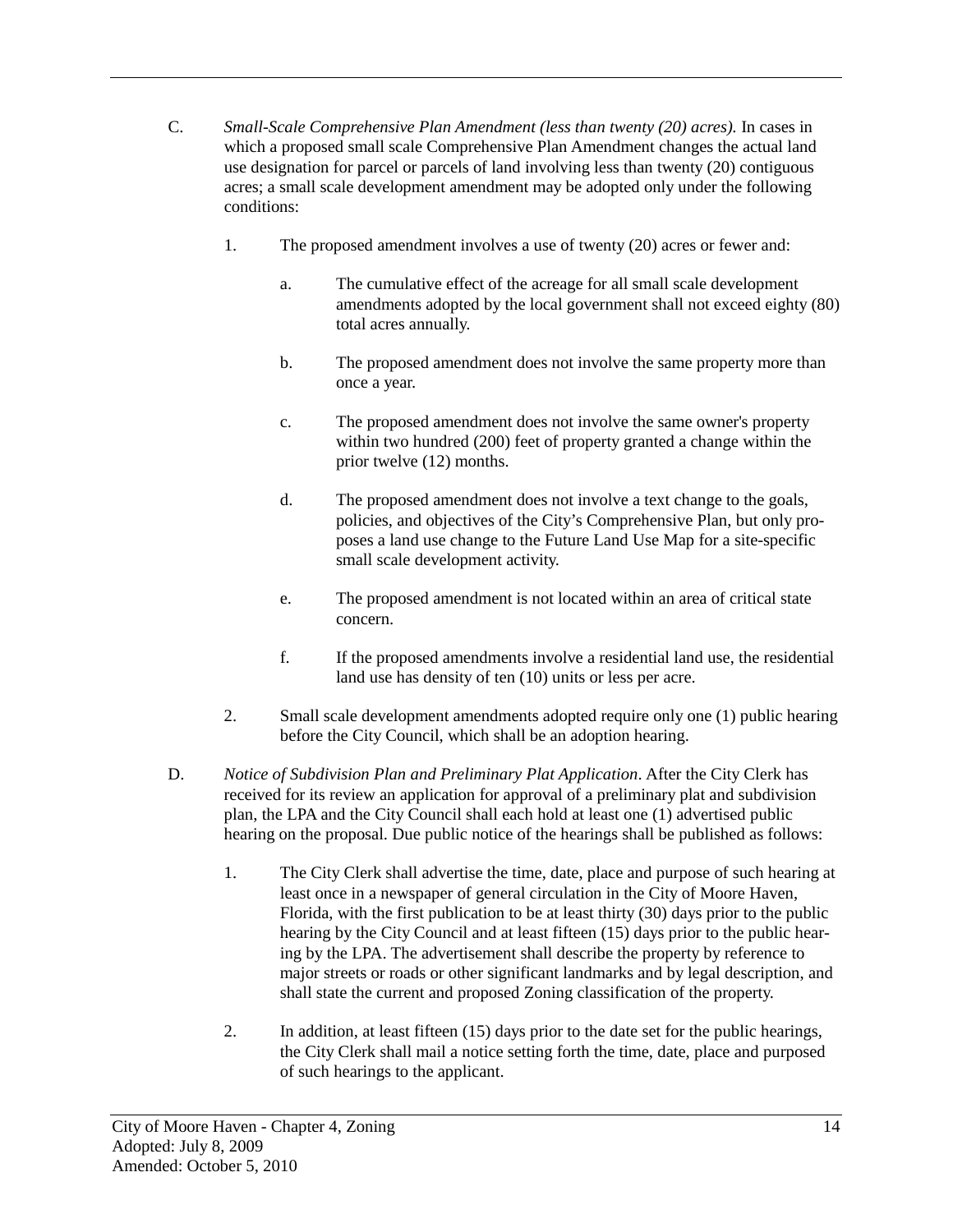C. *Small-Scale Comprehensive Plan Amendment (less than twenty (20) acres).* In cases in which a proposed small scale Comprehensive Plan Amendment changes the actual land use designation for parcel or parcels of land involving less than twenty (20) contiguous acres; a small scale development amendment may be adopted only under the following conditions:

1. The proposed amendment involves a use of twenty (20) acres or fewer and:

    a. The cumulative effect of the acreage for all small scale development amendments adopted by the local government shall not exceed eighty (80) total acres annually.

    b. The proposed amendment does not involve the same property more than once a year.

    c. The proposed amendment does not involve the same owner's property within two hundred (200) feet of property granted a change within the prior twelve (12) months.

    d. The proposed amendment does not involve a text change to the goals, policies, and objectives of the City's Comprehensive Plan, but only proposes a land use change to the Future Land Use Map for a site-specific small scale development activity.

    e. The proposed amendment is not located within an area of critical state concern.

    f. If the proposed amendments involve a residential land use, the residential land use has density of ten (10) units or less per acre.

2. Small scale development amendments adopted require only one (1) public hearing before the City Council, which shall be an adoption hearing.

D. *Notice of Subdivision Plan and Preliminary Plat Application*. After the City Clerk has received for its review an application for approval of a preliminary plat and subdivision plan, the LPA and the City Council shall each hold at least one (1) advertised public hearing on the proposal. Due public notice of the hearings shall be published as follows:

1. The City Clerk shall advertise the time, date, place and purpose of such hearing at least once in a newspaper of general circulation in the City of Moore Haven, Florida, with the first publication to be at least thirty (30) days prior to the public hearing by the City Council and at least fifteen (15) days prior to the public hearing by the LPA. The advertisement shall describe the property by reference to major streets or roads or other significant landmarks and by legal description, and shall state the current and proposed Zoning classification of the property.

2. In addition, at least fifteen (15) days prior to the date set for the public hearings, the City Clerk shall mail a notice setting forth the time, date, place and purposed of such hearings to the applicant.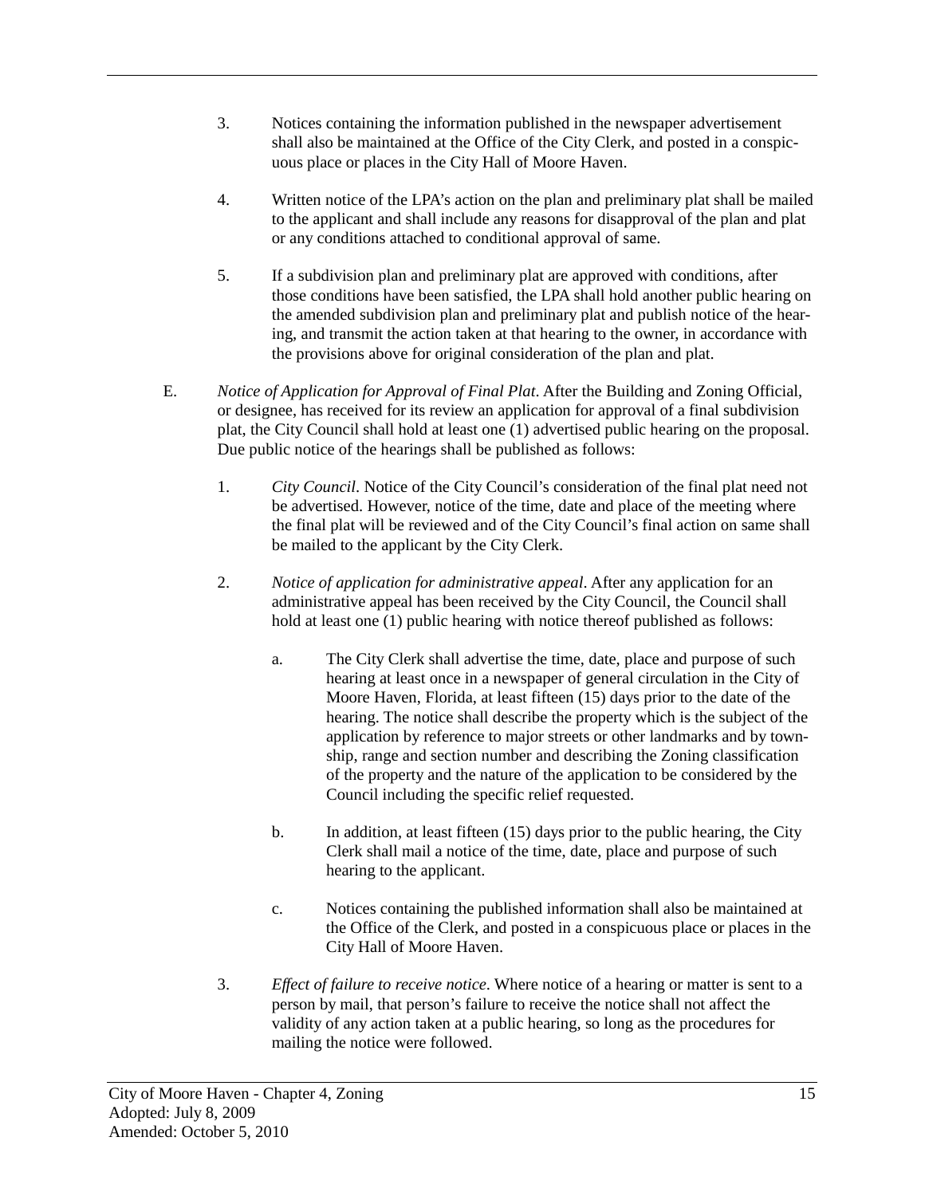3. Notices containing the information published in the newspaper advertisement shall also be maintained at the Office of the City Clerk, and posted in a conspicuous place or places in the City Hall of Moore Haven.

4. Written notice of the LPA's action on the plan and preliminary plat shall be mailed to the applicant and shall include any reasons for disapproval of the plan and plat or any conditions attached to conditional approval of same.

5. If a subdivision plan and preliminary plat are approved with conditions, after those conditions have been satisfied, the LPA shall hold another public hearing on the amended subdivision plan and preliminary plat and publish notice of the hearing, and transmit the action taken at that hearing to the owner, in accordance with the provisions above for original consideration of the plan and plat.

E. *Notice of Application for Approval of Final Plat*. After the Building and Zoning Official, or designee, has received for its review an application for approval of a final subdivision plat, the City Council shall hold at least one (1) advertised public hearing on the proposal. Due public notice of the hearings shall be published as follows:

1. *City Council*. Notice of the City Council's consideration of the final plat need not be advertised. However, notice of the time, date and place of the meeting where the final plat will be reviewed and of the City Council's final action on same shall be mailed to the applicant by the City Clerk.

2. *Notice of application for administrative appeal*. After any application for an administrative appeal has been received by the City Council, the Council shall hold at least one (1) public hearing with notice thereof published as follows:

   a. The City Clerk shall advertise the time, date, place and purpose of such hearing at least once in a newspaper of general circulation in the City of Moore Haven, Florida, at least fifteen (15) days prior to the date of the hearing. The notice shall describe the property which is the subject of the application by reference to major streets or other landmarks and by township, range and section number and describing the Zoning classification of the property and the nature of the application to be considered by the Council including the specific relief requested.

   b. In addition, at least fifteen (15) days prior to the public hearing, the City Clerk shall mail a notice of the time, date, place and purpose of such hearing to the applicant.

   c. Notices containing the published information shall also be maintained at the Office of the Clerk, and posted in a conspicuous place or places in the City Hall of Moore Haven.

3. *Effect of failure to receive notice*. Where notice of a hearing or matter is sent to a person by mail, that person's failure to receive the notice shall not affect the validity of any action taken at a public hearing, so long as the procedures for mailing the notice were followed.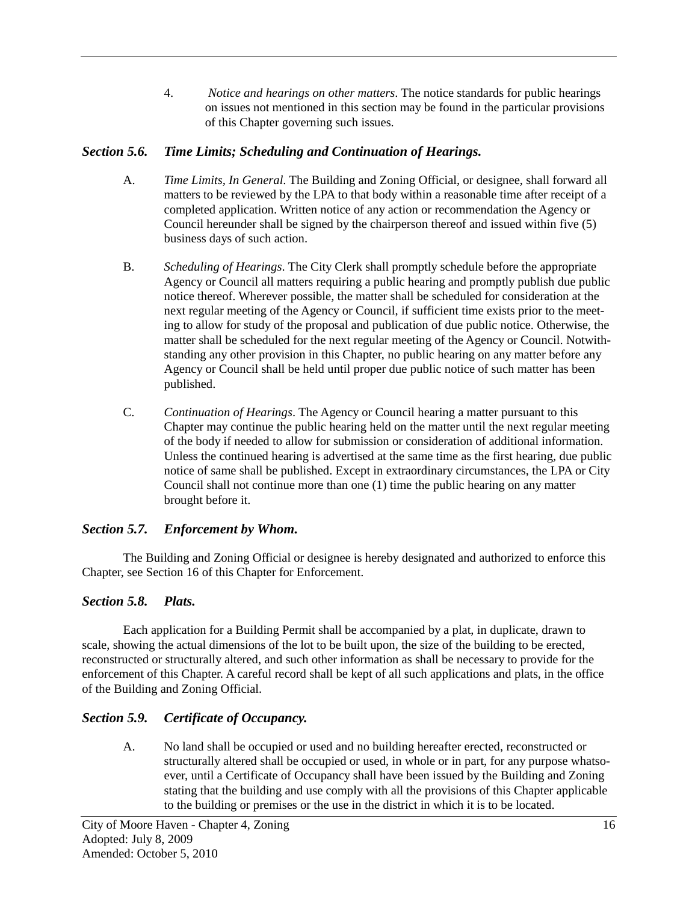4. *Notice and hearings on other matters*. The notice standards for public hearings on issues not mentioned in this section may be found in the particular provisions of this Chapter governing such issues.

### *Section 5.6. Time Limits; Scheduling and Continuation of Hearings.*

A. *Time Limits, In General*. The Building and Zoning Official, or designee, shall forward all matters to be reviewed by the LPA to that body within a reasonable time after receipt of a completed application. Written notice of any action or recommendation the Agency or Council hereunder shall be signed by the chairperson thereof and issued within five (5) business days of such action.

B. *Scheduling of Hearings*. The City Clerk shall promptly schedule before the appropriate Agency or Council all matters requiring a public hearing and promptly publish due public notice thereof. Wherever possible, the matter shall be scheduled for consideration at the next regular meeting of the Agency or Council, if sufficient time exists prior to the meeting to allow for study of the proposal and publication of due public notice. Otherwise, the matter shall be scheduled for the next regular meeting of the Agency or Council. Notwithstanding any other provision in this Chapter, no public hearing on any matter before any Agency or Council shall be held until proper due public notice of such matter has been published.

C. *Continuation of Hearings*. The Agency or Council hearing a matter pursuant to this Chapter may continue the public hearing held on the matter until the next regular meeting of the body if needed to allow for submission or consideration of additional information. Unless the continued hearing is advertised at the same time as the first hearing, due public notice of same shall be published. Except in extraordinary circumstances, the LPA or City Council shall not continue more than one (1) time the public hearing on any matter brought before it.

### *Section 5.7. Enforcement by Whom.*

The Building and Zoning Official or designee is hereby designated and authorized to enforce this Chapter, see Section 16 of this Chapter for Enforcement.

### *Section 5.8. Plats.*

Each application for a Building Permit shall be accompanied by a plat, in duplicate, drawn to scale, showing the actual dimensions of the lot to be built upon, the size of the building to be erected, reconstructed or structurally altered, and such other information as shall be necessary to provide for the enforcement of this Chapter. A careful record shall be kept of all such applications and plats, in the office of the Building and Zoning Official.

### *Section 5.9. Certificate of Occupancy.*

A. No land shall be occupied or used and no building hereafter erected, reconstructed or structurally altered shall be occupied or used, in whole or in part, for any purpose whatsoever, until a Certificate of Occupancy shall have been issued by the Building and Zoning stating that the building and use comply with all the provisions of this Chapter applicable to the building or premises or the use in the district in which it is to be located.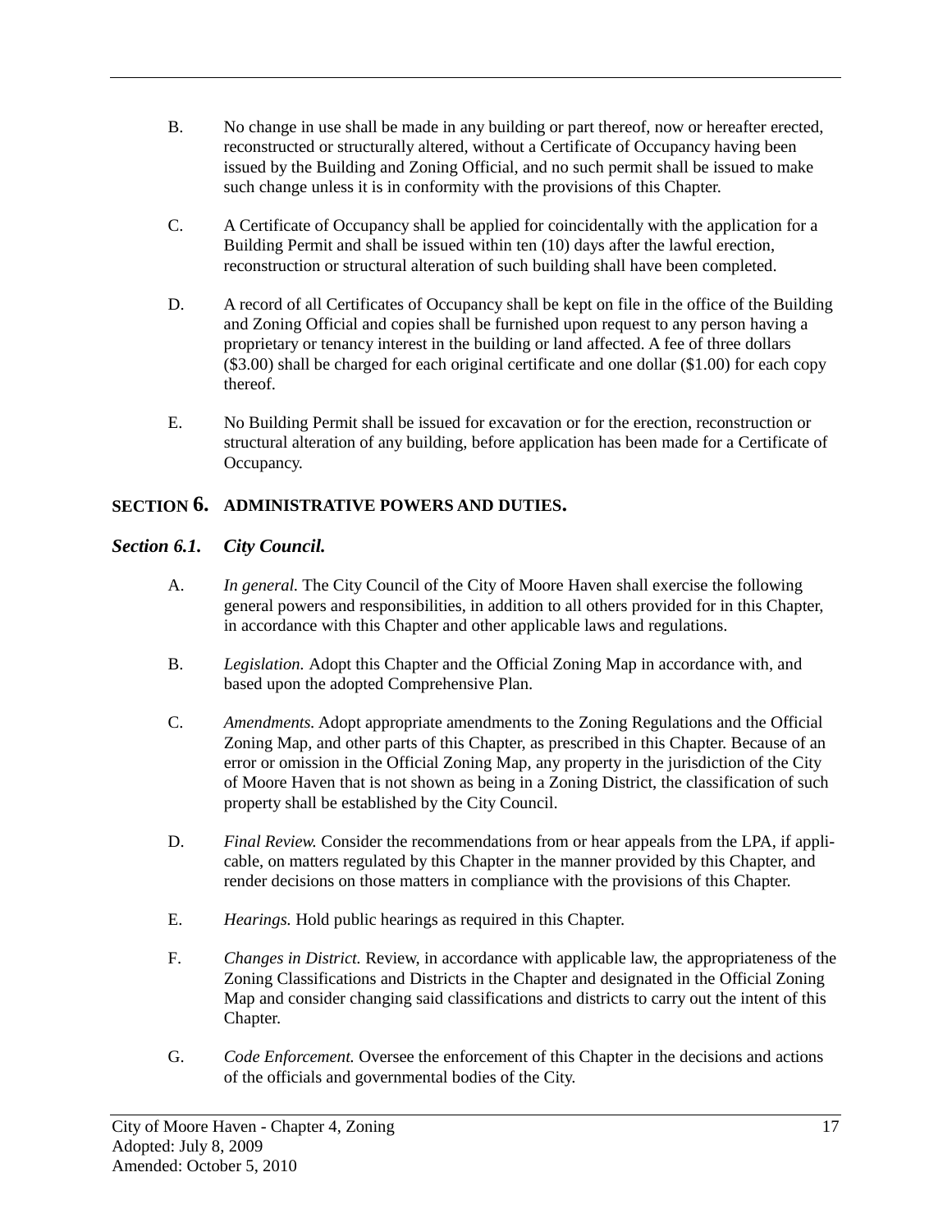B. No change in use shall be made in any building or part thereof, now or hereafter erected, reconstructed or structurally altered, without a Certificate of Occupancy having been issued by the Building and Zoning Official, and no such permit shall be issued to make such change unless it is in conformity with the provisions of this Chapter.

C. A Certificate of Occupancy shall be applied for coincidentally with the application for a Building Permit and shall be issued within ten (10) days after the lawful erection, reconstruction or structural alteration of such building shall have been completed.

D. A record of all Certificates of Occupancy shall be kept on file in the office of the Building and Zoning Official and copies shall be furnished upon request to any person having a proprietary or tenancy interest in the building or land affected. A fee of three dollars ($3.00) shall be charged for each original certificate and one dollar ($1.00) for each copy thereof.

E. No Building Permit shall be issued for excavation or for the erection, reconstruction or structural alteration of any building, before application has been made for a Certificate of Occupancy.

## SECTION 6. ADMINISTRATIVE POWERS AND DUTIES.

### *Section 6.1. City Council.*

A. *In general.* The City Council of the City of Moore Haven shall exercise the following general powers and responsibilities, in addition to all others provided for in this Chapter, in accordance with this Chapter and other applicable laws and regulations.

B. *Legislation.* Adopt this Chapter and the Official Zoning Map in accordance with, and based upon the adopted Comprehensive Plan.

C. *Amendments.* Adopt appropriate amendments to the Zoning Regulations and the Official Zoning Map, and other parts of this Chapter, as prescribed in this Chapter. Because of an error or omission in the Official Zoning Map, any property in the jurisdiction of the City of Moore Haven that is not shown as being in a Zoning District, the classification of such property shall be established by the City Council.

D. *Final Review.* Consider the recommendations from or hear appeals from the LPA, if applicable, on matters regulated by this Chapter in the manner provided by this Chapter, and render decisions on those matters in compliance with the provisions of this Chapter.

E. *Hearings.* Hold public hearings as required in this Chapter.

F. *Changes in District.* Review, in accordance with applicable law, the appropriateness of the Zoning Classifications and Districts in the Chapter and designated in the Official Zoning Map and consider changing said classifications and districts to carry out the intent of this Chapter.

G. *Code Enforcement.* Oversee the enforcement of this Chapter in the decisions and actions of the officials and governmental bodies of the City.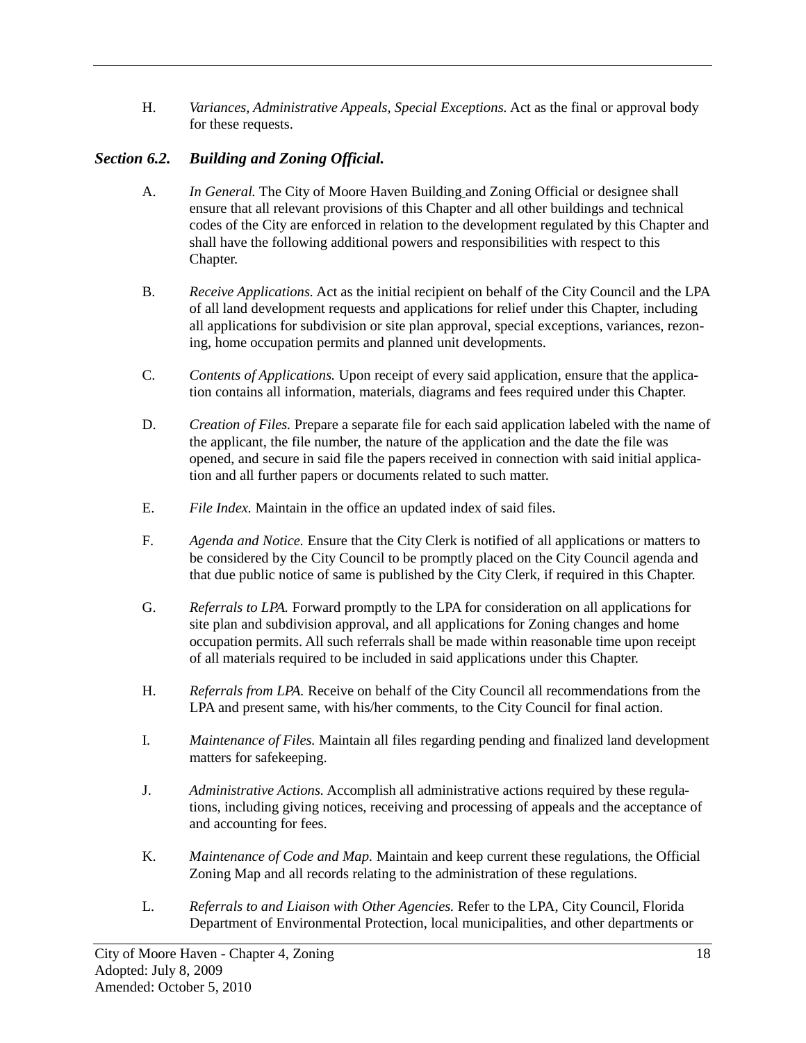H. *Variances, Administrative Appeals, Special Exceptions.* Act as the final or approval body for these requests.

### *Section 6.2. Building and Zoning Official.*

A. *In General.* The City of Moore Haven Building and Zoning Official or designee shall ensure that all relevant provisions of this Chapter and all other buildings and technical codes of the City are enforced in relation to the development regulated by this Chapter and shall have the following additional powers and responsibilities with respect to this Chapter.

B. *Receive Applications.* Act as the initial recipient on behalf of the City Council and the LPA of all land development requests and applications for relief under this Chapter, including all applications for subdivision or site plan approval, special exceptions, variances, rezoning, home occupation permits and planned unit developments.

C. *Contents of Applications.* Upon receipt of every said application, ensure that the application contains all information, materials, diagrams and fees required under this Chapter.

D. *Creation of Files.* Prepare a separate file for each said application labeled with the name of the applicant, the file number, the nature of the application and the date the file was opened, and secure in said file the papers received in connection with said initial application and all further papers or documents related to such matter.

E. *File Index.* Maintain in the office an updated index of said files.

F. *Agenda and Notice.* Ensure that the City Clerk is notified of all applications or matters to be considered by the City Council to be promptly placed on the City Council agenda and that due public notice of same is published by the City Clerk, if required in this Chapter.

G. *Referrals to LPA.* Forward promptly to the LPA for consideration on all applications for site plan and subdivision approval, and all applications for Zoning changes and home occupation permits. All such referrals shall be made within reasonable time upon receipt of all materials required to be included in said applications under this Chapter.

H. *Referrals from LPA.* Receive on behalf of the City Council all recommendations from the LPA and present same, with his/her comments, to the City Council for final action.

I. *Maintenance of Files.* Maintain all files regarding pending and finalized land development matters for safekeeping.

J. *Administrative Actions.* Accomplish all administrative actions required by these regulations, including giving notices, receiving and processing of appeals and the acceptance of and accounting for fees.

K. *Maintenance of Code and Map.* Maintain and keep current these regulations, the Official Zoning Map and all records relating to the administration of these regulations.

L. *Referrals to and Liaison with Other Agencies.* Refer to the LPA, City Council, Florida Department of Environmental Protection, local municipalities, and other departments or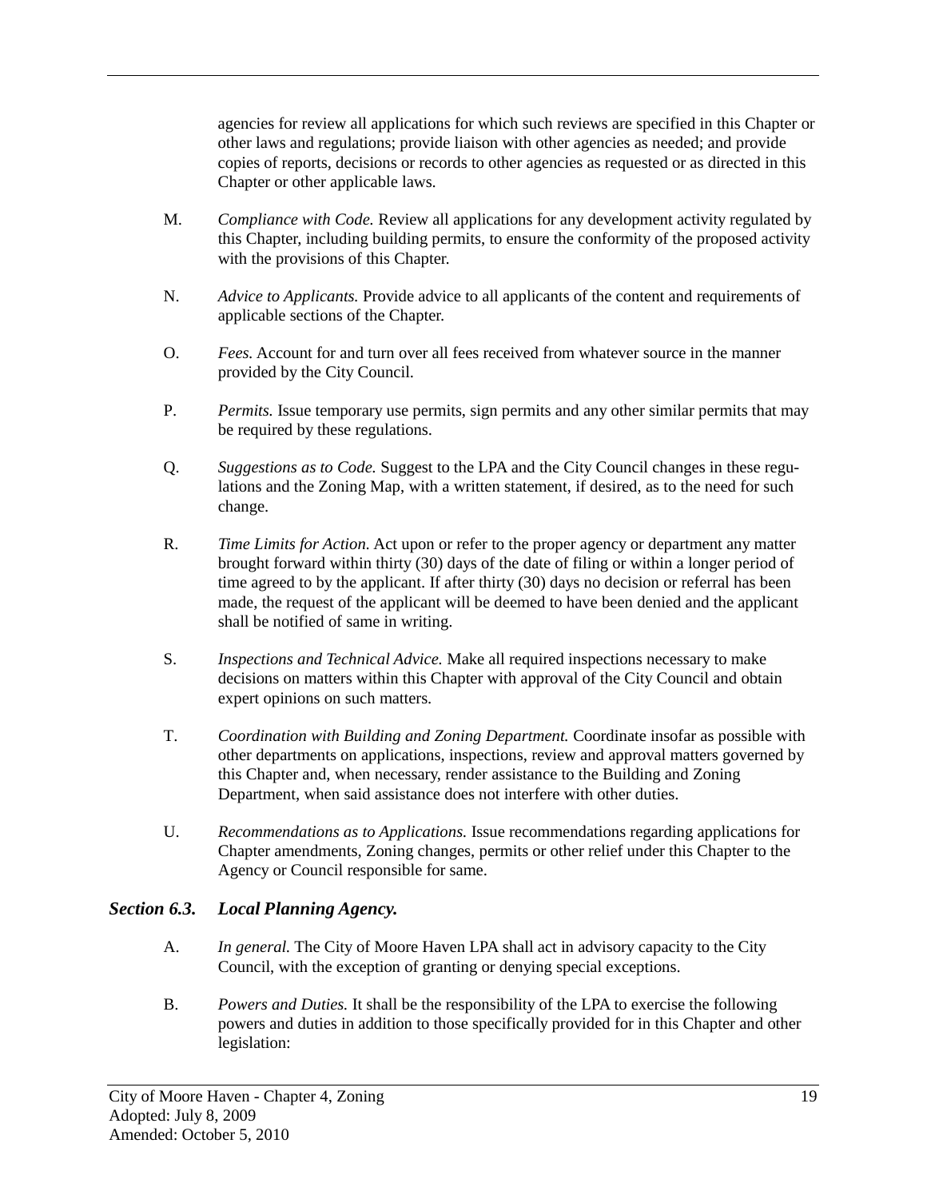agencies for review all applications for which such reviews are specified in this Chapter or other laws and regulations; provide liaison with other agencies as needed; and provide copies of reports, decisions or records to other agencies as requested or as directed in this Chapter or other applicable laws.

M. *Compliance with Code.* Review all applications for any development activity regulated by this Chapter, including building permits, to ensure the conformity of the proposed activity with the provisions of this Chapter.

N. *Advice to Applicants.* Provide advice to all applicants of the content and requirements of applicable sections of the Chapter.

O. *Fees.* Account for and turn over all fees received from whatever source in the manner provided by the City Council.

P. *Permits.* Issue temporary use permits, sign permits and any other similar permits that may be required by these regulations.

Q. *Suggestions as to Code.* Suggest to the LPA and the City Council changes in these regulations and the Zoning Map, with a written statement, if desired, as to the need for such change.

R. *Time Limits for Action.* Act upon or refer to the proper agency or department any matter brought forward within thirty (30) days of the date of filing or within a longer period of time agreed to by the applicant. If after thirty (30) days no decision or referral has been made, the request of the applicant will be deemed to have been denied and the applicant shall be notified of same in writing.

S. *Inspections and Technical Advice.* Make all required inspections necessary to make decisions on matters within this Chapter with approval of the City Council and obtain expert opinions on such matters.

T. *Coordination with Building and Zoning Department.* Coordinate insofar as possible with other departments on applications, inspections, review and approval matters governed by this Chapter and, when necessary, render assistance to the Building and Zoning Department, when said assistance does not interfere with other duties.

U. *Recommendations as to Applications.* Issue recommendations regarding applications for Chapter amendments, Zoning changes, permits or other relief under this Chapter to the Agency or Council responsible for same.

### *Section 6.3. Local Planning Agency.*

A. *In general.* The City of Moore Haven LPA shall act in advisory capacity to the City Council, with the exception of granting or denying special exceptions.

B. *Powers and Duties.* It shall be the responsibility of the LPA to exercise the following powers and duties in addition to those specifically provided for in this Chapter and other legislation: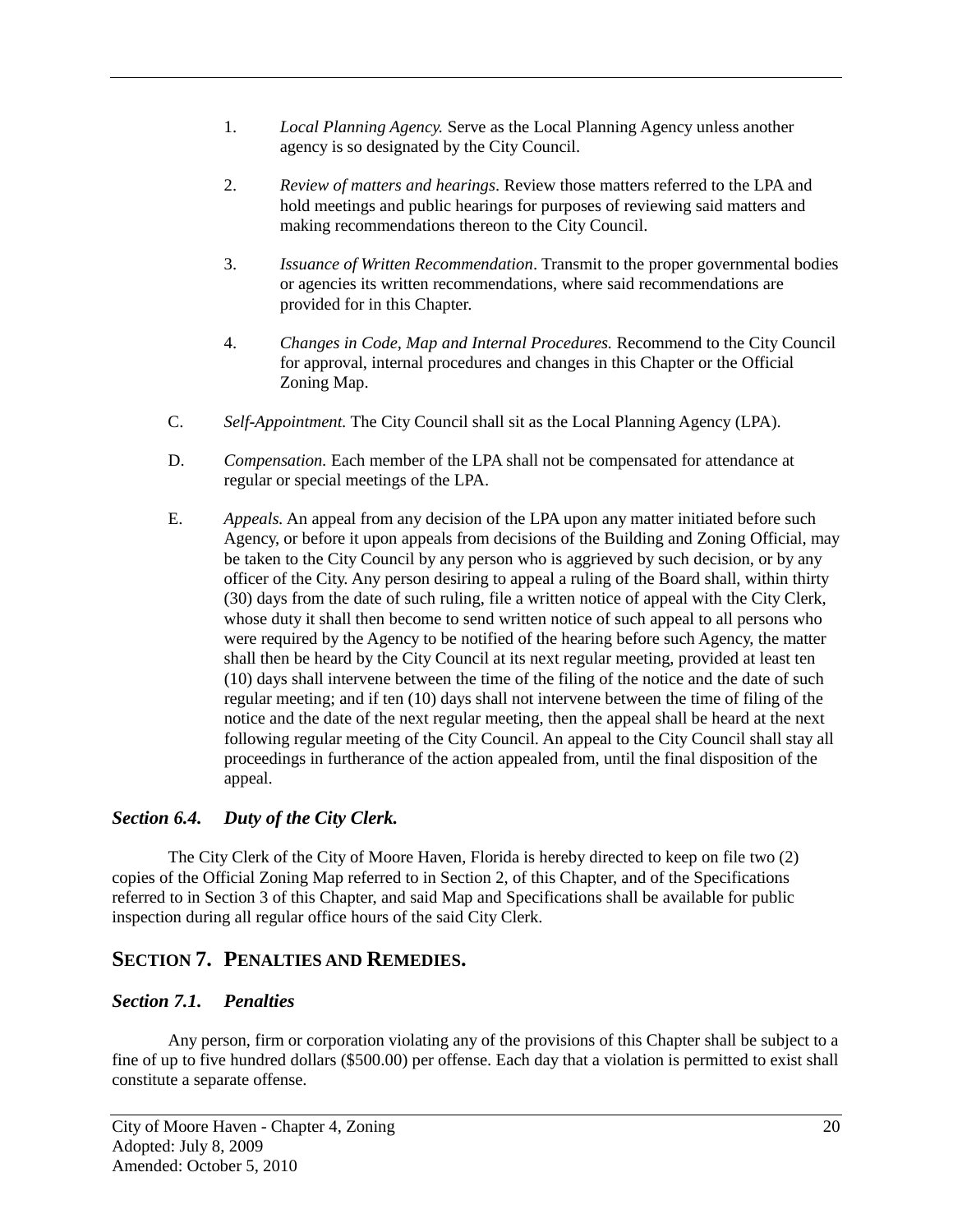1. *Local Planning Agency.* Serve as the Local Planning Agency unless another agency is so designated by the City Council.

2. *Review of matters and hearings*. Review those matters referred to the LPA and hold meetings and public hearings for purposes of reviewing said matters and making recommendations thereon to the City Council.

3. *Issuance of Written Recommendation*. Transmit to the proper governmental bodies or agencies its written recommendations, where said recommendations are provided for in this Chapter.

4. *Changes in Code, Map and Internal Procedures.* Recommend to the City Council for approval, internal procedures and changes in this Chapter or the Official Zoning Map.

C. *Self-Appointment.* The City Council shall sit as the Local Planning Agency (LPA).

D. *Compensation.* Each member of the LPA shall not be compensated for attendance at regular or special meetings of the LPA.

E. *Appeals.* An appeal from any decision of the LPA upon any matter initiated before such Agency, or before it upon appeals from decisions of the Building and Zoning Official, may be taken to the City Council by any person who is aggrieved by such decision, or by any officer of the City. Any person desiring to appeal a ruling of the Board shall, within thirty (30) days from the date of such ruling, file a written notice of appeal with the City Clerk, whose duty it shall then become to send written notice of such appeal to all persons who were required by the Agency to be notified of the hearing before such Agency, the matter shall then be heard by the City Council at its next regular meeting, provided at least ten (10) days shall intervene between the time of the filing of the notice and the date of such regular meeting; and if ten (10) days shall not intervene between the time of filing of the notice and the date of the next regular meeting, then the appeal shall be heard at the next following regular meeting of the City Council. An appeal to the City Council shall stay all proceedings in furtherance of the action appealed from, until the final disposition of the appeal.

### *Section 6.4. Duty of the City Clerk.*

The City Clerk of the City of Moore Haven, Florida is hereby directed to keep on file two (2) copies of the Official Zoning Map referred to in Section 2, of this Chapter, and of the Specifications referred to in Section 3 of this Chapter, and said Map and Specifications shall be available for public inspection during all regular office hours of the said City Clerk.

## SECTION 7. PENALTIES AND REMEDIES.

### *Section 7.1. Penalties*

Any person, firm or corporation violating any of the provisions of this Chapter shall be subject to a fine of up to five hundred dollars ($500.00) per offense. Each day that a violation is permitted to exist shall constitute a separate offense.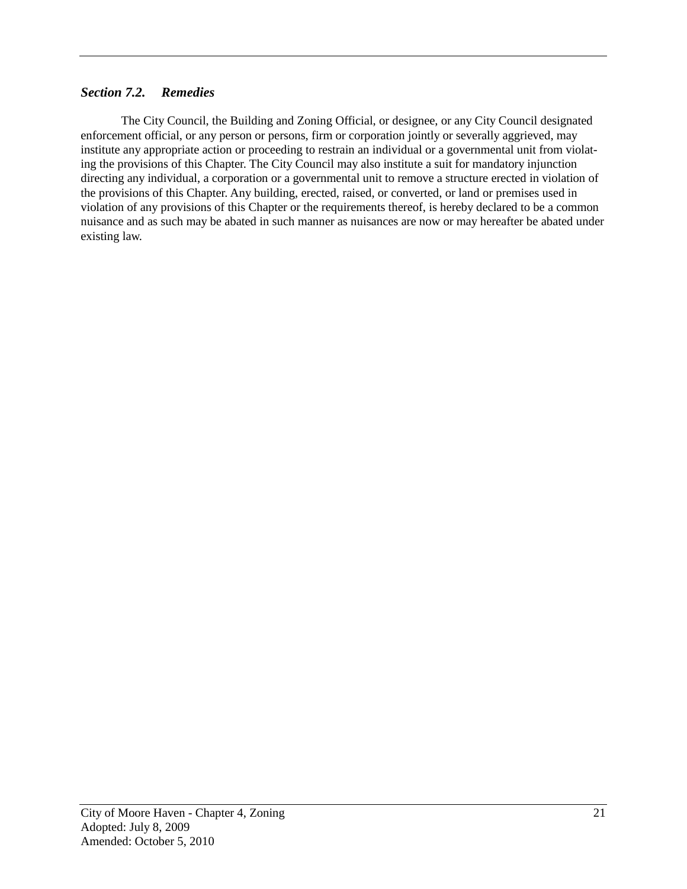### *Section 7.2. Remedies*

The City Council, the Building and Zoning Official, or designee, or any City Council designated enforcement official, or any person or persons, firm or corporation jointly or severally aggrieved, may institute any appropriate action or proceeding to restrain an individual or a governmental unit from violating the provisions of this Chapter. The City Council may also institute a suit for mandatory injunction directing any individual, a corporation or a governmental unit to remove a structure erected in violation of the provisions of this Chapter. Any building, erected, raised, or converted, or land or premises used in violation of any provisions of this Chapter or the requirements thereof, is hereby declared to be a common nuisance and as such may be abated in such manner as nuisances are now or may hereafter be abated under existing law.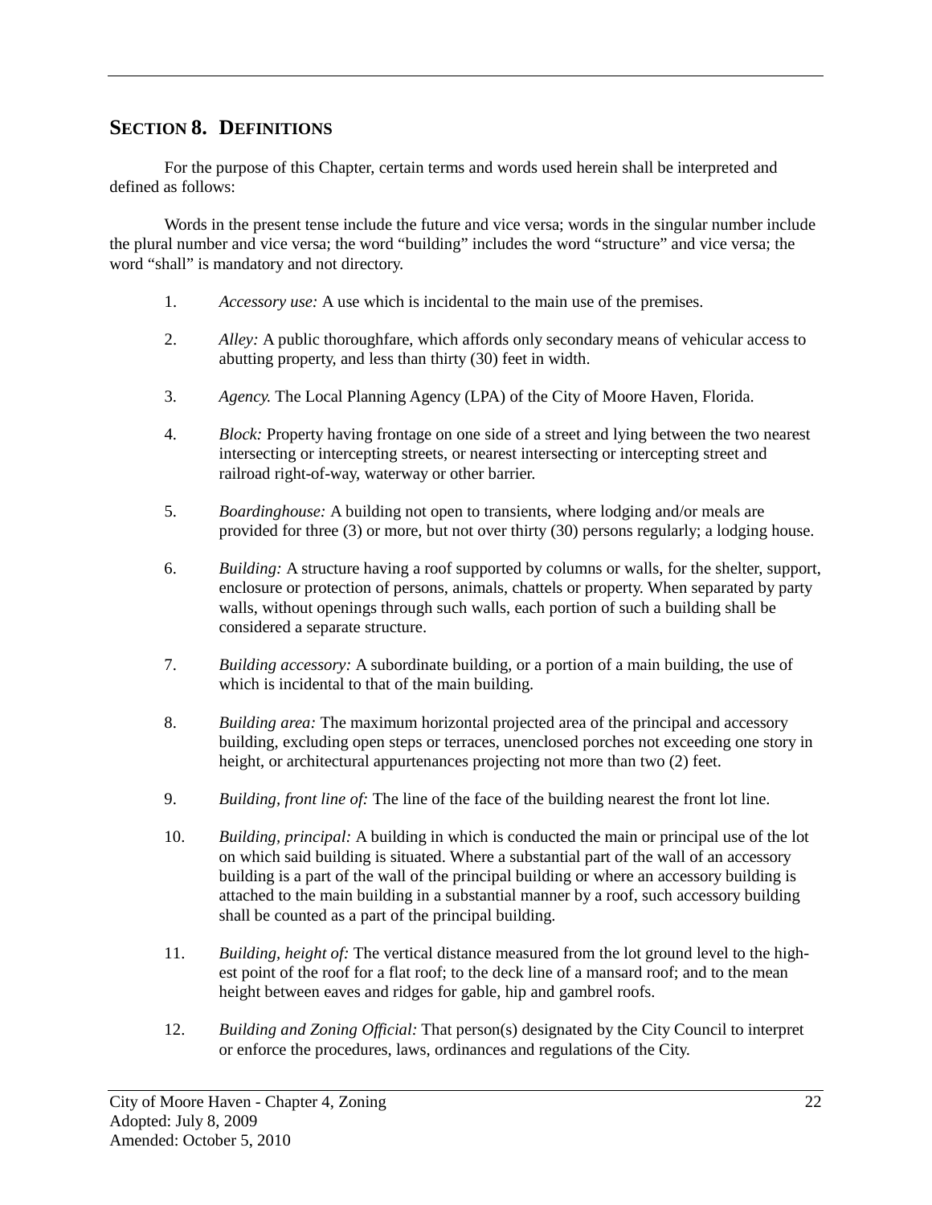## SECTION 8. DEFINITIONS

For the purpose of this Chapter, certain terms and words used herein shall be interpreted and defined as follows:

Words in the present tense include the future and vice versa; words in the singular number include the plural number and vice versa; the word "building" includes the word "structure" and vice versa; the word "shall" is mandatory and not directory.

1. *Accessory use:* A use which is incidental to the main use of the premises.

2. *Alley:* A public thoroughfare, which affords only secondary means of vehicular access to abutting property, and less than thirty (30) feet in width.

3. *Agency.* The Local Planning Agency (LPA) of the City of Moore Haven, Florida.

4. *Block:* Property having frontage on one side of a street and lying between the two nearest intersecting or intercepting streets, or nearest intersecting or intercepting street and railroad right-of-way, waterway or other barrier.

5. *Boardinghouse:* A building not open to transients, where lodging and/or meals are provided for three (3) or more, but not over thirty (30) persons regularly; a lodging house.

6. *Building:* A structure having a roof supported by columns or walls, for the shelter, support, enclosure or protection of persons, animals, chattels or property. When separated by party walls, without openings through such walls, each portion of such a building shall be considered a separate structure.

7. *Building accessory:* A subordinate building, or a portion of a main building, the use of which is incidental to that of the main building.

8. *Building area:* The maximum horizontal projected area of the principal and accessory building, excluding open steps or terraces, unenclosed porches not exceeding one story in height, or architectural appurtenances projecting not more than two (2) feet.

9. *Building, front line of:* The line of the face of the building nearest the front lot line.

10. *Building, principal:* A building in which is conducted the main or principal use of the lot on which said building is situated. Where a substantial part of the wall of an accessory building is a part of the wall of the principal building or where an accessory building is attached to the main building in a substantial manner by a roof, such accessory building shall be counted as a part of the principal building.

11. *Building, height of:* The vertical distance measured from the lot ground level to the highest point of the roof for a flat roof; to the deck line of a mansard roof; and to the mean height between eaves and ridges for gable, hip and gambrel roofs.

12. *Building and Zoning Official:* That person(s) designated by the City Council to interpret or enforce the procedures, laws, ordinances and regulations of the City.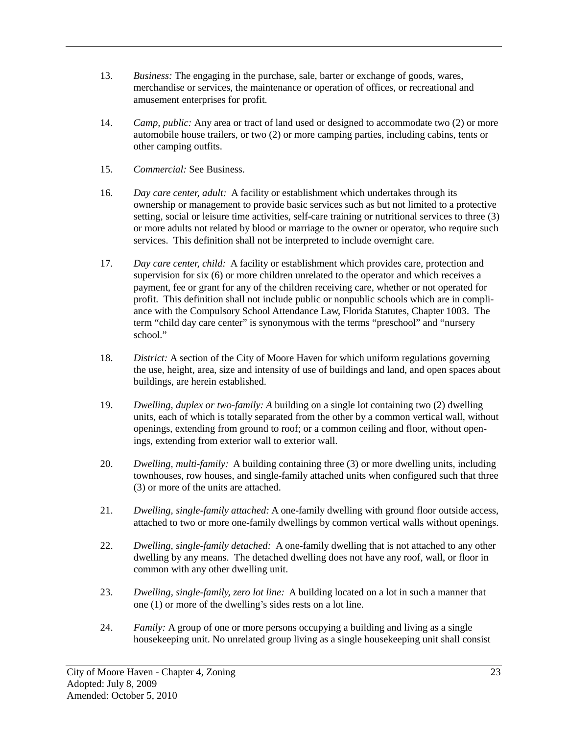13. *Business:* The engaging in the purchase, sale, barter or exchange of goods, wares, merchandise or services, the maintenance or operation of offices, or recreational and amusement enterprises for profit.

14. *Camp, public:* Any area or tract of land used or designed to accommodate two (2) or more automobile house trailers, or two (2) or more camping parties, including cabins, tents or other camping outfits.

15. *Commercial:* See Business.

16. *Day care center, adult:* A facility or establishment which undertakes through its ownership or management to provide basic services such as but not limited to a protective setting, social or leisure time activities, self-care training or nutritional services to three (3) or more adults not related by blood or marriage to the owner or operator, who require such services. This definition shall not be interpreted to include overnight care.

17. *Day care center, child:* A facility or establishment which provides care, protection and supervision for six (6) or more children unrelated to the operator and which receives a payment, fee or grant for any of the children receiving care, whether or not operated for profit. This definition shall not include public or nonpublic schools which are in compliance with the Compulsory School Attendance Law, Florida Statutes, Chapter 1003. The term "child day care center" is synonymous with the terms "preschool" and "nursery school."

18. *District:* A section of the City of Moore Haven for which uniform regulations governing the use, height, area, size and intensity of use of buildings and land, and open spaces about buildings, are herein established.

19. *Dwelling, duplex or two-family: A* building on a single lot containing two (2) dwelling units, each of which is totally separated from the other by a common vertical wall, without openings, extending from ground to roof; or a common ceiling and floor, without openings, extending from exterior wall to exterior wall.

20. *Dwelling, multi-family:* A building containing three (3) or more dwelling units, including townhouses, row houses, and single-family attached units when configured such that three (3) or more of the units are attached.

21. *Dwelling, single-family attached:* A one-family dwelling with ground floor outside access, attached to two or more one-family dwellings by common vertical walls without openings.

22. *Dwelling, single-family detached:* A one-family dwelling that is not attached to any other dwelling by any means. The detached dwelling does not have any roof, wall, or floor in common with any other dwelling unit.

23. *Dwelling, single-family, zero lot line:* A building located on a lot in such a manner that one (1) or more of the dwelling's sides rests on a lot line.

24. *Family:* A group of one or more persons occupying a building and living as a single housekeeping unit. No unrelated group living as a single housekeeping unit shall consist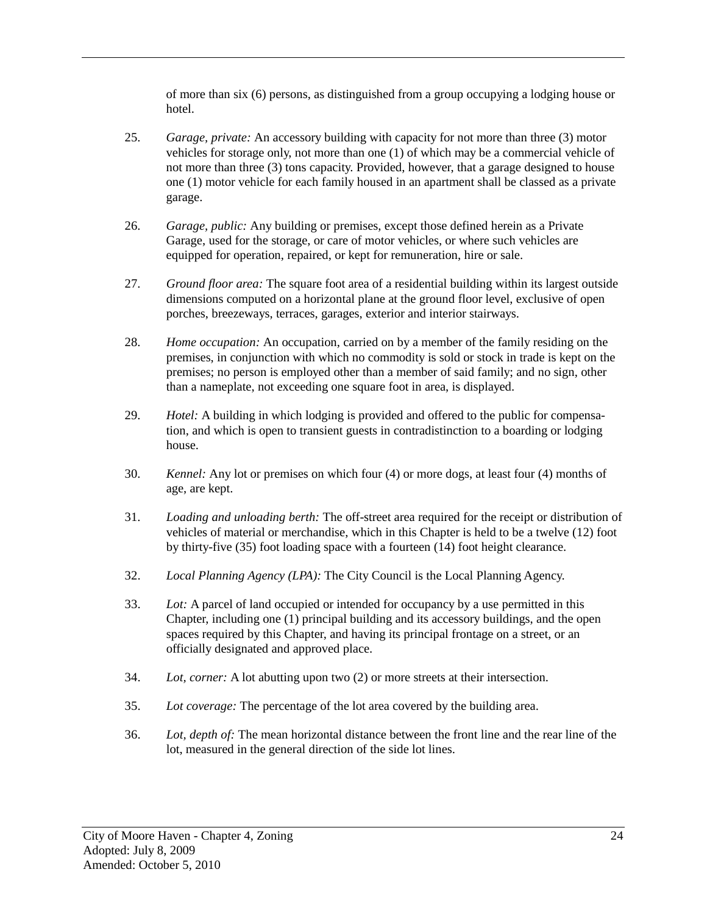of more than six (6) persons, as distinguished from a group occupying a lodging house or hotel.

25. *Garage, private:* An accessory building with capacity for not more than three (3) motor vehicles for storage only, not more than one (1) of which may be a commercial vehicle of not more than three (3) tons capacity. Provided, however, that a garage designed to house one (1) motor vehicle for each family housed in an apartment shall be classed as a private garage.

26. *Garage, public:* Any building or premises, except those defined herein as a Private Garage, used for the storage, or care of motor vehicles, or where such vehicles are equipped for operation, repaired, or kept for remuneration, hire or sale.

27. *Ground floor area:* The square foot area of a residential building within its largest outside dimensions computed on a horizontal plane at the ground floor level, exclusive of open porches, breezeways, terraces, garages, exterior and interior stairways.

28. *Home occupation:* An occupation, carried on by a member of the family residing on the premises, in conjunction with which no commodity is sold or stock in trade is kept on the premises; no person is employed other than a member of said family; and no sign, other than a nameplate, not exceeding one square foot in area, is displayed.

29. *Hotel:* A building in which lodging is provided and offered to the public for compensation, and which is open to transient guests in contradistinction to a boarding or lodging house.

30. *Kennel:* Any lot or premises on which four (4) or more dogs, at least four (4) months of age, are kept.

31. *Loading and unloading berth:* The off-street area required for the receipt or distribution of vehicles of material or merchandise, which in this Chapter is held to be a twelve (12) foot by thirty-five (35) foot loading space with a fourteen (14) foot height clearance.

32. *Local Planning Agency (LPA):* The City Council is the Local Planning Agency.

33. *Lot:* A parcel of land occupied or intended for occupancy by a use permitted in this Chapter, including one (1) principal building and its accessory buildings, and the open spaces required by this Chapter, and having its principal frontage on a street, or an officially designated and approved place.

34. *Lot, corner:* A lot abutting upon two (2) or more streets at their intersection.

35. *Lot coverage:* The percentage of the lot area covered by the building area.

36. *Lot, depth of:* The mean horizontal distance between the front line and the rear line of the lot, measured in the general direction of the side lot lines.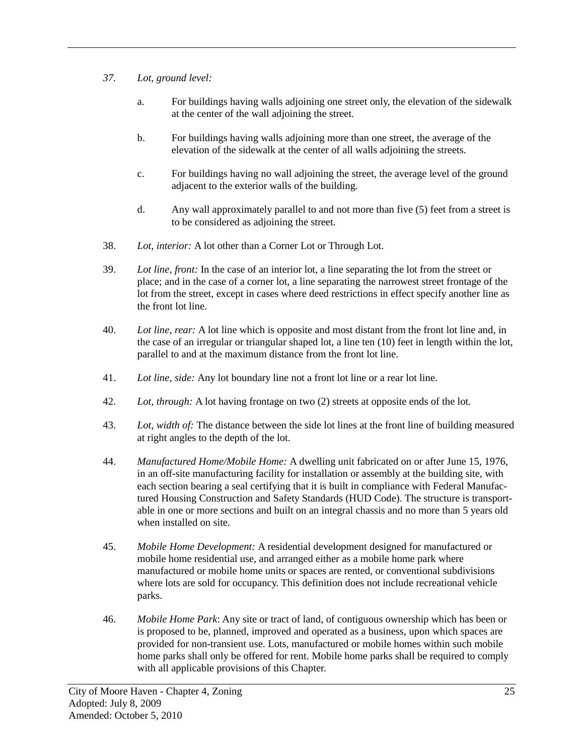37. *Lot, ground level:*

    a. For buildings having walls adjoining one street only, the elevation of the sidewalk at the center of the wall adjoining the street.

    b. For buildings having walls adjoining more than one street, the average of the elevation of the sidewalk at the center of all walls adjoining the streets.

    c. For buildings having no wall adjoining the street, the average level of the ground adjacent to the exterior walls of the building.

    d. Any wall approximately parallel to and not more than five (5) feet from a street is to be considered as adjoining the street.

38. *Lot, interior:* A lot other than a Corner Lot or Through Lot.

39. *Lot line, front:* In the case of an interior lot, a line separating the lot from the street or place; and in the case of a corner lot, a line separating the narrowest street frontage of the lot from the street, except in cases where deed restrictions in effect specify another line as the front lot line.

40. *Lot line, rear:* A lot line which is opposite and most distant from the front lot line and, in the case of an irregular or triangular shaped lot, a line ten (10) feet in length within the lot, parallel to and at the maximum distance from the front lot line.

41. *Lot line, side:* Any lot boundary line not a front lot line or a rear lot line.

42. *Lot, through:* A lot having frontage on two (2) streets at opposite ends of the lot.

43. *Lot, width of:* The distance between the side lot lines at the front line of building measured at right angles to the depth of the lot.

44. *Manufactured Home/Mobile Home:* A dwelling unit fabricated on or after June 15, 1976, in an off-site manufacturing facility for installation or assembly at the building site, with each section bearing a seal certifying that it is built in compliance with Federal Manufactured Housing Construction and Safety Standards (HUD Code). The structure is transportable in one or more sections and built on an integral chassis and no more than 5 years old when installed on site.

45. *Mobile Home Development:* A residential development designed for manufactured or mobile home residential use, and arranged either as a mobile home park where manufactured or mobile home units or spaces are rented, or conventional subdivisions where lots are sold for occupancy. This definition does not include recreational vehicle parks.

46. *Mobile Home Park*: Any site or tract of land, of contiguous ownership which has been or is proposed to be, planned, improved and operated as a business, upon which spaces are provided for non-transient use. Lots, manufactured or mobile homes within such mobile home parks shall only be offered for rent. Mobile home parks shall be required to comply with all applicable provisions of this Chapter.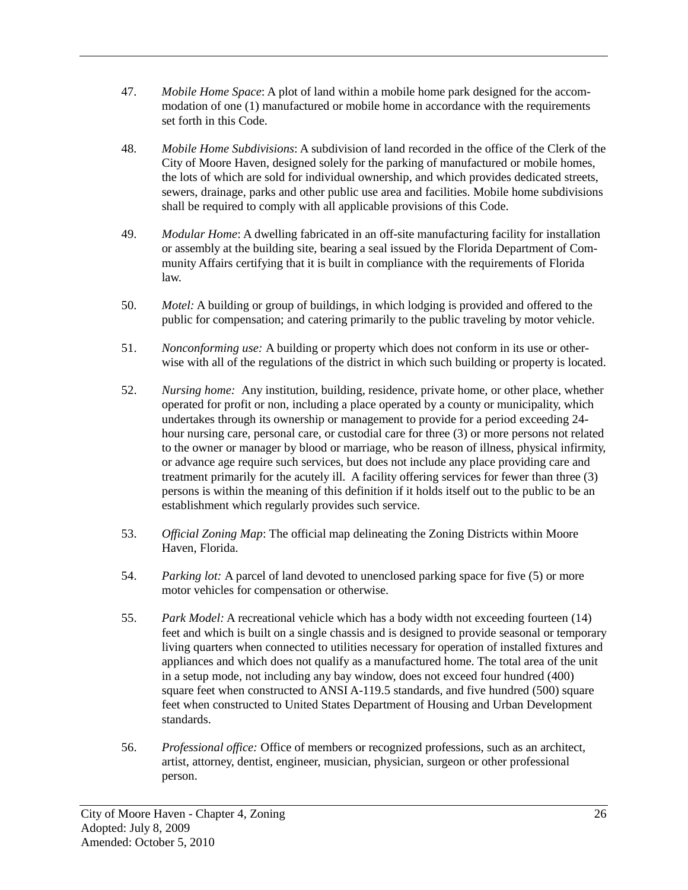47. *Mobile Home Space*: A plot of land within a mobile home park designed for the accommodation of one (1) manufactured or mobile home in accordance with the requirements set forth in this Code.

48. *Mobile Home Subdivisions*: A subdivision of land recorded in the office of the Clerk of the City of Moore Haven, designed solely for the parking of manufactured or mobile homes, the lots of which are sold for individual ownership, and which provides dedicated streets, sewers, drainage, parks and other public use area and facilities. Mobile home subdivisions shall be required to comply with all applicable provisions of this Code.

49. *Modular Home*: A dwelling fabricated in an off-site manufacturing facility for installation or assembly at the building site, bearing a seal issued by the Florida Department of Community Affairs certifying that it is built in compliance with the requirements of Florida law.

50. *Motel:* A building or group of buildings, in which lodging is provided and offered to the public for compensation; and catering primarily to the public traveling by motor vehicle.

51. *Nonconforming use:* A building or property which does not conform in its use or otherwise with all of the regulations of the district in which such building or property is located.

52. *Nursing home:* Any institution, building, residence, private home, or other place, whether operated for profit or non, including a place operated by a county or municipality, which undertakes through its ownership or management to provide for a period exceeding 24-hour nursing care, personal care, or custodial care for three (3) or more persons not related to the owner or manager by blood or marriage, who be reason of illness, physical infirmity, or advance age require such services, but does not include any place providing care and treatment primarily for the acutely ill. A facility offering services for fewer than three (3) persons is within the meaning of this definition if it holds itself out to the public to be an establishment which regularly provides such service.

53. *Official Zoning Map*: The official map delineating the Zoning Districts within Moore Haven, Florida.

54. *Parking lot:* A parcel of land devoted to unenclosed parking space for five (5) or more motor vehicles for compensation or otherwise.

55. *Park Model:* A recreational vehicle which has a body width not exceeding fourteen (14) feet and which is built on a single chassis and is designed to provide seasonal or temporary living quarters when connected to utilities necessary for operation of installed fixtures and appliances and which does not qualify as a manufactured home. The total area of the unit in a setup mode, not including any bay window, does not exceed four hundred (400) square feet when constructed to ANSI A-119.5 standards, and five hundred (500) square feet when constructed to United States Department of Housing and Urban Development standards.

56. *Professional office:* Office of members or recognized professions, such as an architect, artist, attorney, dentist, engineer, musician, physician, surgeon or other professional person.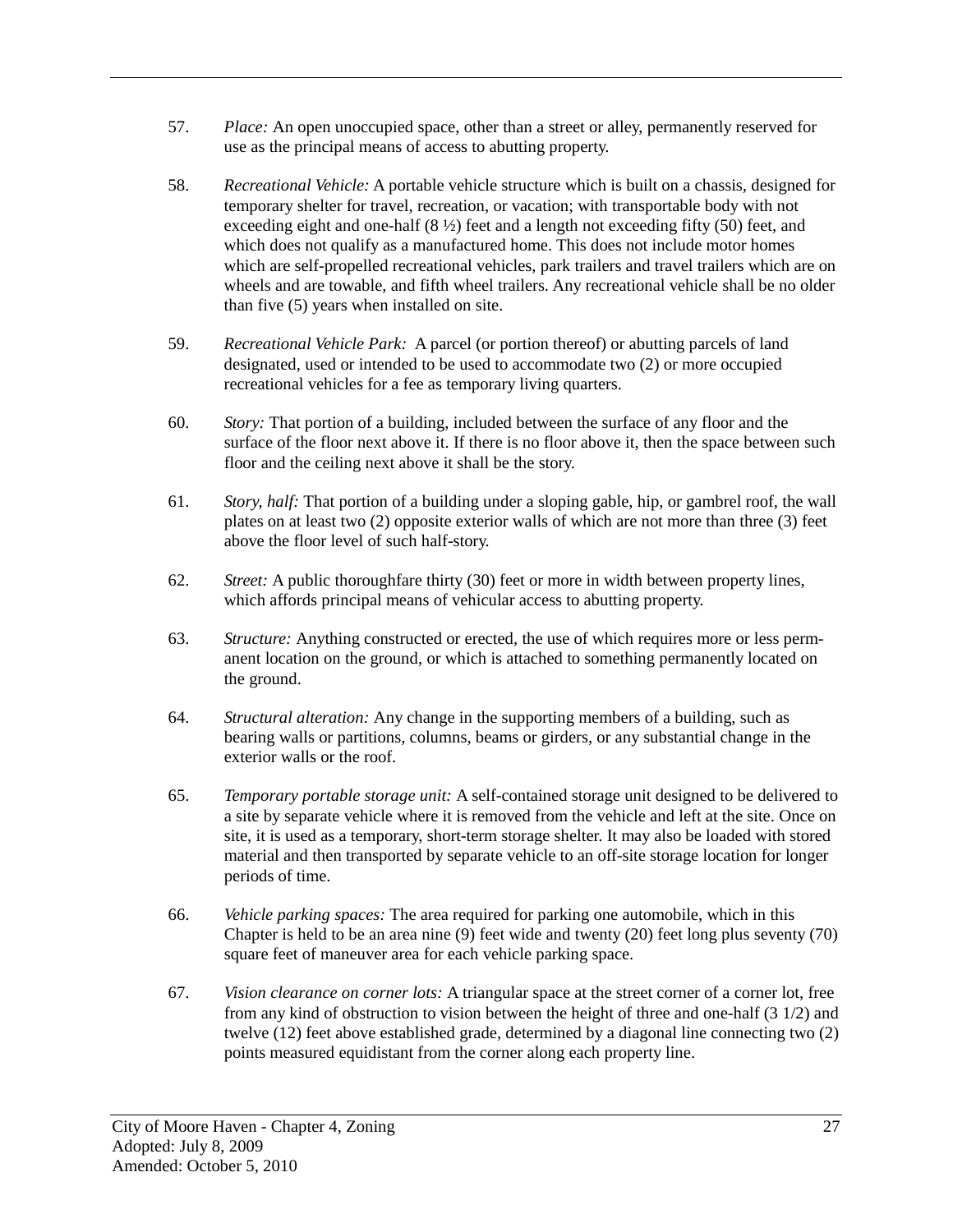57. *Place:* An open unoccupied space, other than a street or alley, permanently reserved for use as the principal means of access to abutting property.

58. *Recreational Vehicle:* A portable vehicle structure which is built on a chassis, designed for temporary shelter for travel, recreation, or vacation; with transportable body with not exceeding eight and one-half (8 ½) feet and a length not exceeding fifty (50) feet, and which does not qualify as a manufactured home. This does not include motor homes which are self-propelled recreational vehicles, park trailers and travel trailers which are on wheels and are towable, and fifth wheel trailers. Any recreational vehicle shall be no older than five (5) years when installed on site.

59. *Recreational Vehicle Park:* A parcel (or portion thereof) or abutting parcels of land designated, used or intended to be used to accommodate two (2) or more occupied recreational vehicles for a fee as temporary living quarters.

60. *Story:* That portion of a building, included between the surface of any floor and the surface of the floor next above it. If there is no floor above it, then the space between such floor and the ceiling next above it shall be the story.

61. *Story, half:* That portion of a building under a sloping gable, hip, or gambrel roof, the wall plates on at least two (2) opposite exterior walls of which are not more than three (3) feet above the floor level of such half-story.

62. *Street:* A public thoroughfare thirty (30) feet or more in width between property lines, which affords principal means of vehicular access to abutting property.

63. *Structure:* Anything constructed or erected, the use of which requires more or less permanent location on the ground, or which is attached to something permanently located on the ground.

64. *Structural alteration:* Any change in the supporting members of a building, such as bearing walls or partitions, columns, beams or girders, or any substantial change in the exterior walls or the roof.

65. *Temporary portable storage unit:* A self-contained storage unit designed to be delivered to a site by separate vehicle where it is removed from the vehicle and left at the site. Once on site, it is used as a temporary, short-term storage shelter. It may also be loaded with stored material and then transported by separate vehicle to an off-site storage location for longer periods of time.

66. *Vehicle parking spaces:* The area required for parking one automobile, which in this Chapter is held to be an area nine (9) feet wide and twenty (20) feet long plus seventy (70) square feet of maneuver area for each vehicle parking space.

67. *Vision clearance on corner lots:* A triangular space at the street corner of a corner lot, free from any kind of obstruction to vision between the height of three and one-half (3 1/2) and twelve (12) feet above established grade, determined by a diagonal line connecting two (2) points measured equidistant from the corner along each property line.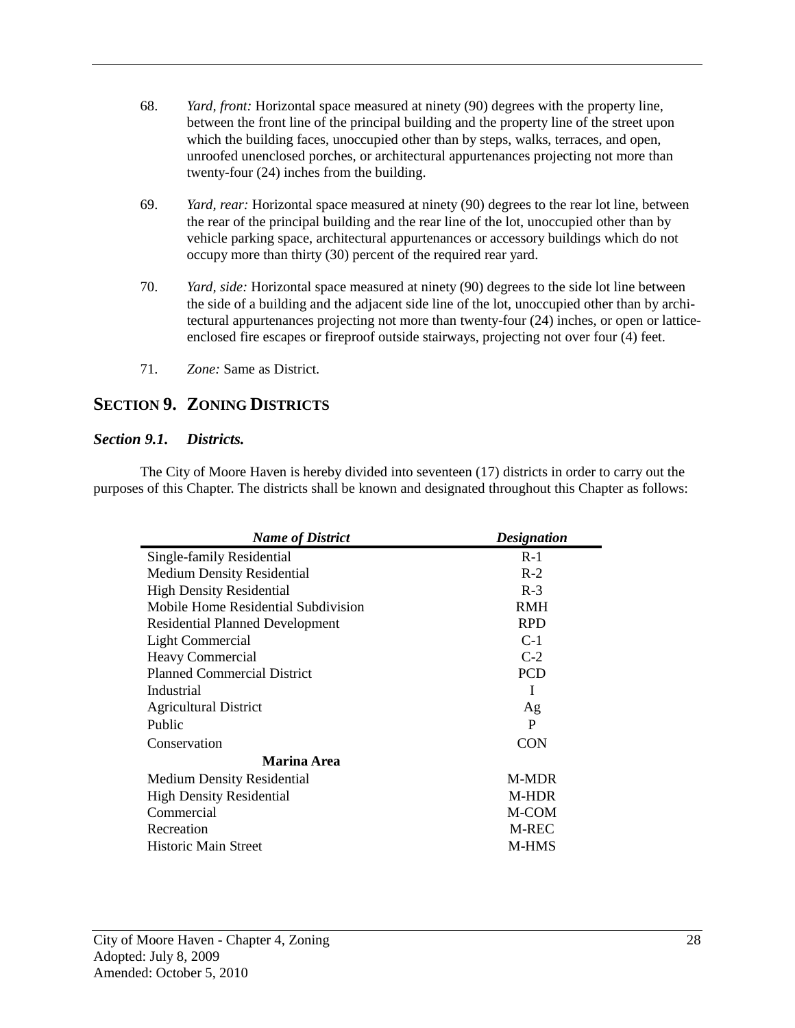68. *Yard, front:* Horizontal space measured at ninety (90) degrees with the property line, between the front line of the principal building and the property line of the street upon which the building faces, unoccupied other than by steps, walks, terraces, and open, unroofed unenclosed porches, or architectural appurtenances projecting not more than twenty-four (24) inches from the building.

69. *Yard, rear:* Horizontal space measured at ninety (90) degrees to the rear lot line, between the rear of the principal building and the rear line of the lot, unoccupied other than by vehicle parking space, architectural appurtenances or accessory buildings which do not occupy more than thirty (30) percent of the required rear yard.

70. *Yard, side:* Horizontal space measured at ninety (90) degrees to the side lot line between the side of a building and the adjacent side line of the lot, unoccupied other than by architectural appurtenances projecting not more than twenty-four (24) inches, or open or lattice-enclosed fire escapes or fireproof outside stairways, projecting not over four (4) feet.

71. *Zone:* Same as District.

## SECTION 9. ZONING DISTRICTS

### *Section 9.1. Districts.*

The City of Moore Haven is hereby divided into seventeen (17) districts in order to carry out the purposes of this Chapter. The districts shall be known and designated throughout this Chapter as follows:

| ***Name of District*** | ***Designation*** |
|---|---|
| Single-family Residential | R-1 |
| Medium Density Residential | R-2 |
| High Density Residential | R-3 |
| Mobile Home Residential Subdivision | RMH |
| Residential Planned Development | RPD |
| Light Commercial | C-1 |
| Heavy Commercial | C-2 |
| Planned Commercial District | PCD |
| Industrial | I |
| Agricultural District | Ag |
| Public | P |
| Conservation | CON |
| **Marina Area** | |
| Medium Density Residential | M-MDR |
| High Density Residential | M-HDR |
| Commercial | M-COM |
| Recreation | M-REC |
| Historic Main Street | M-HMS |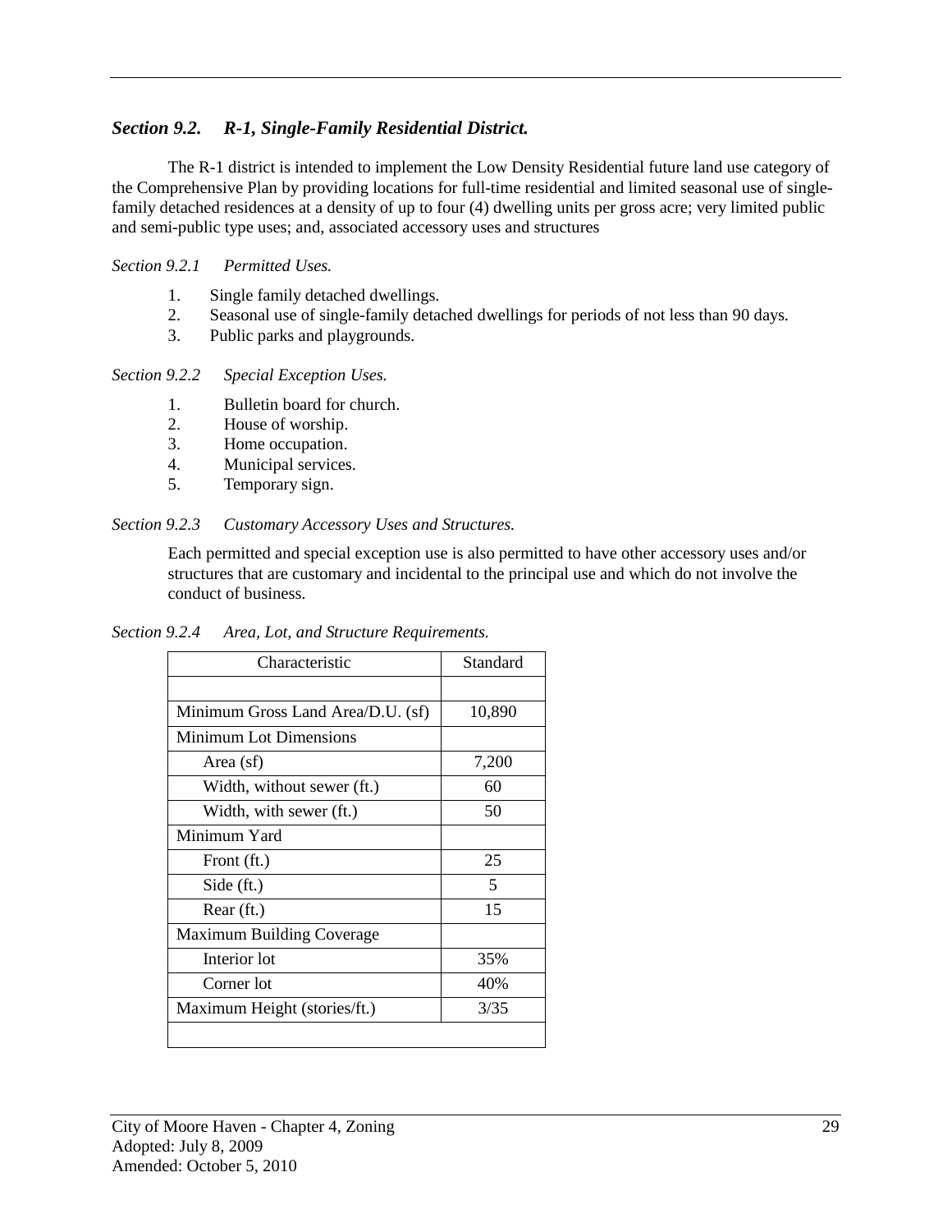### *Section 9.2. R-1, Single-Family Residential District.*

The R-1 district is intended to implement the Low Density Residential future land use category of the Comprehensive Plan by providing locations for full-time residential and limited seasonal use of single-family detached residences at a density of up to four (4) dwelling units per gross acre; very limited public and semi-public type uses; and, associated accessory uses and structures

*Section 9.2.1 Permitted Uses.*

1. Single family detached dwellings.
2. Seasonal use of single-family detached dwellings for periods of not less than 90 days.
3. Public parks and playgrounds.

*Section 9.2.2 Special Exception Uses.*

1. Bulletin board for church.
2. House of worship.
3. Home occupation.
4. Municipal services.
5. Temporary sign.

*Section 9.2.3 Customary Accessory Uses and Structures.*

Each permitted and special exception use is also permitted to have other accessory uses and/or structures that are customary and incidental to the principal use and which do not involve the conduct of business.

*Section 9.2.4 Area, Lot, and Structure Requirements.*

| Characteristic | Standard |
|---|---|
| | |
| Minimum Gross Land Area/D.U. (sf) | 10,890 |
| Minimum Lot Dimensions | |
| Area (sf) | 7,200 |
| Width, without sewer (ft.) | 60 |
| Width, with sewer (ft.) | 50 |
| Minimum Yard | |
| Front (ft.) | 25 |
| Side (ft.) | 5 |
| Rear (ft.) | 15 |
| Maximum Building Coverage | |
| Interior lot | 35% |
| Corner lot | 40% |
| Maximum Height (stories/ft.) | 3/35 |
| | |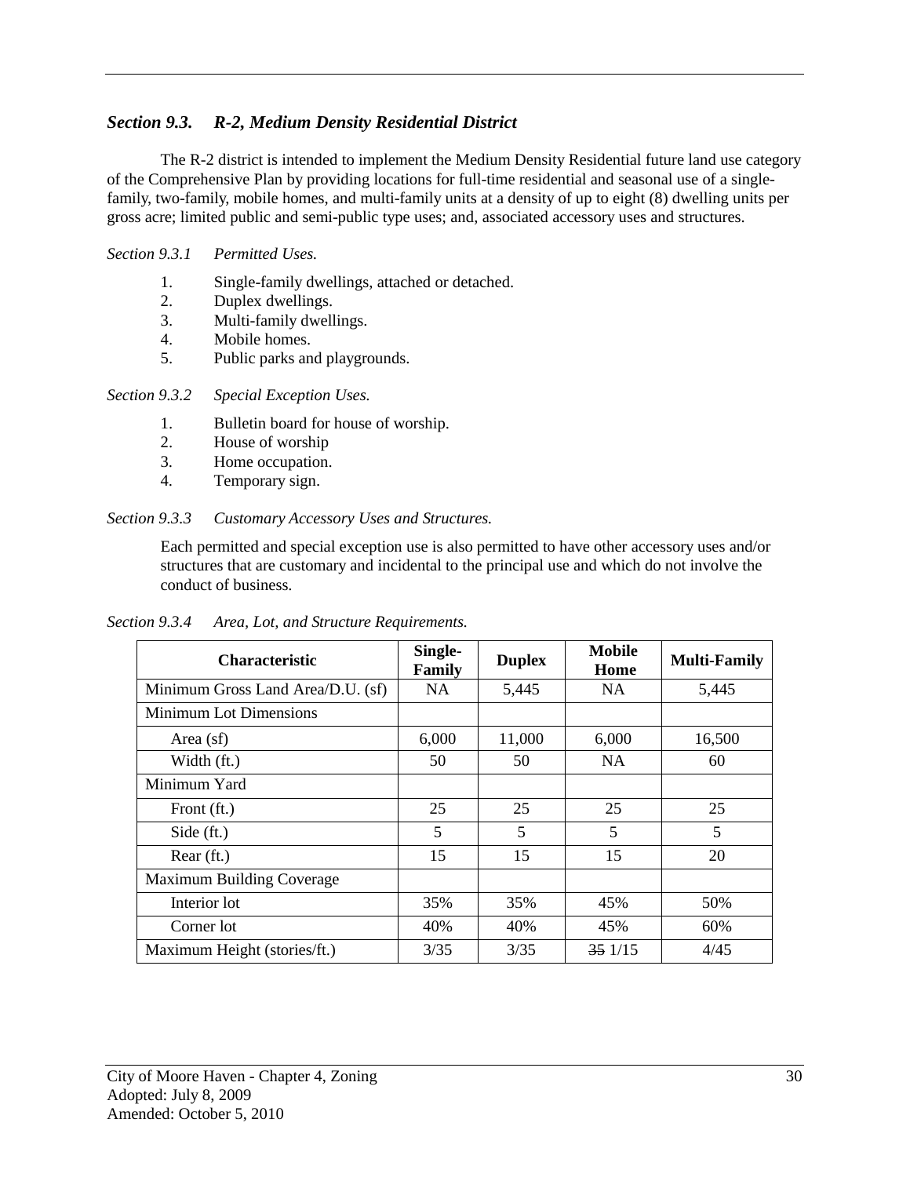### *Section 9.3. R-2, Medium Density Residential District*

The R-2 district is intended to implement the Medium Density Residential future land use category of the Comprehensive Plan by providing locations for full-time residential and seasonal use of a single-family, two-family, mobile homes, and multi-family units at a density of up to eight (8) dwelling units per gross acre; limited public and semi-public type uses; and, associated accessory uses and structures.

*Section 9.3.1 Permitted Uses.*

1. Single-family dwellings, attached or detached.
2. Duplex dwellings.
3. Multi-family dwellings.
4. Mobile homes.
5. Public parks and playgrounds.

*Section 9.3.2 Special Exception Uses.*

1. Bulletin board for house of worship.
2. House of worship
3. Home occupation.
4. Temporary sign.

*Section 9.3.3 Customary Accessory Uses and Structures.*

Each permitted and special exception use is also permitted to have other accessory uses and/or structures that are customary and incidental to the principal use and which do not involve the conduct of business.

*Section 9.3.4 Area, Lot, and Structure Requirements.*

| Characteristic | Single-Family | Duplex | Mobile Home | Multi-Family |
|---|---|---|---|---|
| Minimum Gross Land Area/D.U. (sf) | NA | 5,445 | NA | 5,445 |
| Minimum Lot Dimensions | | | | |
| Area (sf) | 6,000 | 11,000 | 6,000 | 16,500 |
| Width (ft.) | 50 | 50 | NA | 60 |
| Minimum Yard | | | | |
| Front (ft.) | 25 | 25 | 25 | 25 |
| Side (ft.) | 5 | 5 | 5 | 5 |
| Rear (ft.) | 15 | 15 | 15 | 20 |
| Maximum Building Coverage | | | | |
| Interior lot | 35% | 35% | 45% | 50% |
| Corner lot | 40% | 40% | 45% | 60% |
| Maximum Height (stories/ft.) | 3/35 | 3/35 | ~~35~~ 1/15 | 4/45 |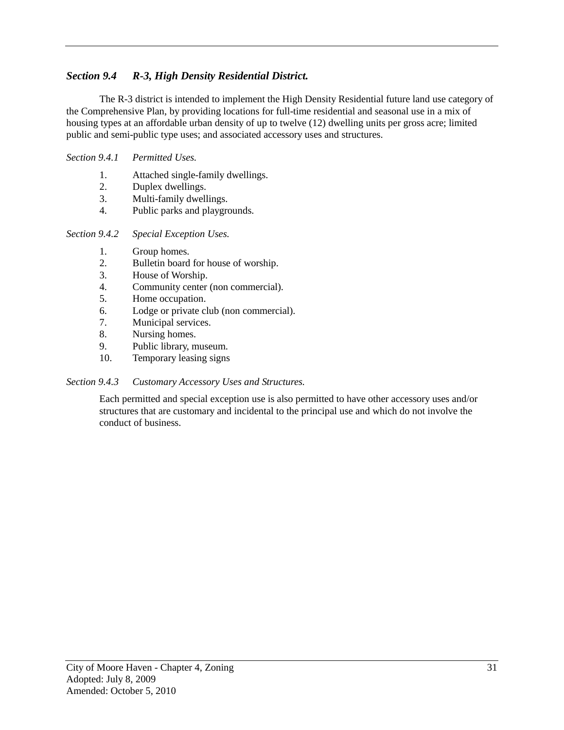### *Section 9.4 R-3, High Density Residential District.*

The R-3 district is intended to implement the High Density Residential future land use category of the Comprehensive Plan, by providing locations for full-time residential and seasonal use in a mix of housing types at an affordable urban density of up to twelve (12) dwelling units per gross acre; limited public and semi-public type uses; and associated accessory uses and structures.

*Section 9.4.1 Permitted Uses.*

1. Attached single-family dwellings.
2. Duplex dwellings.
3. Multi-family dwellings.
4. Public parks and playgrounds.

*Section 9.4.2 Special Exception Uses.*

1. Group homes.
2. Bulletin board for house of worship.
3. House of Worship.
4. Community center (non commercial).
5. Home occupation.
6. Lodge or private club (non commercial).
7. Municipal services.
8. Nursing homes.
9. Public library, museum.
10. Temporary leasing signs

*Section 9.4.3 Customary Accessory Uses and Structures.*

Each permitted and special exception use is also permitted to have other accessory uses and/or structures that are customary and incidental to the principal use and which do not involve the conduct of business.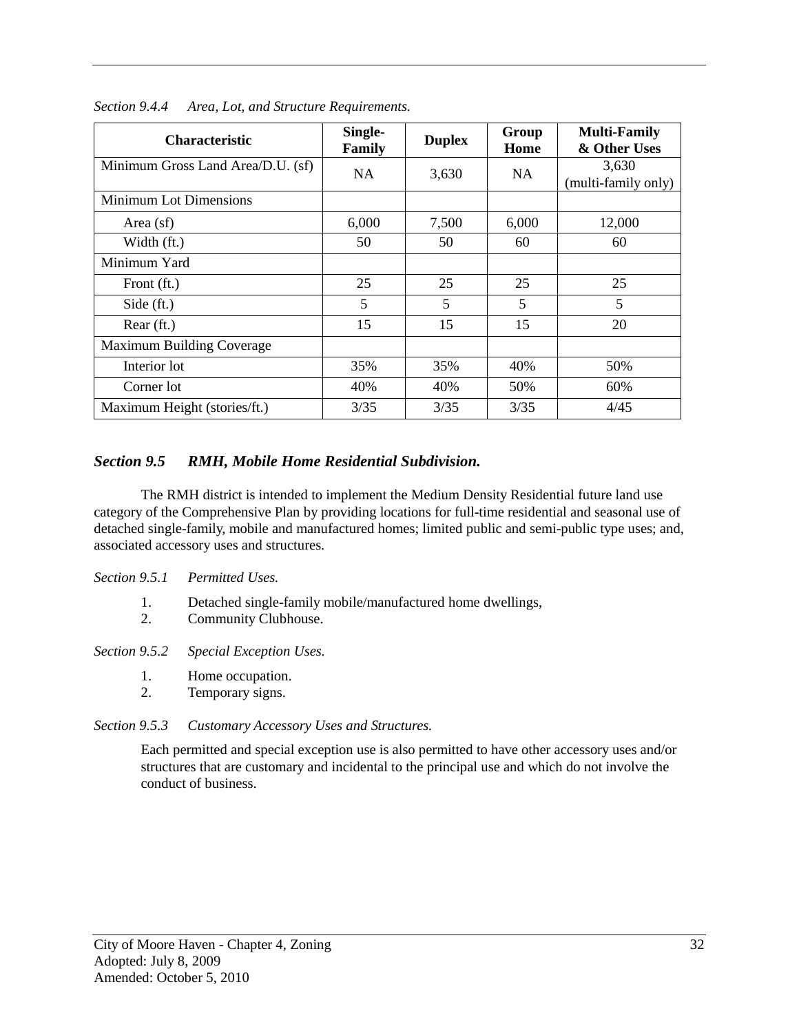*Section 9.4.4 Area, Lot, and Structure Requirements.*

| Characteristic | Single-Family | Duplex | Group Home | Multi-Family & Other Uses |
|---|---|---|---|---|
| Minimum Gross Land Area/D.U. (sf) | NA | 3,630 | NA | 3,630 (multi-family only) |
| Minimum Lot Dimensions | | | | |
| Area (sf) | 6,000 | 7,500 | 6,000 | 12,000 |
| Width (ft.) | 50 | 50 | 60 | 60 |
| Minimum Yard | | | | |
| Front (ft.) | 25 | 25 | 25 | 25 |
| Side (ft.) | 5 | 5 | 5 | 5 |
| Rear (ft.) | 15 | 15 | 15 | 20 |
| Maximum Building Coverage | | | | |
| Interior lot | 35% | 35% | 40% | 50% |
| Corner lot | 40% | 40% | 50% | 60% |
| Maximum Height (stories/ft.) | 3/35 | 3/35 | 3/35 | 4/45 |

## *Section 9.5 RMH, Mobile Home Residential Subdivision.*

The RMH district is intended to implement the Medium Density Residential future land use category of the Comprehensive Plan by providing locations for full-time residential and seasonal use of detached single-family, mobile and manufactured homes; limited public and semi-public type uses; and, associated accessory uses and structures.

*Section 9.5.1 Permitted Uses.*

1. Detached single-family mobile/manufactured home dwellings,
2. Community Clubhouse.

*Section 9.5.2 Special Exception Uses.*

1. Home occupation.
2. Temporary signs.

*Section 9.5.3 Customary Accessory Uses and Structures.*

Each permitted and special exception use is also permitted to have other accessory uses and/or structures that are customary and incidental to the principal use and which do not involve the conduct of business.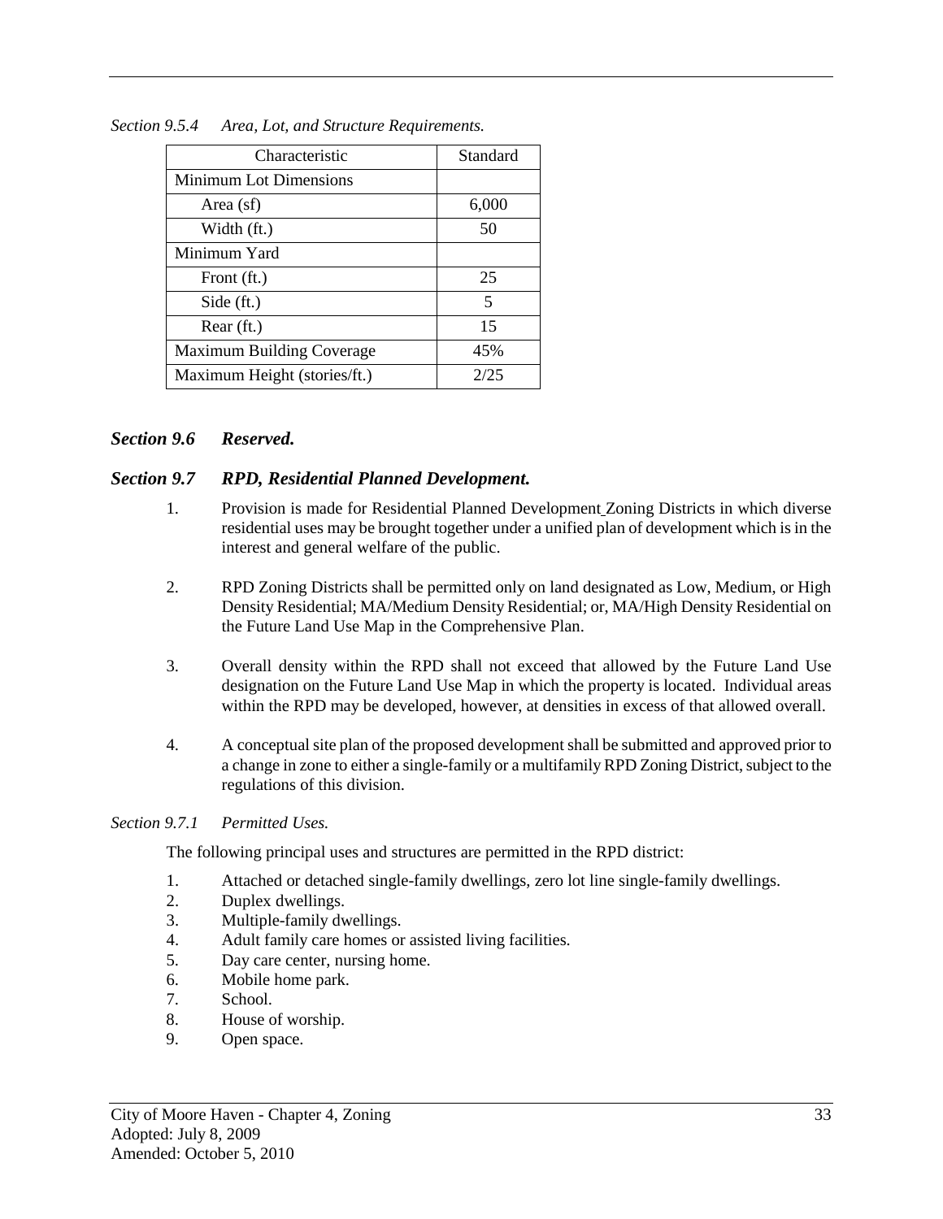*Section 9.5.4 Area, Lot, and Structure Requirements.*

| Characteristic | Standard |
|---|---|
| Minimum Lot Dimensions | |
| Area (sf) | 6,000 |
| Width (ft.) | 50 |
| Minimum Yard | |
| Front (ft.) | 25 |
| Side (ft.) | 5 |
| Rear (ft.) | 15 |
| Maximum Building Coverage | 45% |
| Maximum Height (stories/ft.) | 2/25 |

### *Section 9.6 Reserved.*

### *Section 9.7 RPD, Residential Planned Development.*

1. Provision is made for Residential Planned Development Zoning Districts in which diverse residential uses may be brought together under a unified plan of development which is in the interest and general welfare of the public.

2. RPD Zoning Districts shall be permitted only on land designated as Low, Medium, or High Density Residential; MA/Medium Density Residential; or, MA/High Density Residential on the Future Land Use Map in the Comprehensive Plan.

3. Overall density within the RPD shall not exceed that allowed by the Future Land Use designation on the Future Land Use Map in which the property is located. Individual areas within the RPD may be developed, however, at densities in excess of that allowed overall.

4. A conceptual site plan of the proposed development shall be submitted and approved prior to a change in zone to either a single-family or a multifamily RPD Zoning District, subject to the regulations of this division.

*Section 9.7.1 Permitted Uses.*

The following principal uses and structures are permitted in the RPD district:

1. Attached or detached single-family dwellings, zero lot line single-family dwellings.
2. Duplex dwellings.
3. Multiple-family dwellings.
4. Adult family care homes or assisted living facilities.
5. Day care center, nursing home.
6. Mobile home park.
7. School.
8. House of worship.
9. Open space.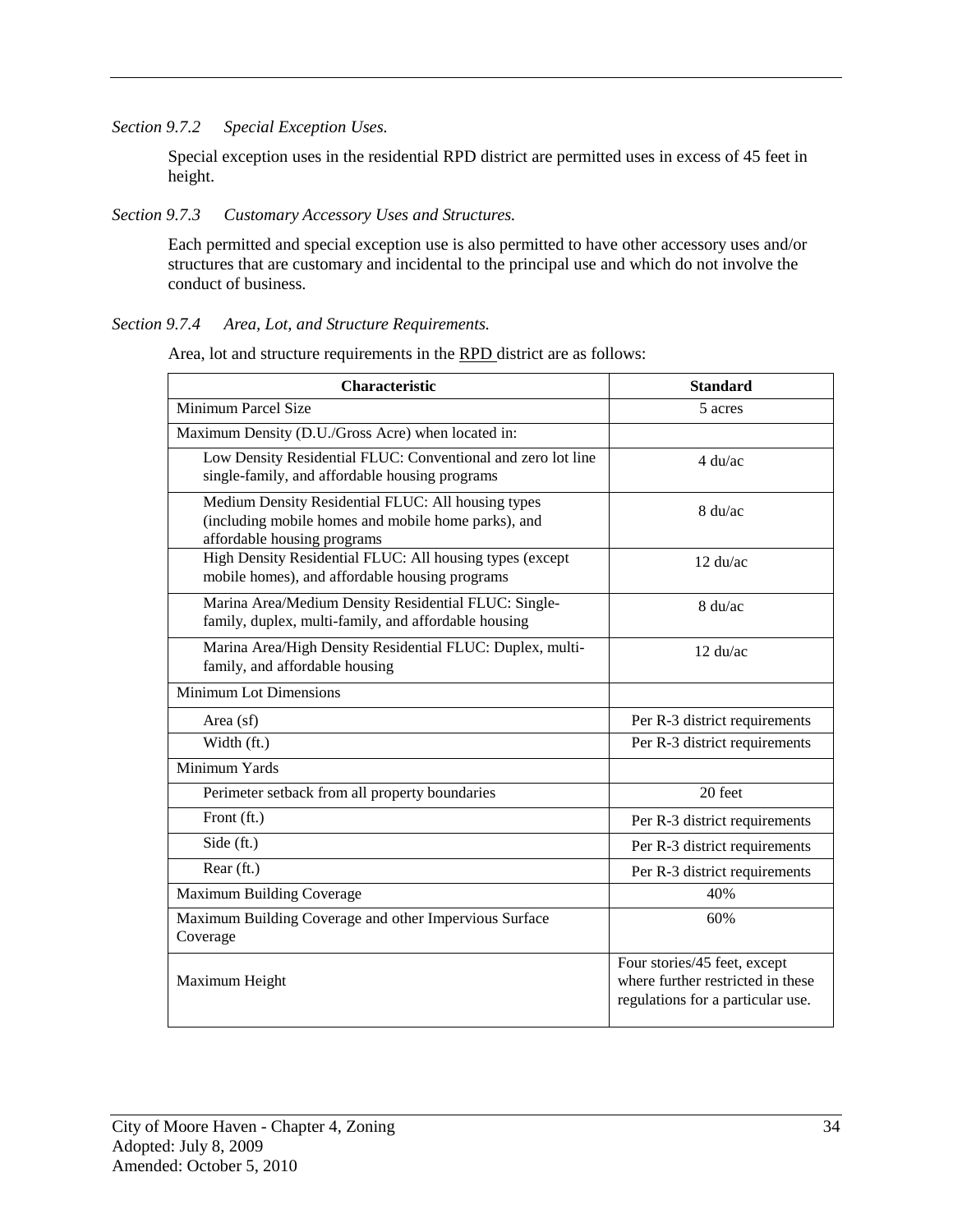*Section 9.7.2 Special Exception Uses.*

Special exception uses in the residential RPD district are permitted uses in excess of 45 feet in height.

*Section 9.7.3 Customary Accessory Uses and Structures.*

Each permitted and special exception use is also permitted to have other accessory uses and/or structures that are customary and incidental to the principal use and which do not involve the conduct of business.

*Section 9.7.4 Area, Lot, and Structure Requirements.*

Area, lot and structure requirements in the RPD district are as follows:

| Characteristic | Standard |
|---|---|
| Minimum Parcel Size | 5 acres |
| Maximum Density (D.U./Gross Acre) when located in: | |
| Low Density Residential FLUC: Conventional and zero lot line single-family, and affordable housing programs | 4 du/ac |
| Medium Density Residential FLUC: All housing types (including mobile homes and mobile home parks), and affordable housing programs | 8 du/ac |
| High Density Residential FLUC: All housing types (except mobile homes), and affordable housing programs | 12 du/ac |
| Marina Area/Medium Density Residential FLUC: Single-family, duplex, multi-family, and affordable housing | 8 du/ac |
| Marina Area/High Density Residential FLUC: Duplex, multi-family, and affordable housing | 12 du/ac |
| Minimum Lot Dimensions | |
| Area (sf) | Per R-3 district requirements |
| Width (ft.) | Per R-3 district requirements |
| Minimum Yards | |
| Perimeter setback from all property boundaries | 20 feet |
| Front (ft.) | Per R-3 district requirements |
| Side (ft.) | Per R-3 district requirements |
| Rear (ft.) | Per R-3 district requirements |
| Maximum Building Coverage | 40% |
| Maximum Building Coverage and other Impervious Surface Coverage | 60% |
| Maximum Height | Four stories/45 feet, except where further restricted in these regulations for a particular use. |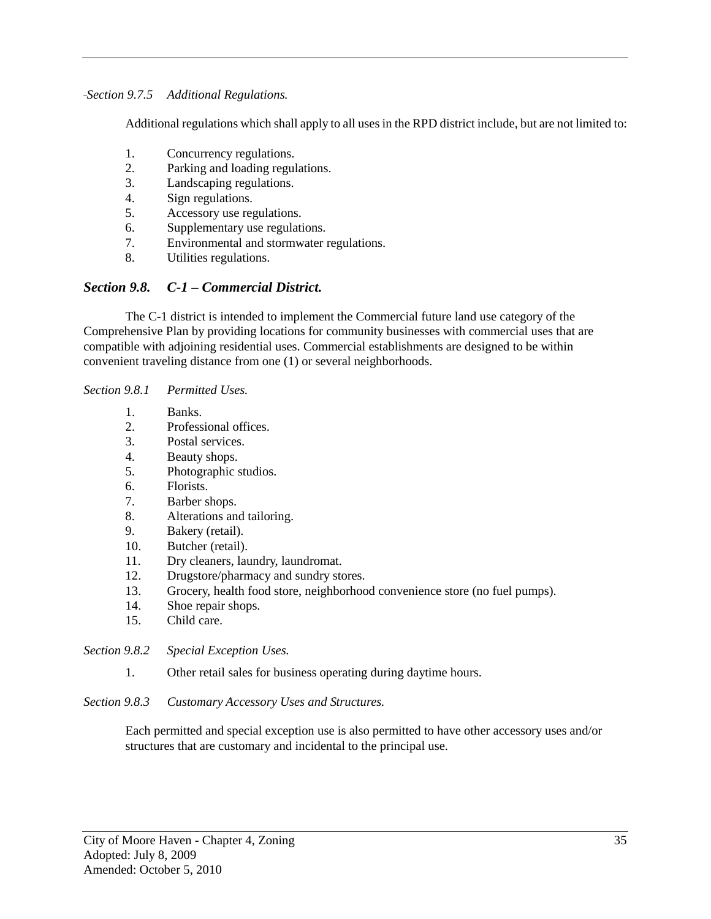*Section 9.7.5 Additional Regulations.*

Additional regulations which shall apply to all uses in the RPD district include, but are not limited to:

1. Concurrency regulations.
2. Parking and loading regulations.
3. Landscaping regulations.
4. Sign regulations.
5. Accessory use regulations.
6. Supplementary use regulations.
7. Environmental and stormwater regulations.
8. Utilities regulations.

### *Section 9.8. C-1 – Commercial District.*

The C-1 district is intended to implement the Commercial future land use category of the Comprehensive Plan by providing locations for community businesses with commercial uses that are compatible with adjoining residential uses. Commercial establishments are designed to be within convenient traveling distance from one (1) or several neighborhoods.

*Section 9.8.1 Permitted Uses.*

1. Banks.
2. Professional offices.
3. Postal services.
4. Beauty shops.
5. Photographic studios.
6. Florists.
7. Barber shops.
8. Alterations and tailoring.
9. Bakery (retail).
10. Butcher (retail).
11. Dry cleaners, laundry, laundromat.
12. Drugstore/pharmacy and sundry stores.
13. Grocery, health food store, neighborhood convenience store (no fuel pumps).
14. Shoe repair shops.
15. Child care.

*Section 9.8.2 Special Exception Uses.*

1. Other retail sales for business operating during daytime hours.

*Section 9.8.3 Customary Accessory Uses and Structures.*

Each permitted and special exception use is also permitted to have other accessory uses and/or structures that are customary and incidental to the principal use.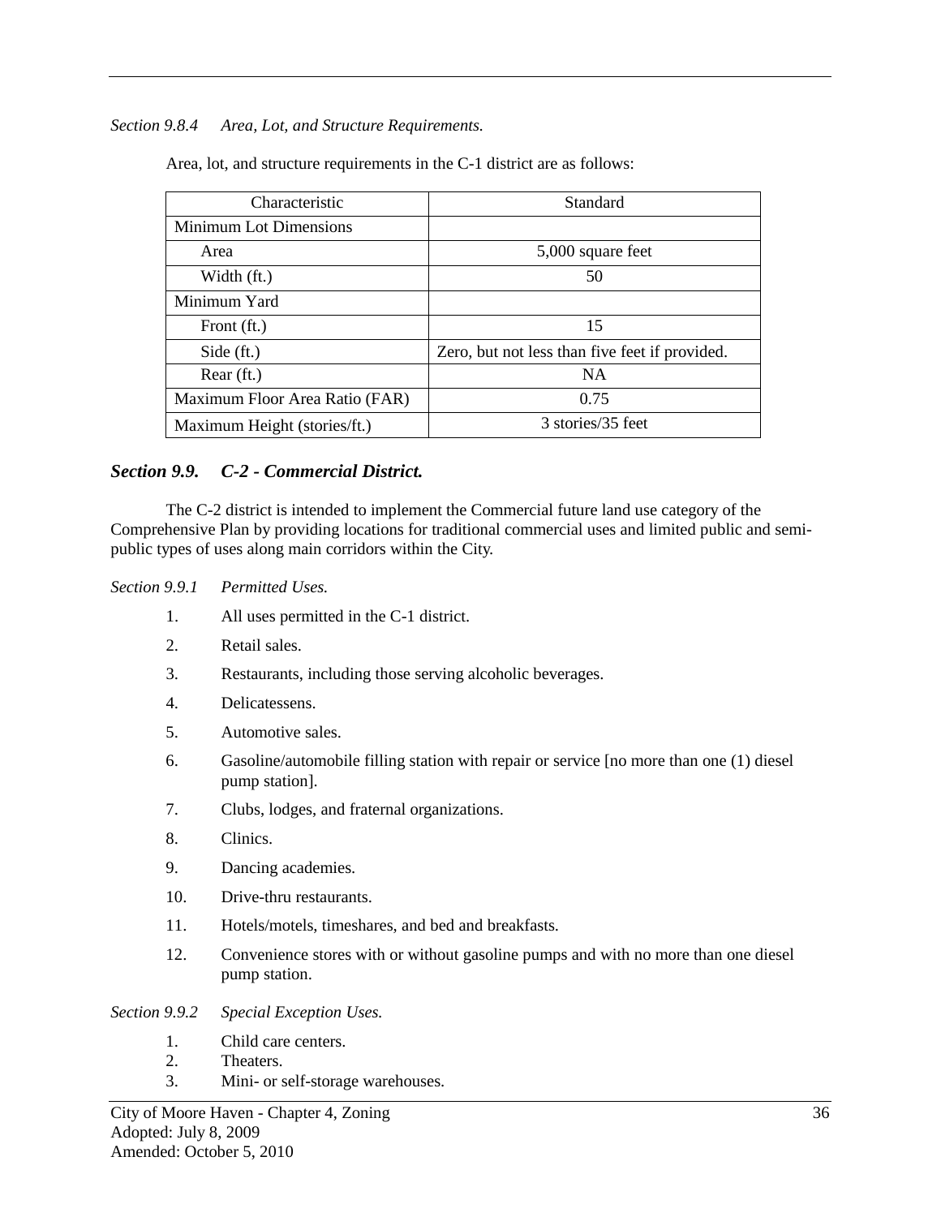*Section 9.8.4 Area, Lot, and Structure Requirements.*

Area, lot, and structure requirements in the C-1 district are as follows:

| Characteristic | Standard |
|---|---|
| Minimum Lot Dimensions | |
| Area | 5,000 square feet |
| Width (ft.) | 50 |
| Minimum Yard | |
| Front (ft.) | 15 |
| Side (ft.) | Zero, but not less than five feet if provided. |
| Rear (ft.) | NA |
| Maximum Floor Area Ratio (FAR) | 0.75 |
| Maximum Height (stories/ft.) | 3 stories/35 feet |

## *Section 9.9. C-2 - Commercial District.*

The C-2 district is intended to implement the Commercial future land use category of the Comprehensive Plan by providing locations for traditional commercial uses and limited public and semi-public types of uses along main corridors within the City.

*Section 9.9.1 Permitted Uses.*

1. All uses permitted in the C-1 district.
2. Retail sales.
3. Restaurants, including those serving alcoholic beverages.
4. Delicatessens.
5. Automotive sales.
6. Gasoline/automobile filling station with repair or service [no more than one (1) diesel pump station].
7. Clubs, lodges, and fraternal organizations.
8. Clinics.
9. Dancing academies.
10. Drive-thru restaurants.
11. Hotels/motels, timeshares, and bed and breakfasts.
12. Convenience stores with or without gasoline pumps and with no more than one diesel pump station.

*Section 9.9.2 Special Exception Uses.*

1. Child care centers.
2. Theaters.
3. Mini- or self-storage warehouses.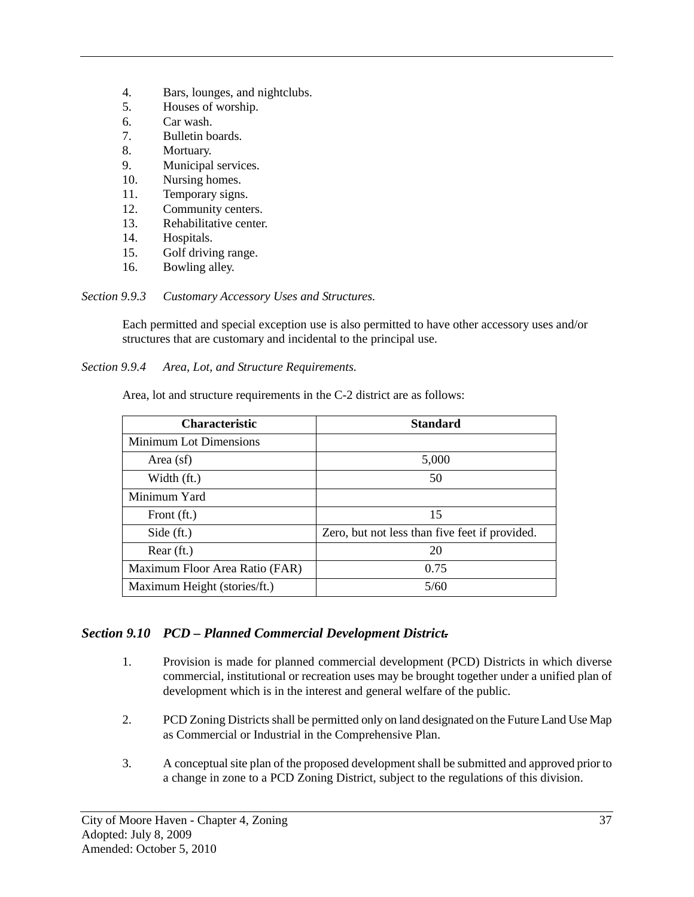4. Bars, lounges, and nightclubs.
5. Houses of worship.
6. Car wash.
7. Bulletin boards.
8. Mortuary.
9. Municipal services.
10. Nursing homes.
11. Temporary signs.
12. Community centers.
13. Rehabilitative center.
14. Hospitals.
15. Golf driving range.
16. Bowling alley.

*Section 9.9.3 Customary Accessory Uses and Structures.*

Each permitted and special exception use is also permitted to have other accessory uses and/or structures that are customary and incidental to the principal use.

*Section 9.9.4 Area, Lot, and Structure Requirements.*

Area, lot and structure requirements in the C-2 district are as follows:

| Characteristic | Standard |
|---|---|
| Minimum Lot Dimensions | |
| Area (sf) | 5,000 |
| Width (ft.) | 50 |
| Minimum Yard | |
| Front (ft.) | 15 |
| Side (ft.) | Zero, but not less than five feet if provided. |
| Rear (ft.) | 20 |
| Maximum Floor Area Ratio (FAR) | 0.75 |
| Maximum Height (stories/ft.) | 5/60 |

## *Section 9.10 PCD – Planned Commercial Development District.*

1. Provision is made for planned commercial development (PCD) Districts in which diverse commercial, institutional or recreation uses may be brought together under a unified plan of development which is in the interest and general welfare of the public.

2. PCD Zoning Districts shall be permitted only on land designated on the Future Land Use Map as Commercial or Industrial in the Comprehensive Plan.

3. A conceptual site plan of the proposed development shall be submitted and approved prior to a change in zone to a PCD Zoning District, subject to the regulations of this division.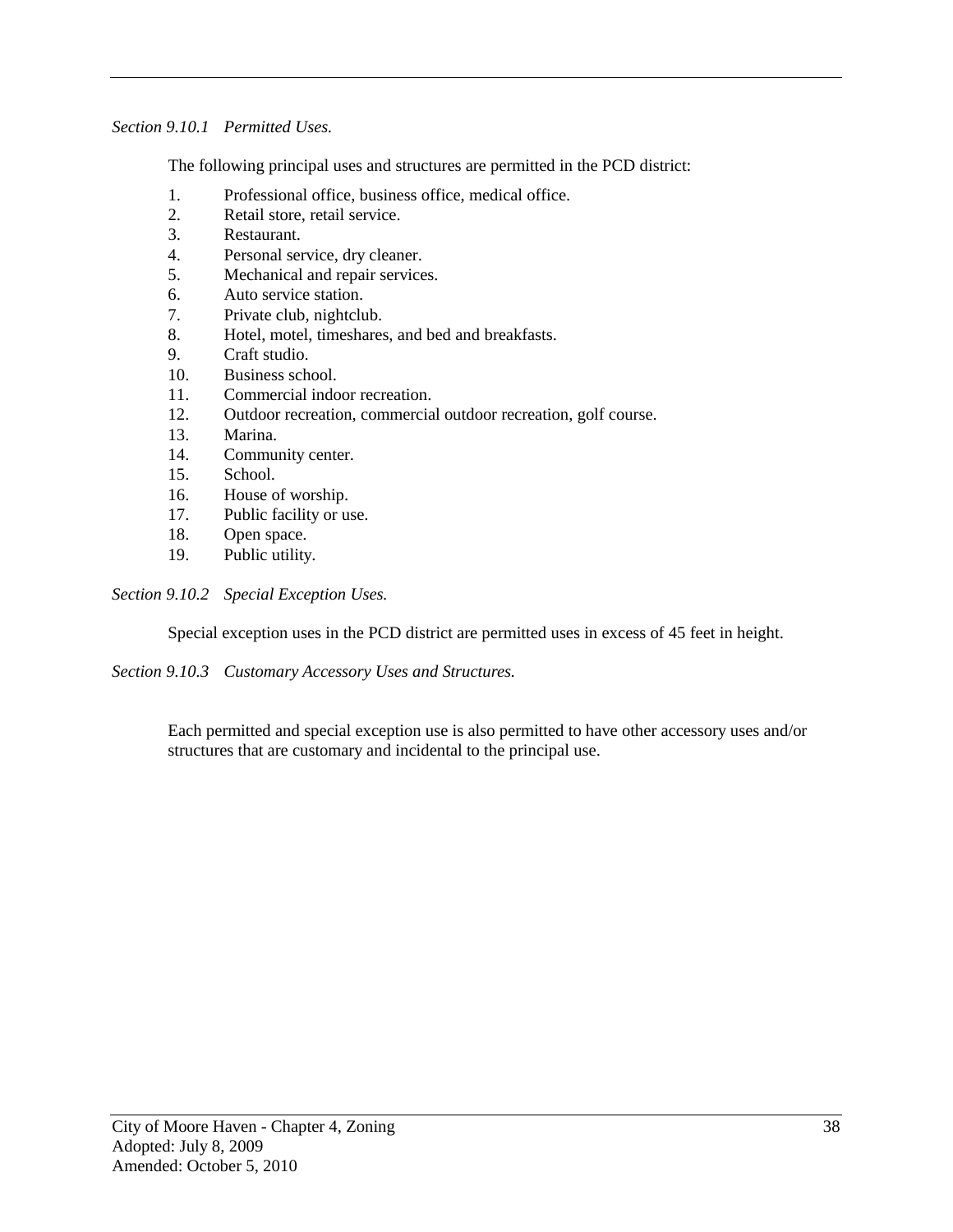*Section 9.10.1 Permitted Uses.*

The following principal uses and structures are permitted in the PCD district:

1. Professional office, business office, medical office.
2. Retail store, retail service.
3. Restaurant.
4. Personal service, dry cleaner.
5. Mechanical and repair services.
6. Auto service station.
7. Private club, nightclub.
8. Hotel, motel, timeshares, and bed and breakfasts.
9. Craft studio.
10. Business school.
11. Commercial indoor recreation.
12. Outdoor recreation, commercial outdoor recreation, golf course.
13. Marina.
14. Community center.
15. School.
16. House of worship.
17. Public facility or use.
18. Open space.
19. Public utility.

*Section 9.10.2 Special Exception Uses.*

Special exception uses in the PCD district are permitted uses in excess of 45 feet in height.

*Section 9.10.3 Customary Accessory Uses and Structures.*

Each permitted and special exception use is also permitted to have other accessory uses and/or structures that are customary and incidental to the principal use.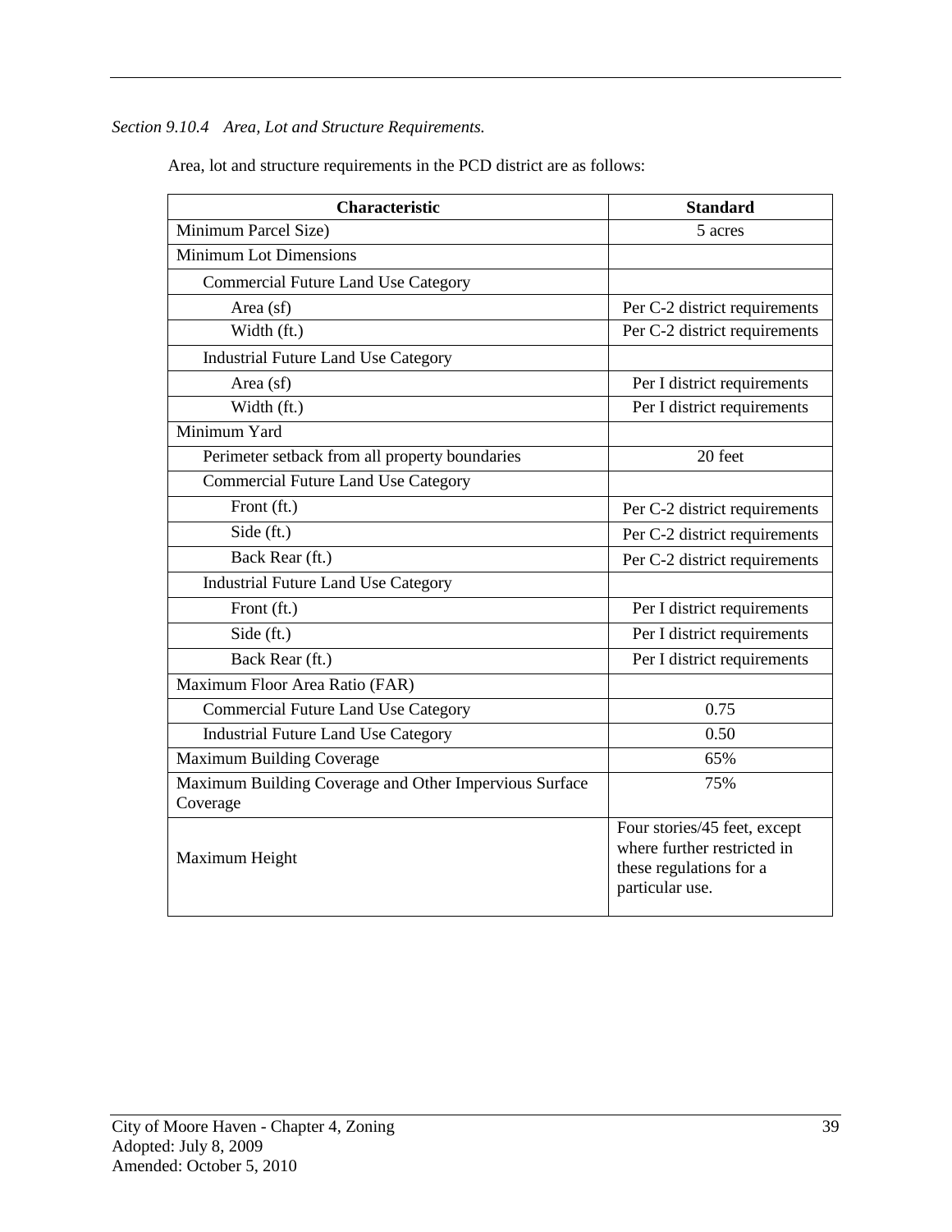*Section 9.10.4 Area, Lot and Structure Requirements.*

Area, lot and structure requirements in the PCD district are as follows:

| Characteristic | Standard |
|---|---|
| Minimum Parcel Size) | 5 acres |
| Minimum Lot Dimensions | |
| Commercial Future Land Use Category | |
| Area (sf) | Per C-2 district requirements |
| Width (ft.) | Per C-2 district requirements |
| Industrial Future Land Use Category | |
| Area (sf) | Per I district requirements |
| Width (ft.) | Per I district requirements |
| Minimum Yard | |
| Perimeter setback from all property boundaries | 20 feet |
| Commercial Future Land Use Category | |
| Front (ft.) | Per C-2 district requirements |
| Side (ft.) | Per C-2 district requirements |
| Back Rear (ft.) | Per C-2 district requirements |
| Industrial Future Land Use Category | |
| Front (ft.) | Per I district requirements |
| Side (ft.) | Per I district requirements |
| Back Rear (ft.) | Per I district requirements |
| Maximum Floor Area Ratio (FAR) | |
| Commercial Future Land Use Category | 0.75 |
| Industrial Future Land Use Category | 0.50 |
| Maximum Building Coverage | 65% |
| Maximum Building Coverage and Other Impervious Surface Coverage | 75% |
| Maximum Height | Four stories/45 feet, except where further restricted in these regulations for a particular use. |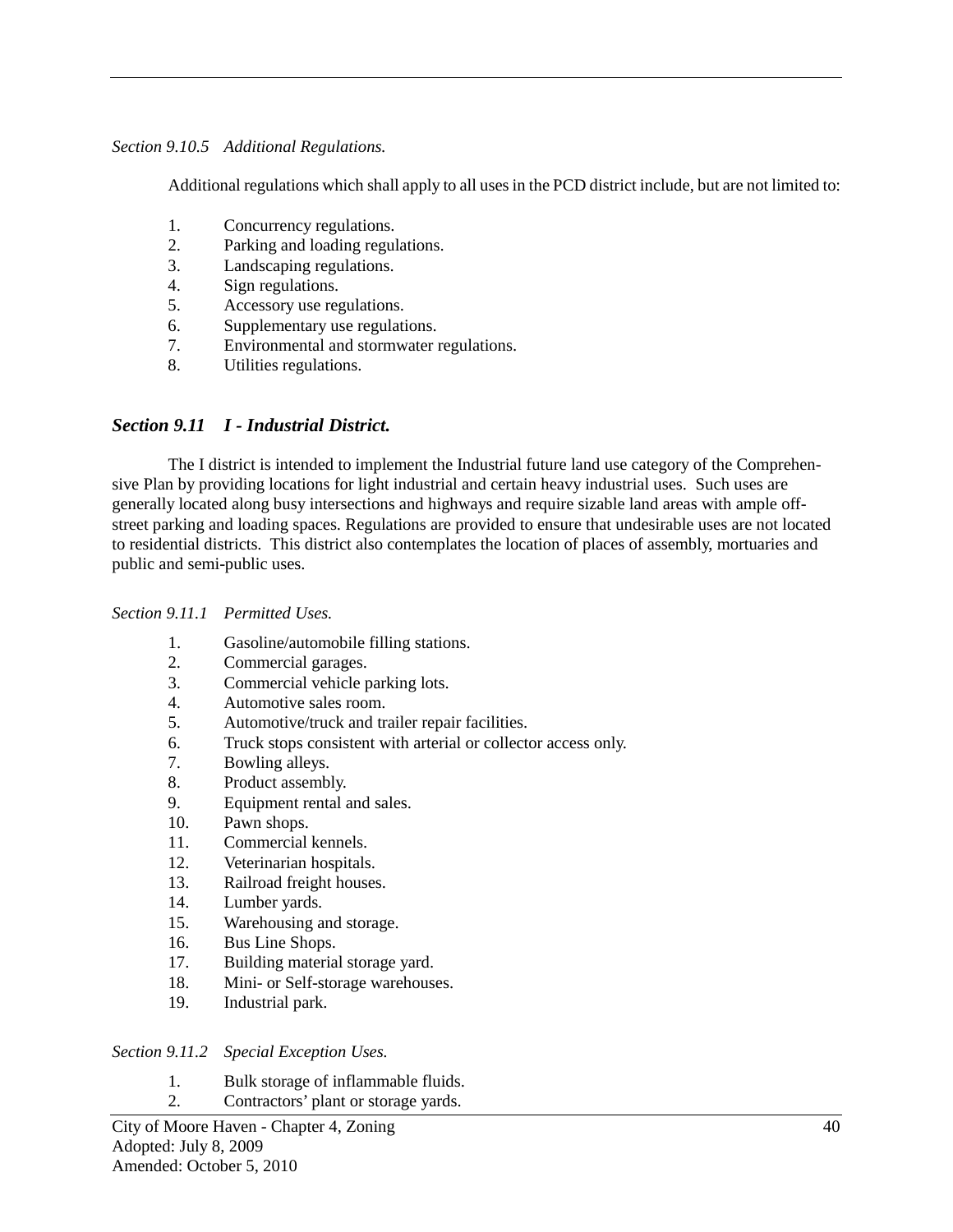*Section 9.10.5 Additional Regulations.*

Additional regulations which shall apply to all uses in the PCD district include, but are not limited to:

1. Concurrency regulations.
2. Parking and loading regulations.
3. Landscaping regulations.
4. Sign regulations.
5. Accessory use regulations.
6. Supplementary use regulations.
7. Environmental and stormwater regulations.
8. Utilities regulations.

## *Section 9.11 I - Industrial District.*

The I district is intended to implement the Industrial future land use category of the Comprehensive Plan by providing locations for light industrial and certain heavy industrial uses. Such uses are generally located along busy intersections and highways and require sizable land areas with ample off-street parking and loading spaces. Regulations are provided to ensure that undesirable uses are not located to residential districts. This district also contemplates the location of places of assembly, mortuaries and public and semi-public uses.

*Section 9.11.1 Permitted Uses.*

1. Gasoline/automobile filling stations.
2. Commercial garages.
3. Commercial vehicle parking lots.
4. Automotive sales room.
5. Automotive/truck and trailer repair facilities.
6. Truck stops consistent with arterial or collector access only.
7. Bowling alleys.
8. Product assembly.
9. Equipment rental and sales.
10. Pawn shops.
11. Commercial kennels.
12. Veterinarian hospitals.
13. Railroad freight houses.
14. Lumber yards.
15. Warehousing and storage.
16. Bus Line Shops.
17. Building material storage yard.
18. Mini- or Self-storage warehouses.
19. Industrial park.

*Section 9.11.2 Special Exception Uses.*

1. Bulk storage of inflammable fluids.
2. Contractors' plant or storage yards.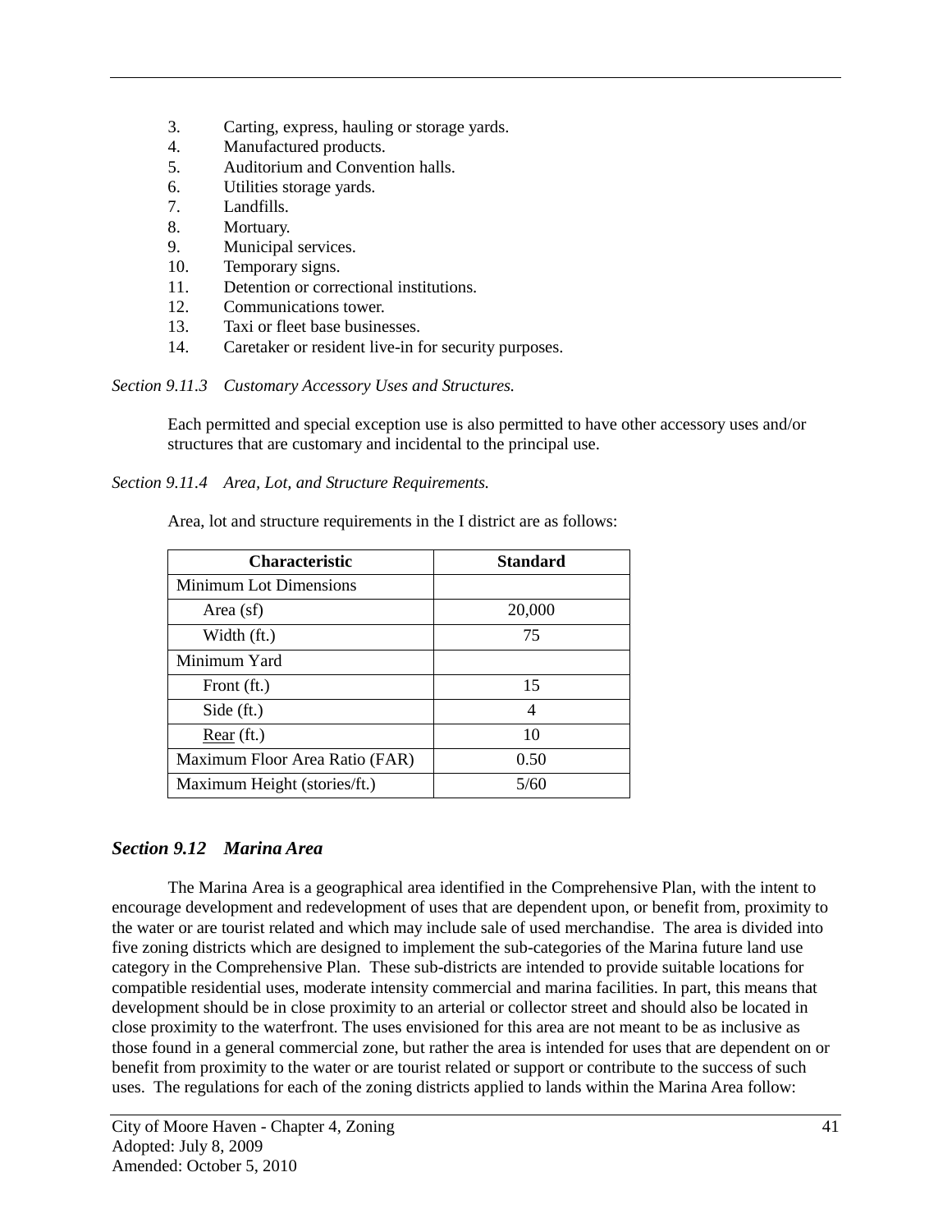3. Carting, express, hauling or storage yards.
4. Manufactured products.
5. Auditorium and Convention halls.
6. Utilities storage yards.
7. Landfills.
8. Mortuary.
9. Municipal services.
10. Temporary signs.
11. Detention or correctional institutions.
12. Communications tower.
13. Taxi or fleet base businesses.
14. Caretaker or resident live-in for security purposes.

*Section 9.11.3 Customary Accessory Uses and Structures.*

Each permitted and special exception use is also permitted to have other accessory uses and/or structures that are customary and incidental to the principal use.

*Section 9.11.4 Area, Lot, and Structure Requirements.*

Area, lot and structure requirements in the I district are as follows:

| Characteristic | Standard |
|---|---|
| Minimum Lot Dimensions | |
| Area (sf) | 20,000 |
| Width (ft.) | 75 |
| Minimum Yard | |
| Front (ft.) | 15 |
| Side (ft.) | 4 |
| Rear (ft.) | 10 |
| Maximum Floor Area Ratio (FAR) | 0.50 |
| Maximum Height (stories/ft.) | 5/60 |

### *Section 9.12 Marina Area*

The Marina Area is a geographical area identified in the Comprehensive Plan, with the intent to encourage development and redevelopment of uses that are dependent upon, or benefit from, proximity to the water or are tourist related and which may include sale of used merchandise. The area is divided into five zoning districts which are designed to implement the sub-categories of the Marina future land use category in the Comprehensive Plan. These sub-districts are intended to provide suitable locations for compatible residential uses, moderate intensity commercial and marina facilities. In part, this means that development should be in close proximity to an arterial or collector street and should also be located in close proximity to the waterfront. The uses envisioned for this area are not meant to be as inclusive as those found in a general commercial zone, but rather the area is intended for uses that are dependent on or benefit from proximity to the water or are tourist related or support or contribute to the success of such uses. The regulations for each of the zoning districts applied to lands within the Marina Area follow: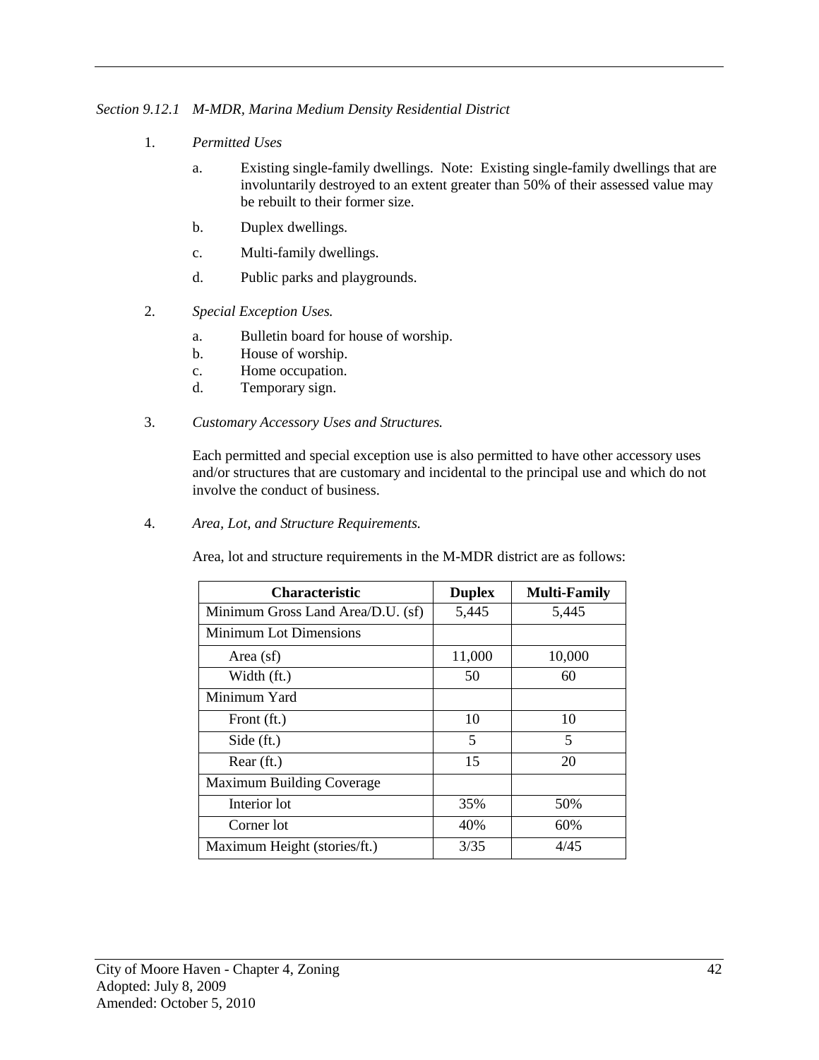*Section 9.12.1 M-MDR, Marina Medium Density Residential District*

1. *Permitted Uses*

   a. Existing single-family dwellings. Note: Existing single-family dwellings that are involuntarily destroyed to an extent greater than 50% of their assessed value may be rebuilt to their former size.

   b. Duplex dwellings.

   c. Multi-family dwellings.

   d. Public parks and playgrounds.

2. *Special Exception Uses.*

   a. Bulletin board for house of worship.
   b. House of worship.
   c. Home occupation.
   d. Temporary sign.

3. *Customary Accessory Uses and Structures.*

   Each permitted and special exception use is also permitted to have other accessory uses and/or structures that are customary and incidental to the principal use and which do not involve the conduct of business.

4. *Area, Lot, and Structure Requirements.*

   Area, lot and structure requirements in the M-MDR district are as follows:

| Characteristic | Duplex | Multi-Family |
|---|---|---|
| Minimum Gross Land Area/D.U. (sf) | 5,445 | 5,445 |
| Minimum Lot Dimensions | | |
| Area (sf) | 11,000 | 10,000 |
| Width (ft.) | 50 | 60 |
| Minimum Yard | | |
| Front (ft.) | 10 | 10 |
| Side (ft.) | 5 | 5 |
| Rear (ft.) | 15 | 20 |
| Maximum Building Coverage | | |
| Interior lot | 35% | 50% |
| Corner lot | 40% | 60% |
| Maximum Height (stories/ft.) | 3/35 | 4/45 |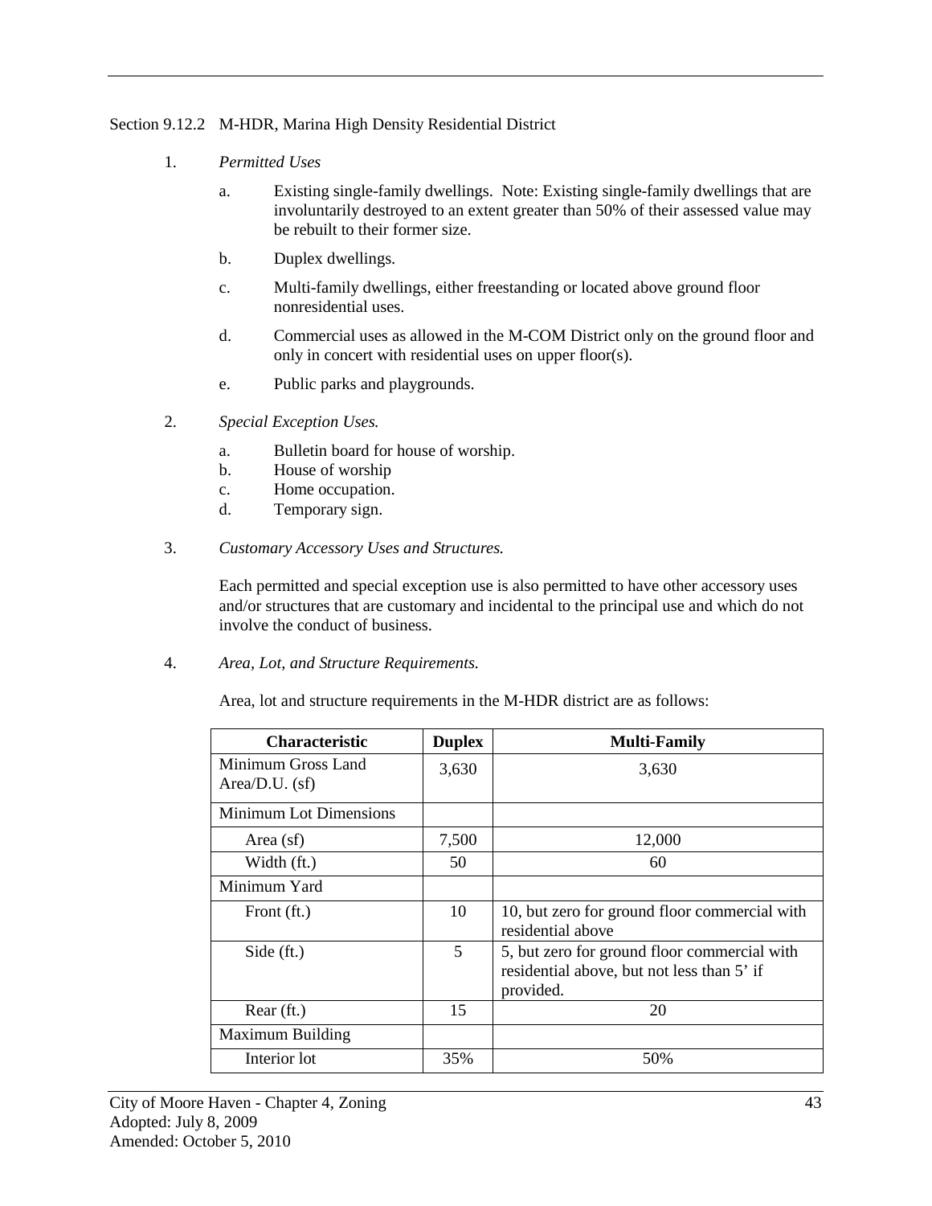Section 9.12.2 M-HDR, Marina High Density Residential District

1. *Permitted Uses*

   a. Existing single-family dwellings. Note: Existing single-family dwellings that are involuntarily destroyed to an extent greater than 50% of their assessed value may be rebuilt to their former size.

   b. Duplex dwellings.

   c. Multi-family dwellings, either freestanding or located above ground floor nonresidential uses.

   d. Commercial uses as allowed in the M-COM District only on the ground floor and only in concert with residential uses on upper floor(s).

   e. Public parks and playgrounds.

2. *Special Exception Uses.*

   a. Bulletin board for house of worship.
   b. House of worship
   c. Home occupation.
   d. Temporary sign.

3. *Customary Accessory Uses and Structures.*

   Each permitted and special exception use is also permitted to have other accessory uses and/or structures that are customary and incidental to the principal use and which do not involve the conduct of business.

4. *Area, Lot, and Structure Requirements.*

   Area, lot and structure requirements in the M-HDR district are as follows:

| Characteristic | Duplex | Multi-Family |
|---|---|---|
| Minimum Gross Land Area/D.U. (sf) | 3,630 | 3,630 |
| Minimum Lot Dimensions | | |
| Area (sf) | 7,500 | 12,000 |
| Width (ft.) | 50 | 60 |
| Minimum Yard | | |
| Front (ft.) | 10 | 10, but zero for ground floor commercial with residential above |
| Side (ft.) | 5 | 5, but zero for ground floor commercial with residential above, but not less than 5' if provided. |
| Rear (ft.) | 15 | 20 |
| Maximum Building | | |
| Interior lot | 35% | 50% |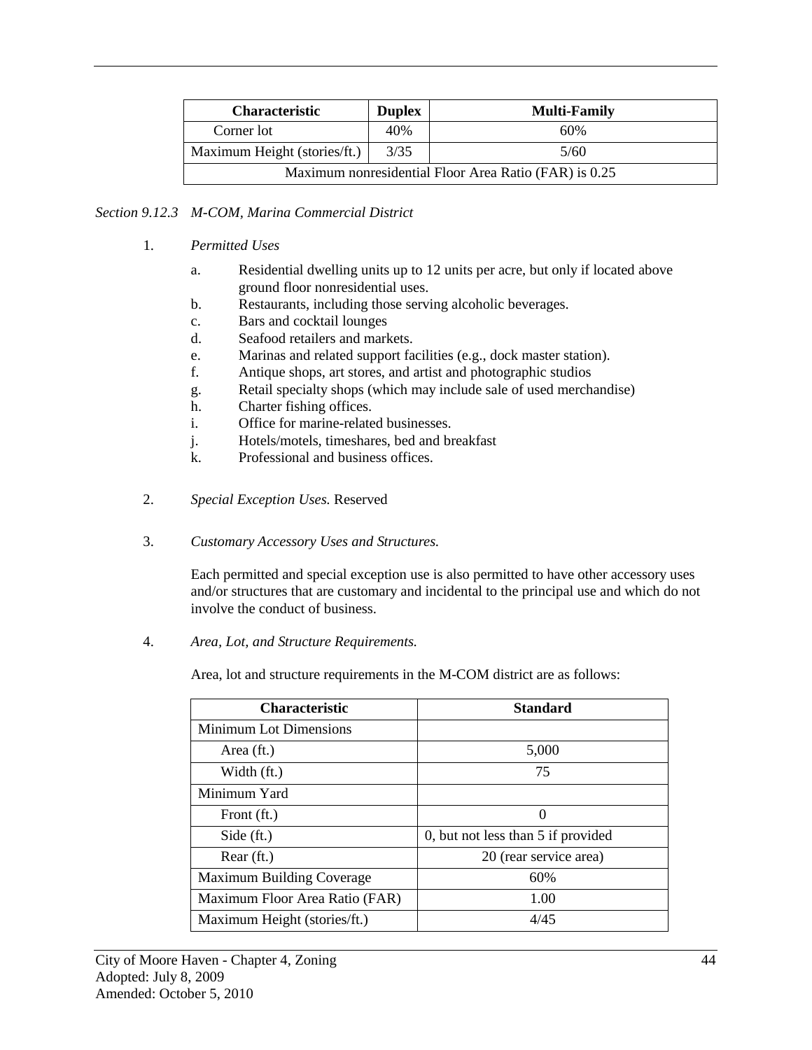| Characteristic | Duplex | Multi-Family |
|---|---|---|
| Corner lot | 40% | 60% |
| Maximum Height (stories/ft.) | 3/35 | 5/60 |
| Maximum nonresidential Floor Area Ratio (FAR) is 0.25 | | |

*Section 9.12.3 M-COM, Marina Commercial District*

1. *Permitted Uses*

   a. Residential dwelling units up to 12 units per acre, but only if located above ground floor nonresidential uses.
   b. Restaurants, including those serving alcoholic beverages.
   c. Bars and cocktail lounges
   d. Seafood retailers and markets.
   e. Marinas and related support facilities (e.g., dock master station).
   f. Antique shops, art stores, and artist and photographic studios
   g. Retail specialty shops (which may include sale of used merchandise)
   h. Charter fishing offices.
   i. Office for marine-related businesses.
   j. Hotels/motels, timeshares, bed and breakfast
   k. Professional and business offices.

2. *Special Exception Uses.* Reserved

3. *Customary Accessory Uses and Structures.*

   Each permitted and special exception use is also permitted to have other accessory uses and/or structures that are customary and incidental to the principal use and which do not involve the conduct of business.

4. *Area, Lot, and Structure Requirements.*

   Area, lot and structure requirements in the M-COM district are as follows:

| Characteristic | Standard |
|---|---|
| Minimum Lot Dimensions | |
| Area (ft.) | 5,000 |
| Width (ft.) | 75 |
| Minimum Yard | |
| Front (ft.) | 0 |
| Side (ft.) | 0, but not less than 5 if provided |
| Rear (ft.) | 20 (rear service area) |
| Maximum Building Coverage | 60% |
| Maximum Floor Area Ratio (FAR) | 1.00 |
| Maximum Height (stories/ft.) | 4/45 |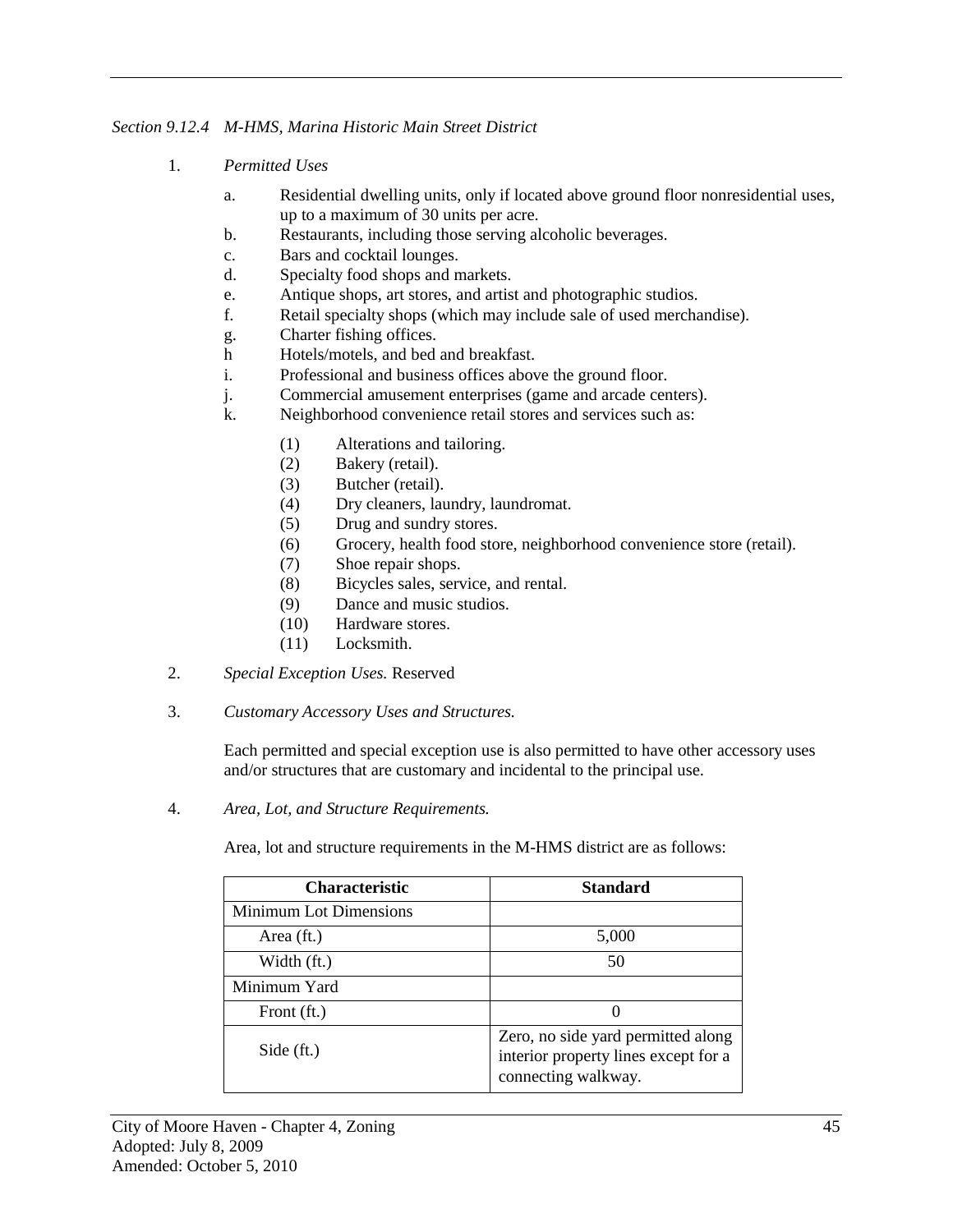*Section 9.12.4 M-HMS, Marina Historic Main Street District*

1. *Permitted Uses*

   a. Residential dwelling units, only if located above ground floor nonresidential uses, up to a maximum of 30 units per acre.
   b. Restaurants, including those serving alcoholic beverages.
   c. Bars and cocktail lounges.
   d. Specialty food shops and markets.
   e. Antique shops, art stores, and artist and photographic studios.
   f. Retail specialty shops (which may include sale of used merchandise).
   g. Charter fishing offices.
   h Hotels/motels, and bed and breakfast.
   i. Professional and business offices above the ground floor.
   j. Commercial amusement enterprises (game and arcade centers).
   k. Neighborhood convenience retail stores and services such as:

      (1) Alterations and tailoring.
      (2) Bakery (retail).
      (3) Butcher (retail).
      (4) Dry cleaners, laundry, laundromat.
      (5) Drug and sundry stores.
      (6) Grocery, health food store, neighborhood convenience store (retail).
      (7) Shoe repair shops.
      (8) Bicycles sales, service, and rental.
      (9) Dance and music studios.
      (10) Hardware stores.
      (11) Locksmith.

2. *Special Exception Uses.* Reserved

3. *Customary Accessory Uses and Structures.*

   Each permitted and special exception use is also permitted to have other accessory uses and/or structures that are customary and incidental to the principal use.

4. *Area, Lot, and Structure Requirements.*

   Area, lot and structure requirements in the M-HMS district are as follows:

| Characteristic | Standard |
|---|---|
| Minimum Lot Dimensions | |
| Area (ft.) | 5,000 |
| Width (ft.) | 50 |
| Minimum Yard | |
| Front (ft.) | 0 |
| Side (ft.) | Zero, no side yard permitted along interior property lines except for a connecting walkway. |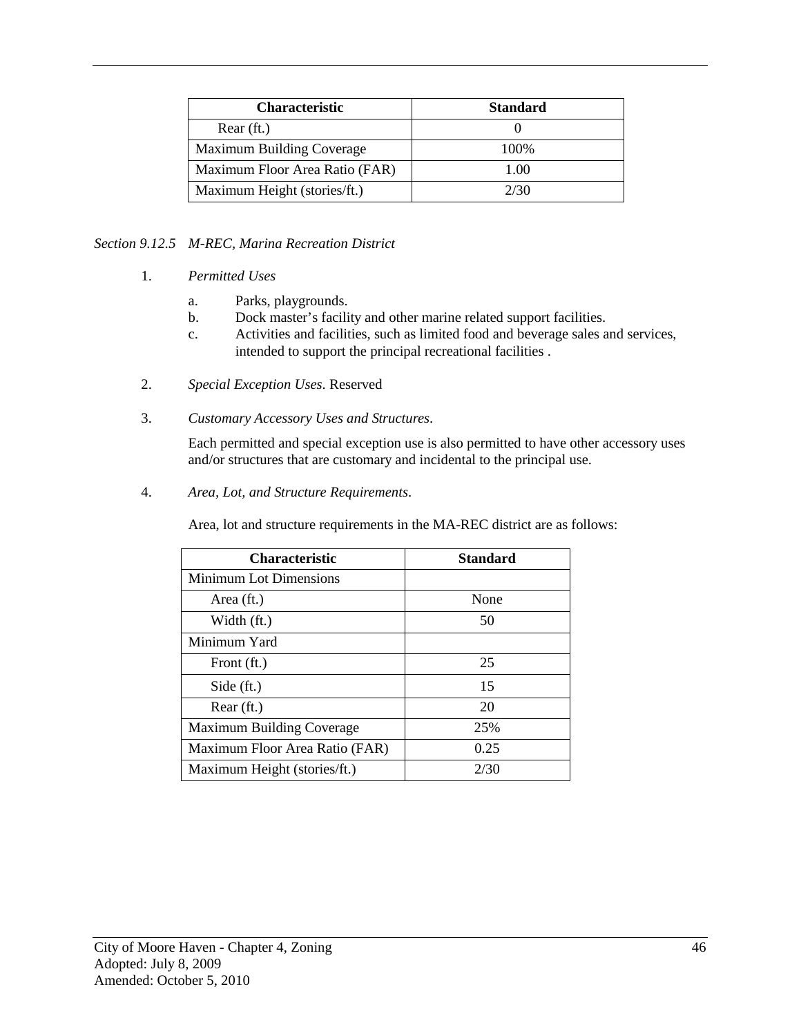| Characteristic | Standard |
|---|---|
| Rear (ft.) | 0 |
| Maximum Building Coverage | 100% |
| Maximum Floor Area Ratio (FAR) | 1.00 |
| Maximum Height (stories/ft.) | 2/30 |

*Section 9.12.5 M-REC, Marina Recreation District*

1. *Permitted Uses*

   a. Parks, playgrounds.
   b. Dock master's facility and other marine related support facilities.
   c. Activities and facilities, such as limited food and beverage sales and services, intended to support the principal recreational facilities .

2. *Special Exception Uses*. Reserved

3. *Customary Accessory Uses and Structures*.

   Each permitted and special exception use is also permitted to have other accessory uses and/or structures that are customary and incidental to the principal use.

4. *Area, Lot, and Structure Requirements*.

   Area, lot and structure requirements in the MA-REC district are as follows:

| Characteristic | Standard |
|---|---|
| Minimum Lot Dimensions | |
| Area (ft.) | None |
| Width (ft.) | 50 |
| Minimum Yard | |
| Front (ft.) | 25 |
| Side (ft.) | 15 |
| Rear (ft.) | 20 |
| Maximum Building Coverage | 25% |
| Maximum Floor Area Ratio (FAR) | 0.25 |
| Maximum Height (stories/ft.) | 2/30 |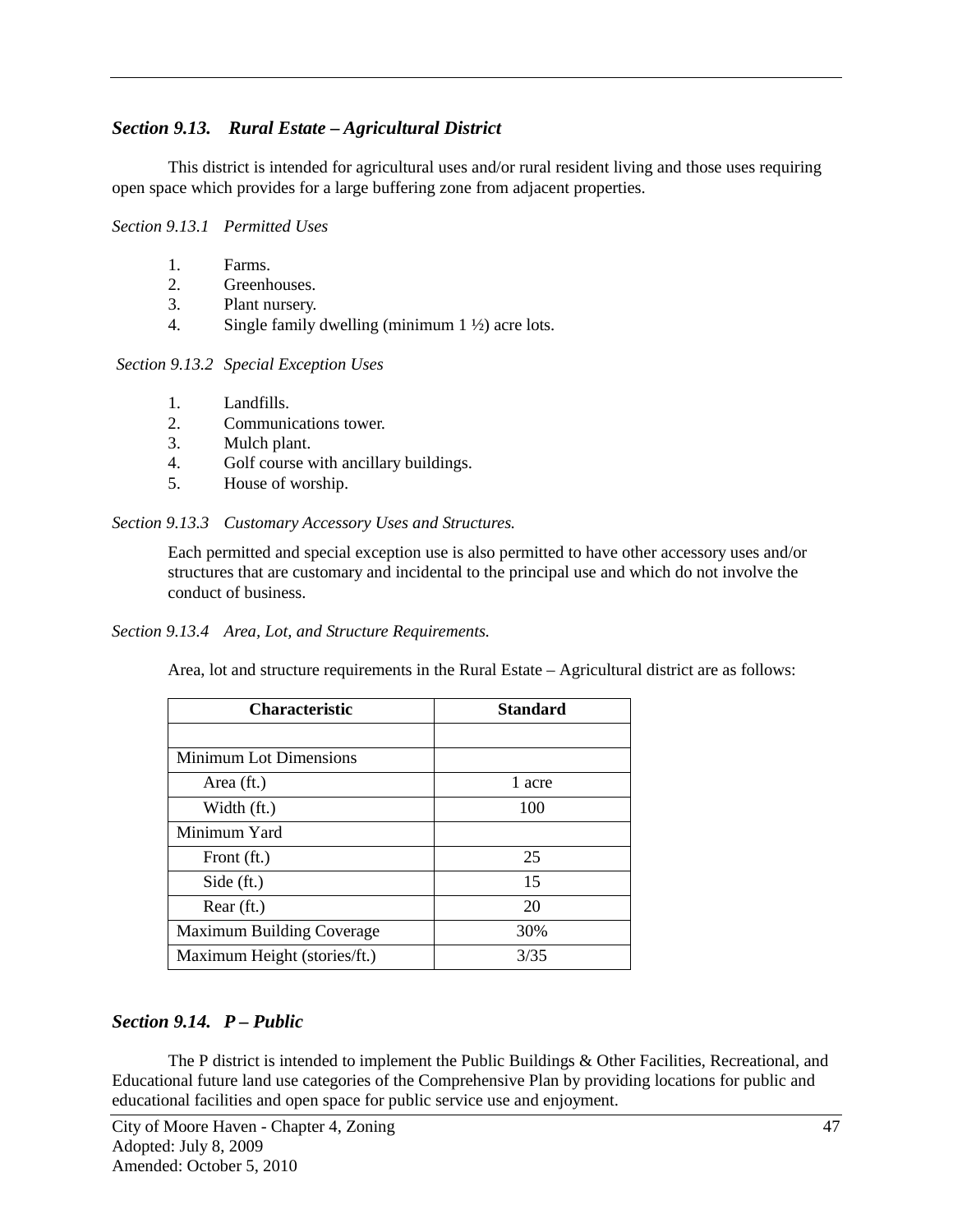### *Section 9.13. Rural Estate – Agricultural District*

This district is intended for agricultural uses and/or rural resident living and those uses requiring open space which provides for a large buffering zone from adjacent properties.

*Section 9.13.1 Permitted Uses*

1. Farms.
2. Greenhouses.
3. Plant nursery.
4. Single family dwelling (minimum 1 ½) acre lots.

*Section 9.13.2 Special Exception Uses*

1. Landfills.
2. Communications tower.
3. Mulch plant.
4. Golf course with ancillary buildings.
5. House of worship.

*Section 9.13.3 Customary Accessory Uses and Structures.*

Each permitted and special exception use is also permitted to have other accessory uses and/or structures that are customary and incidental to the principal use and which do not involve the conduct of business.

*Section 9.13.4 Area, Lot, and Structure Requirements.*

Area, lot and structure requirements in the Rural Estate – Agricultural district are as follows:

| Characteristic | Standard |
|---|---|
| | |
| Minimum Lot Dimensions | |
| Area (ft.) | 1 acre |
| Width (ft.) | 100 |
| Minimum Yard | |
| Front (ft.) | 25 |
| Side (ft.) | 15 |
| Rear (ft.) | 20 |
| Maximum Building Coverage | 30% |
| Maximum Height (stories/ft.) | 3/35 |

### *Section 9.14. P – Public*

The P district is intended to implement the Public Buildings & Other Facilities, Recreational, and Educational future land use categories of the Comprehensive Plan by providing locations for public and educational facilities and open space for public service use and enjoyment.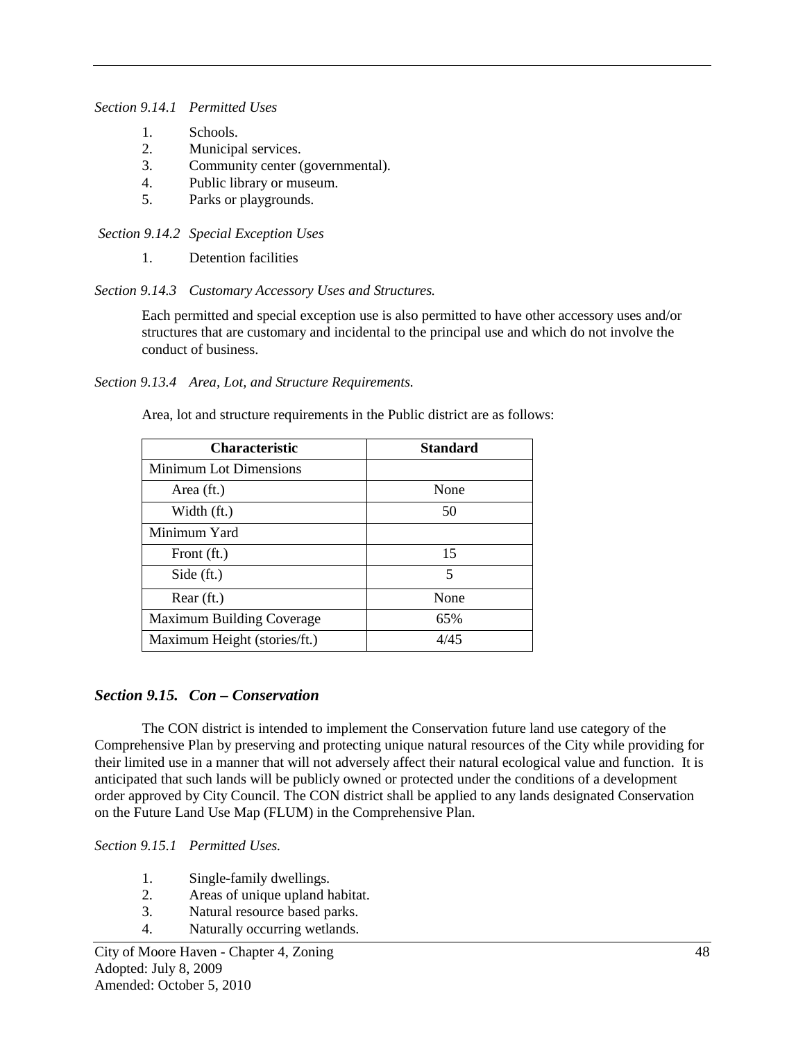*Section 9.14.1 Permitted Uses*

1. Schools.
2. Municipal services.
3. Community center (governmental).
4. Public library or museum.
5. Parks or playgrounds.

*Section 9.14.2 Special Exception Uses*

1. Detention facilities

*Section 9.14.3 Customary Accessory Uses and Structures.*

Each permitted and special exception use is also permitted to have other accessory uses and/or structures that are customary and incidental to the principal use and which do not involve the conduct of business.

*Section 9.13.4 Area, Lot, and Structure Requirements.*

Area, lot and structure requirements in the Public district are as follows:

| Characteristic | Standard |
|---|---|
| Minimum Lot Dimensions | |
| Area (ft.) | None |
| Width (ft.) | 50 |
| Minimum Yard | |
| Front (ft.) | 15 |
| Side (ft.) | 5 |
| Rear (ft.) | None |
| Maximum Building Coverage | 65% |
| Maximum Height (stories/ft.) | 4/45 |

## *Section 9.15. Con – Conservation*

The CON district is intended to implement the Conservation future land use category of the Comprehensive Plan by preserving and protecting unique natural resources of the City while providing for their limited use in a manner that will not adversely affect their natural ecological value and function. It is anticipated that such lands will be publicly owned or protected under the conditions of a development order approved by City Council. The CON district shall be applied to any lands designated Conservation on the Future Land Use Map (FLUM) in the Comprehensive Plan.

*Section 9.15.1 Permitted Uses.*

1. Single-family dwellings.
2. Areas of unique upland habitat.
3. Natural resource based parks.
4. Naturally occurring wetlands.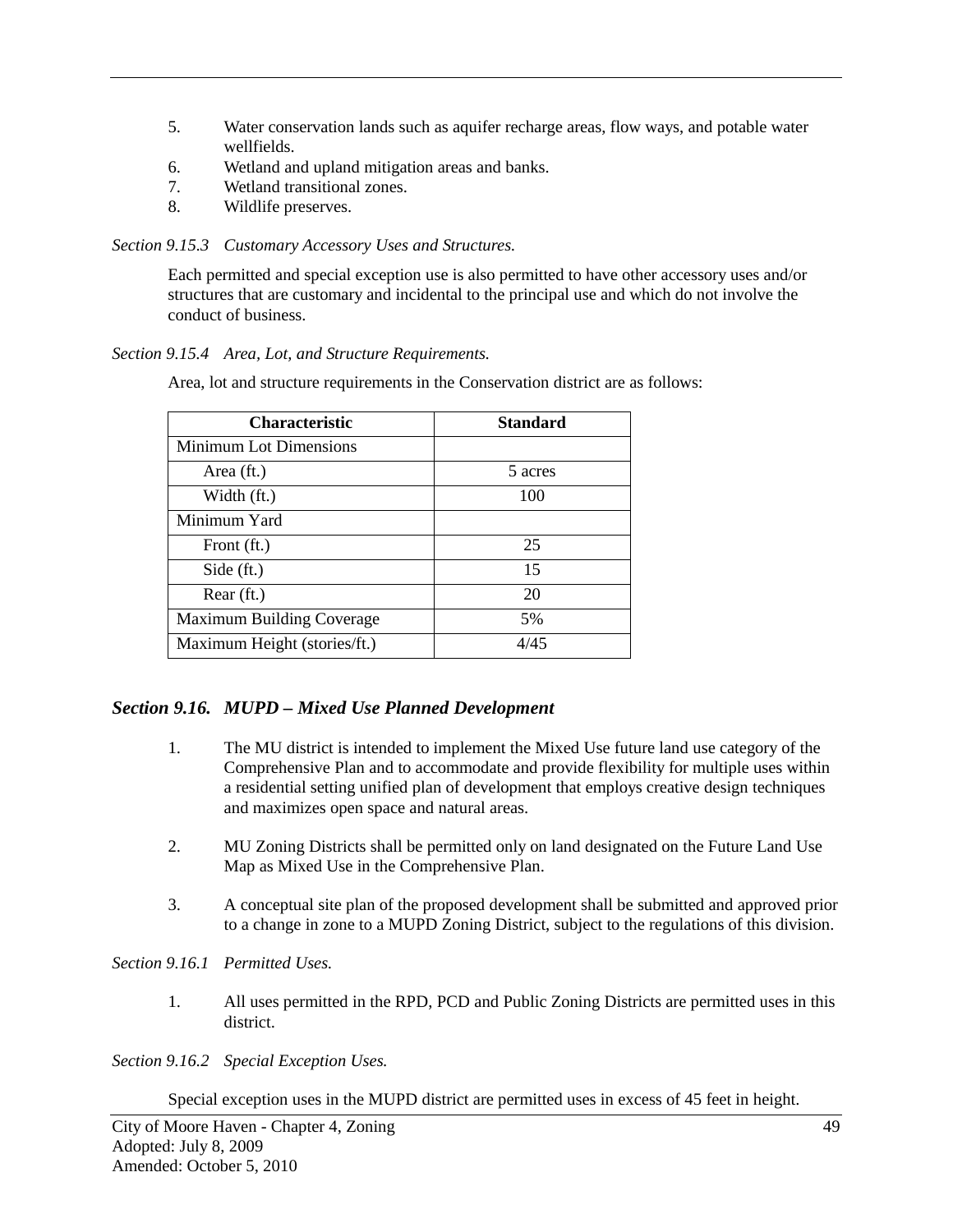5. Water conservation lands such as aquifer recharge areas, flow ways, and potable water wellfields.
6. Wetland and upland mitigation areas and banks.
7. Wetland transitional zones.
8. Wildlife preserves.

*Section 9.15.3 Customary Accessory Uses and Structures.*

Each permitted and special exception use is also permitted to have other accessory uses and/or structures that are customary and incidental to the principal use and which do not involve the conduct of business.

*Section 9.15.4 Area, Lot, and Structure Requirements.*

Area, lot and structure requirements in the Conservation district are as follows:

| Characteristic | Standard |
|---|---|
| Minimum Lot Dimensions | |
| Area (ft.) | 5 acres |
| Width (ft.) | 100 |
| Minimum Yard | |
| Front (ft.) | 25 |
| Side (ft.) | 15 |
| Rear (ft.) | 20 |
| Maximum Building Coverage | 5% |
| Maximum Height (stories/ft.) | 4/45 |

## *Section 9.16. MUPD – Mixed Use Planned Development*

1. The MU district is intended to implement the Mixed Use future land use category of the Comprehensive Plan and to accommodate and provide flexibility for multiple uses within a residential setting unified plan of development that employs creative design techniques and maximizes open space and natural areas.

2. MU Zoning Districts shall be permitted only on land designated on the Future Land Use Map as Mixed Use in the Comprehensive Plan.

3. A conceptual site plan of the proposed development shall be submitted and approved prior to a change in zone to a MUPD Zoning District, subject to the regulations of this division.

*Section 9.16.1 Permitted Uses.*

1. All uses permitted in the RPD, PCD and Public Zoning Districts are permitted uses in this district.

*Section 9.16.2 Special Exception Uses.*

Special exception uses in the MUPD district are permitted uses in excess of 45 feet in height.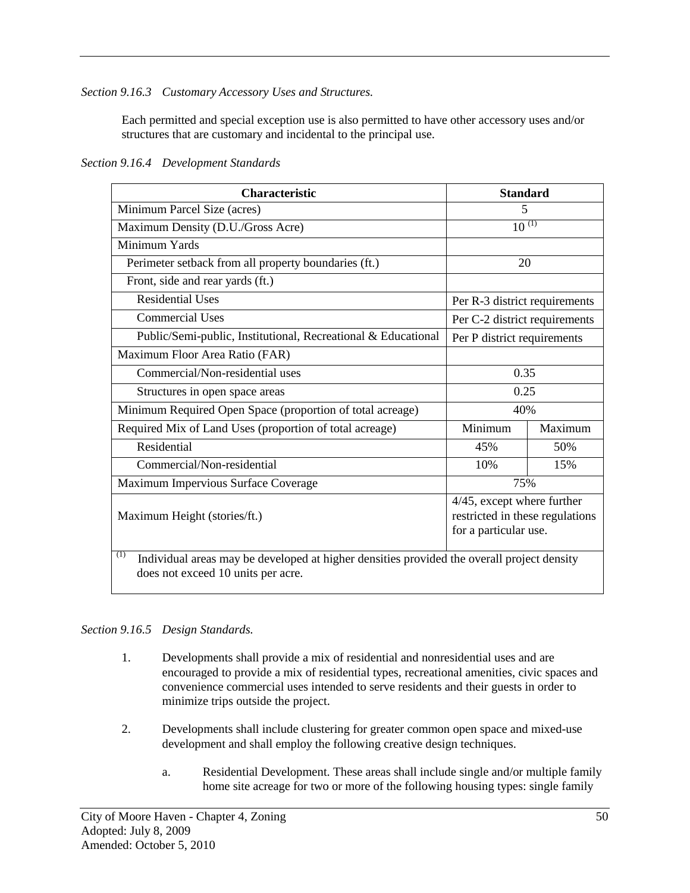*Section 9.16.3 Customary Accessory Uses and Structures.*

Each permitted and special exception use is also permitted to have other accessory uses and/or structures that are customary and incidental to the principal use.

*Section 9.16.4 Development Standards*

| Characteristic | Standard | |
|---|---|---|
| Minimum Parcel Size (acres) | 5 | |
| Maximum Density (D.U./Gross Acre) | 10 [1] | |
| Minimum Yards | | |
| Perimeter setback from all property boundaries (ft.) | 20 | |
| Front, side and rear yards (ft.) | | |
| Residential Uses | Per R-3 district requirements | |
| Commercial Uses | Per C-2 district requirements | |
| Public/Semi-public, Institutional, Recreational & Educational | Per P district requirements | |
| Maximum Floor Area Ratio (FAR) | | |
| Commercial/Non-residential uses | 0.35 | |
| Structures in open space areas | 0.25 | |
| Minimum Required Open Space (proportion of total acreage) | 40% | |
| Required Mix of Land Uses (proportion of total acreage) | Minimum | Maximum |
| Residential | 45% | 50% |
| Commercial/Non-residential | 10% | 15% |
| Maximum Impervious Surface Coverage | 75% | |
| Maximum Height (stories/ft.) | 4/45, except where further restricted in these regulations for a particular use. | |

[1] Individual areas may be developed at higher densities provided the overall project density does not exceed 10 units per acre.

*Section 9.16.5 Design Standards.*

1. Developments shall provide a mix of residential and nonresidential uses and are encouraged to provide a mix of residential types, recreational amenities, civic spaces and convenience commercial uses intended to serve residents and their guests in order to minimize trips outside the project.

2. Developments shall include clustering for greater common open space and mixed-use development and shall employ the following creative design techniques.

   a. Residential Development. These areas shall include single and/or multiple family home site acreage for two or more of the following housing types: single family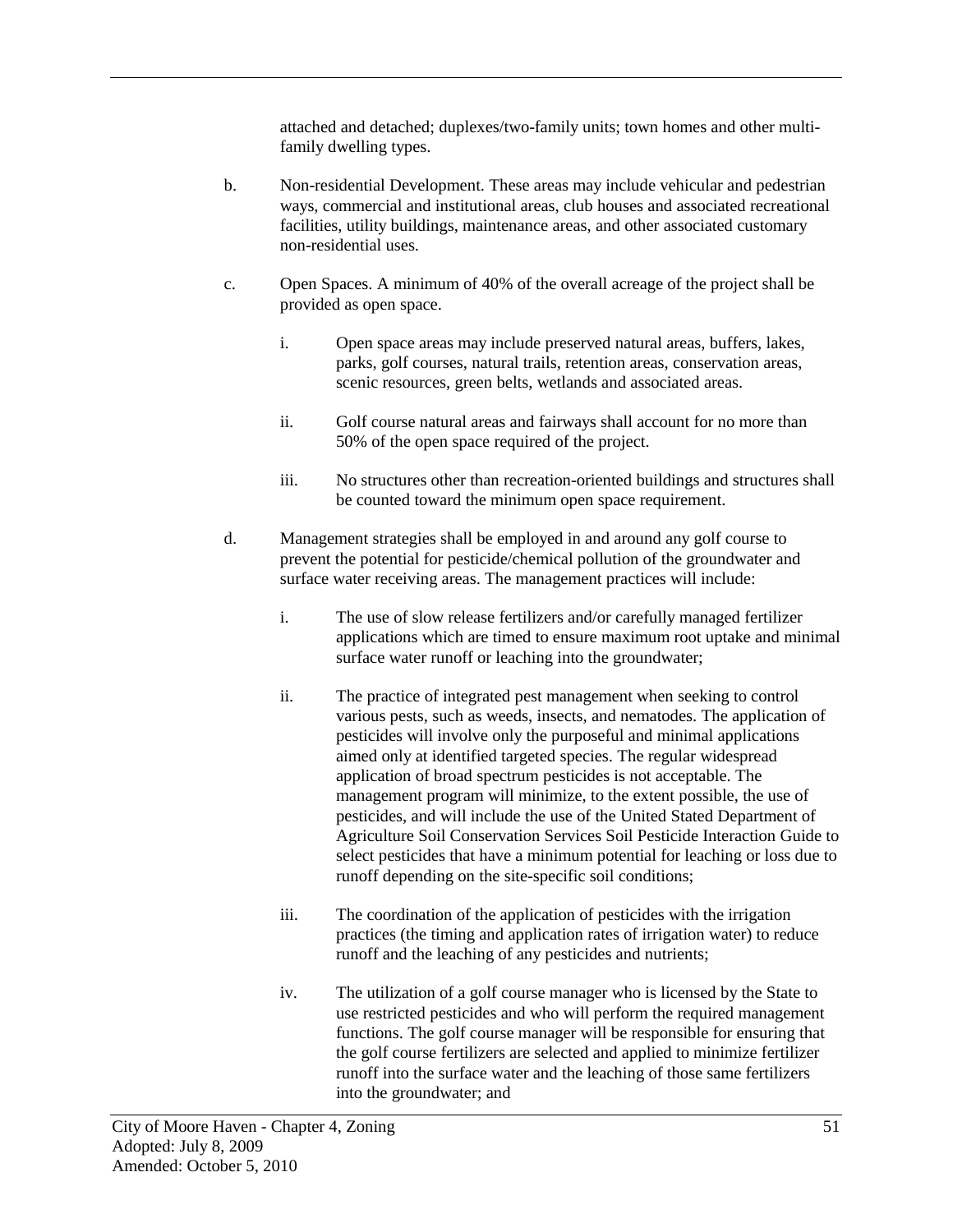attached and detached; duplexes/two-family units; town homes and other multi-family dwelling types.

b. Non-residential Development. These areas may include vehicular and pedestrian ways, commercial and institutional areas, club houses and associated recreational facilities, utility buildings, maintenance areas, and other associated customary non-residential uses.

c. Open Spaces. A minimum of 40% of the overall acreage of the project shall be provided as open space.

   i. Open space areas may include preserved natural areas, buffers, lakes, parks, golf courses, natural trails, retention areas, conservation areas, scenic resources, green belts, wetlands and associated areas.

   ii. Golf course natural areas and fairways shall account for no more than 50% of the open space required of the project.

   iii. No structures other than recreation-oriented buildings and structures shall be counted toward the minimum open space requirement.

d. Management strategies shall be employed in and around any golf course to prevent the potential for pesticide/chemical pollution of the groundwater and surface water receiving areas. The management practices will include:

   i. The use of slow release fertilizers and/or carefully managed fertilizer applications which are timed to ensure maximum root uptake and minimal surface water runoff or leaching into the groundwater;

   ii. The practice of integrated pest management when seeking to control various pests, such as weeds, insects, and nematodes. The application of pesticides will involve only the purposeful and minimal applications aimed only at identified targeted species. The regular widespread application of broad spectrum pesticides is not acceptable. The management program will minimize, to the extent possible, the use of pesticides, and will include the use of the United Stated Department of Agriculture Soil Conservation Services Soil Pesticide Interaction Guide to select pesticides that have a minimum potential for leaching or loss due to runoff depending on the site-specific soil conditions;

   iii. The coordination of the application of pesticides with the irrigation practices (the timing and application rates of irrigation water) to reduce runoff and the leaching of any pesticides and nutrients;

   iv. The utilization of a golf course manager who is licensed by the State to use restricted pesticides and who will perform the required management functions. The golf course manager will be responsible for ensuring that the golf course fertilizers are selected and applied to minimize fertilizer runoff into the surface water and the leaching of those same fertilizers into the groundwater; and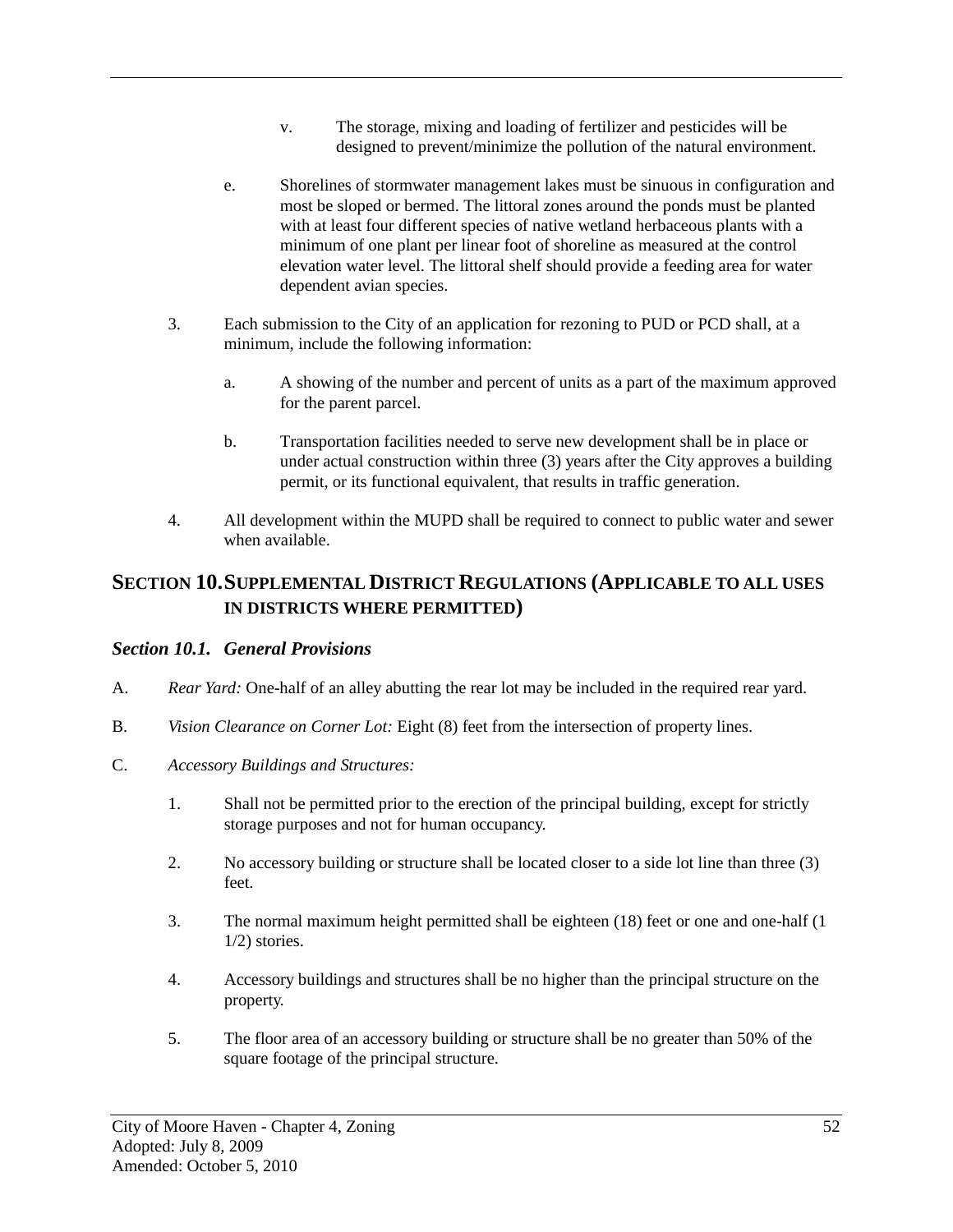v. The storage, mixing and loading of fertilizer and pesticides will be designed to prevent/minimize the pollution of the natural environment.

e. Shorelines of stormwater management lakes must be sinuous in configuration and most be sloped or bermed. The littoral zones around the ponds must be planted with at least four different species of native wetland herbaceous plants with a minimum of one plant per linear foot of shoreline as measured at the control elevation water level. The littoral shelf should provide a feeding area for water dependent avian species.

3. Each submission to the City of an application for rezoning to PUD or PCD shall, at a minimum, include the following information:

   a. A showing of the number and percent of units as a part of the maximum approved for the parent parcel.

   b. Transportation facilities needed to serve new development shall be in place or under actual construction within three (3) years after the City approves a building permit, or its functional equivalent, that results in traffic generation.

4. All development within the MUPD shall be required to connect to public water and sewer when available.

## SECTION 10. SUPPLEMENTAL DISTRICT REGULATIONS (APPLICABLE TO ALL USES IN DISTRICTS WHERE PERMITTED)

### *Section 10.1. General Provisions*

A. *Rear Yard:* One-half of an alley abutting the rear lot may be included in the required rear yard.

B. *Vision Clearance on Corner Lot:* Eight (8) feet from the intersection of property lines.

C. *Accessory Buildings and Structures:*

1. Shall not be permitted prior to the erection of the principal building, except for strictly storage purposes and not for human occupancy.

2. No accessory building or structure shall be located closer to a side lot line than three (3) feet.

3. The normal maximum height permitted shall be eighteen (18) feet or one and one-half (1 1/2) stories.

4. Accessory buildings and structures shall be no higher than the principal structure on the property.

5. The floor area of an accessory building or structure shall be no greater than 50% of the square footage of the principal structure.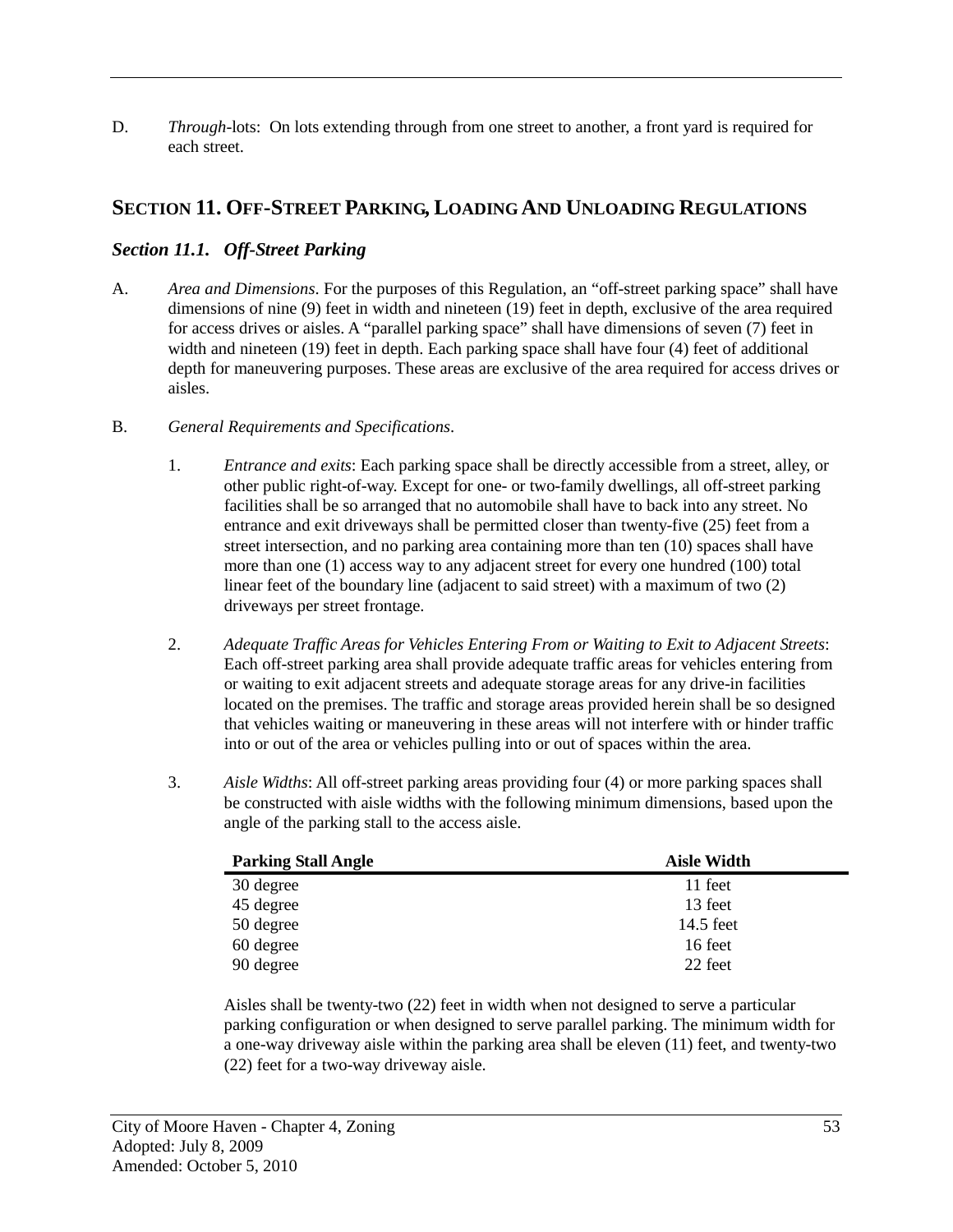D. *Through*-lots: On lots extending through from one street to another, a front yard is required for each street.

## SECTION 11. OFF-STREET PARKING, LOADING AND UNLOADING REGULATIONS

### *Section 11.1. Off-Street Parking*

A. *Area and Dimensions*. For the purposes of this Regulation, an "off-street parking space" shall have dimensions of nine (9) feet in width and nineteen (19) feet in depth, exclusive of the area required for access drives or aisles. A "parallel parking space" shall have dimensions of seven (7) feet in width and nineteen (19) feet in depth. Each parking space shall have four (4) feet of additional depth for maneuvering purposes. These areas are exclusive of the area required for access drives or aisles.

B. *General Requirements and Specifications*.

1. *Entrance and exits*: Each parking space shall be directly accessible from a street, alley, or other public right-of-way. Except for one- or two-family dwellings, all off-street parking facilities shall be so arranged that no automobile shall have to back into any street. No entrance and exit driveways shall be permitted closer than twenty-five (25) feet from a street intersection, and no parking area containing more than ten (10) spaces shall have more than one (1) access way to any adjacent street for every one hundred (100) total linear feet of the boundary line (adjacent to said street) with a maximum of two (2) driveways per street frontage.

2. *Adequate Traffic Areas for Vehicles Entering From or Waiting to Exit to Adjacent Streets*: Each off-street parking area shall provide adequate traffic areas for vehicles entering from or waiting to exit adjacent streets and adequate storage areas for any drive-in facilities located on the premises. The traffic and storage areas provided herein shall be so designed that vehicles waiting or maneuvering in these areas will not interfere with or hinder traffic into or out of the area or vehicles pulling into or out of spaces within the area.

3. *Aisle Widths*: All off-street parking areas providing four (4) or more parking spaces shall be constructed with aisle widths with the following minimum dimensions, based upon the angle of the parking stall to the access aisle.

| Parking Stall Angle | Aisle Width |
|---|---|
| 30 degree | 11 feet |
| 45 degree | 13 feet |
| 50 degree | 14.5 feet |
| 60 degree | 16 feet |
| 90 degree | 22 feet |

Aisles shall be twenty-two (22) feet in width when not designed to serve a particular parking configuration or when designed to serve parallel parking. The minimum width for a one-way driveway aisle within the parking area shall be eleven (11) feet, and twenty-two (22) feet for a two-way driveway aisle.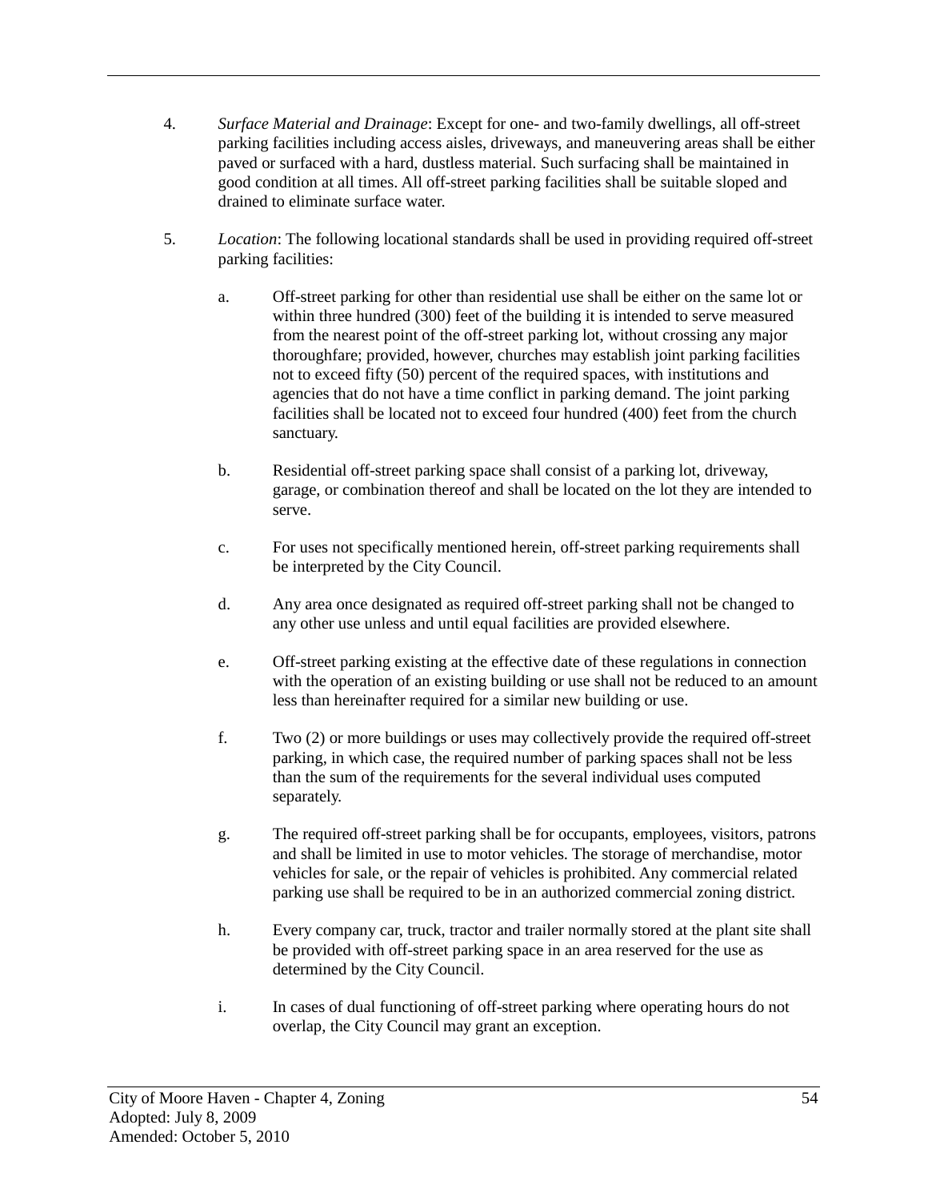4. *Surface Material and Drainage*: Except for one- and two-family dwellings, all off-street parking facilities including access aisles, driveways, and maneuvering areas shall be either paved or surfaced with a hard, dustless material. Such surfacing shall be maintained in good condition at all times. All off-street parking facilities shall be suitable sloped and drained to eliminate surface water.

5. *Location*: The following locational standards shall be used in providing required off-street parking facilities:

   a. Off-street parking for other than residential use shall be either on the same lot or within three hundred (300) feet of the building it is intended to serve measured from the nearest point of the off-street parking lot, without crossing any major thoroughfare; provided, however, churches may establish joint parking facilities not to exceed fifty (50) percent of the required spaces, with institutions and agencies that do not have a time conflict in parking demand. The joint parking facilities shall be located not to exceed four hundred (400) feet from the church sanctuary.

   b. Residential off-street parking space shall consist of a parking lot, driveway, garage, or combination thereof and shall be located on the lot they are intended to serve.

   c. For uses not specifically mentioned herein, off-street parking requirements shall be interpreted by the City Council.

   d. Any area once designated as required off-street parking shall not be changed to any other use unless and until equal facilities are provided elsewhere.

   e. Off-street parking existing at the effective date of these regulations in connection with the operation of an existing building or use shall not be reduced to an amount less than hereinafter required for a similar new building or use.

   f. Two (2) or more buildings or uses may collectively provide the required off-street parking, in which case, the required number of parking spaces shall not be less than the sum of the requirements for the several individual uses computed separately.

   g. The required off-street parking shall be for occupants, employees, visitors, patrons and shall be limited in use to motor vehicles. The storage of merchandise, motor vehicles for sale, or the repair of vehicles is prohibited. Any commercial related parking use shall be required to be in an authorized commercial zoning district.

   h. Every company car, truck, tractor and trailer normally stored at the plant site shall be provided with off-street parking space in an area reserved for the use as determined by the City Council.

   i. In cases of dual functioning of off-street parking where operating hours do not overlap, the City Council may grant an exception.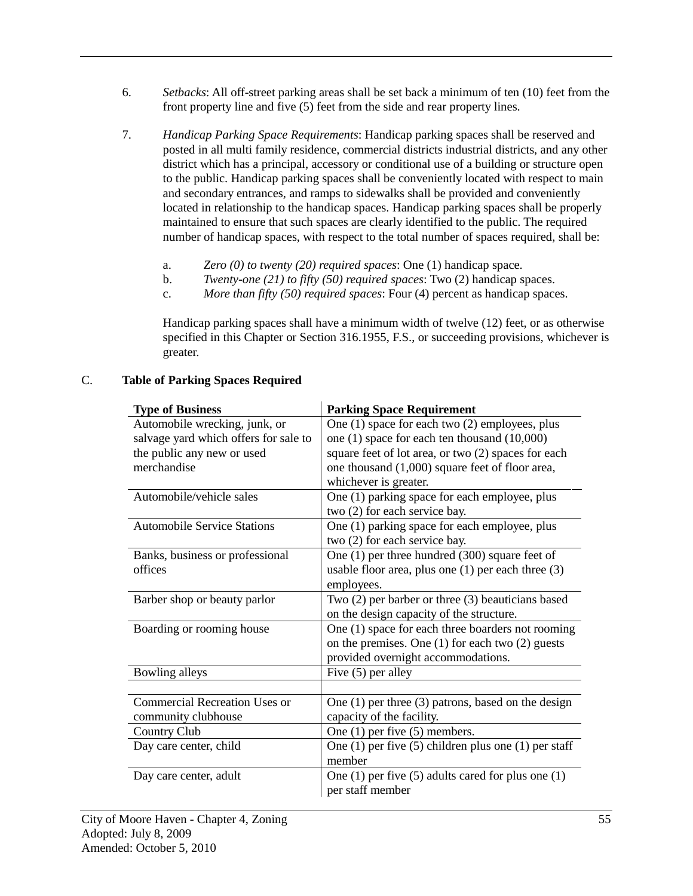6. *Setbacks*: All off-street parking areas shall be set back a minimum of ten (10) feet from the front property line and five (5) feet from the side and rear property lines.

7. *Handicap Parking Space Requirements*: Handicap parking spaces shall be reserved and posted in all multi family residence, commercial districts industrial districts, and any other district which has a principal, accessory or conditional use of a building or structure open to the public. Handicap parking spaces shall be conveniently located with respect to main and secondary entrances, and ramps to sidewalks shall be provided and conveniently located in relationship to the handicap spaces. Handicap parking spaces shall be properly maintained to ensure that such spaces are clearly identified to the public. The required number of handicap spaces, with respect to the total number of spaces required, shall be:

   a. *Zero (0) to twenty (20) required spaces*: One (1) handicap space.
   b. *Twenty-one (21) to fifty (50) required spaces*: Two (2) handicap spaces.
   c. *More than fifty (50) required spaces*: Four (4) percent as handicap spaces.

   Handicap parking spaces shall have a minimum width of twelve (12) feet, or as otherwise specified in this Chapter or Section 316.1955, F.S., or succeeding provisions, whichever is greater.

C. **Table of Parking Spaces Required**

| **Type of Business** | **Parking Space Requirement** |
|---|---|
| Automobile wrecking, junk, or salvage yard which offers for sale to the public any new or used merchandise | One (1) space for each two (2) employees, plus one (1) space for each ten thousand (10,000) square feet of lot area, or two (2) spaces for each one thousand (1,000) square feet of floor area, whichever is greater. |
| Automobile/vehicle sales | One (1) parking space for each employee, plus two (2) for each service bay. |
| Automobile Service Stations | One (1) parking space for each employee, plus two (2) for each service bay. |
| Banks, business or professional offices | One (1) per three hundred (300) square feet of usable floor area, plus one (1) per each three (3) employees. |
| Barber shop or beauty parlor | Two (2) per barber or three (3) beauticians based on the design capacity of the structure. |
| Boarding or rooming house | One (1) space for each three boarders not rooming on the premises. One (1) for each two (2) guests provided overnight accommodations. |
| Bowling alleys | Five (5) per alley |
| | |
| Commercial Recreation Uses or community clubhouse | One (1) per three (3) patrons, based on the design capacity of the facility. |
| Country Club | One (1) per five (5) members. |
| Day care center, child | One (1) per five (5) children plus one (1) per staff member |
| Day care center, adult | One (1) per five (5) adults cared for plus one (1) per staff member |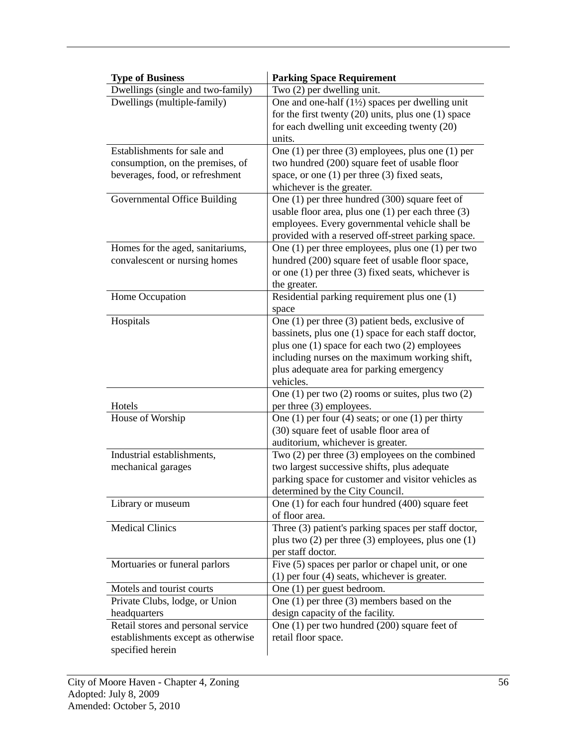| Type of Business | Parking Space Requirement |
|---|---|
| Dwellings (single and two-family) | Two (2) per dwelling unit. |
| Dwellings (multiple-family) | One and one-half (1½) spaces per dwelling unit for the first twenty (20) units, plus one (1) space for each dwelling unit exceeding twenty (20) units. |
| Establishments for sale and consumption, on the premises, of beverages, food, or refreshment | One (1) per three (3) employees, plus one (1) per two hundred (200) square feet of usable floor space, or one (1) per three (3) fixed seats, whichever is the greater. |
| Governmental Office Building | One (1) per three hundred (300) square feet of usable floor area, plus one (1) per each three (3) employees. Every governmental vehicle shall be provided with a reserved off-street parking space. |
| Homes for the aged, sanitariums, convalescent or nursing homes | One (1) per three employees, plus one (1) per two hundred (200) square feet of usable floor space, or one (1) per three (3) fixed seats, whichever is the greater. |
| Home Occupation | Residential parking requirement plus one (1) space |
| Hospitals | One (1) per three (3) patient beds, exclusive of bassinets, plus one (1) space for each staff doctor, plus one (1) space for each two (2) employees including nurses on the maximum working shift, plus adequate area for parking emergency vehicles. |
| Hotels | One (1) per two (2) rooms or suites, plus two (2) per three (3) employees. |
| House of Worship | One (1) per four (4) seats; or one (1) per thirty (30) square feet of usable floor area of auditorium, whichever is greater. |
| Industrial establishments, mechanical garages | Two (2) per three (3) employees on the combined two largest successive shifts, plus adequate parking space for customer and visitor vehicles as determined by the City Council. |
| Library or museum | One (1) for each four hundred (400) square feet of floor area. |
| Medical Clinics | Three (3) patient's parking spaces per staff doctor, plus two (2) per three (3) employees, plus one (1) per staff doctor. |
| Mortuaries or funeral parlors | Five (5) spaces per parlor or chapel unit, or one (1) per four (4) seats, whichever is greater. |
| Motels and tourist courts | One (1) per guest bedroom. |
| Private Clubs, lodge, or Union headquarters | One (1) per three (3) members based on the design capacity of the facility. |
| Retail stores and personal service establishments except as otherwise specified herein | One (1) per two hundred (200) square feet of retail floor space. |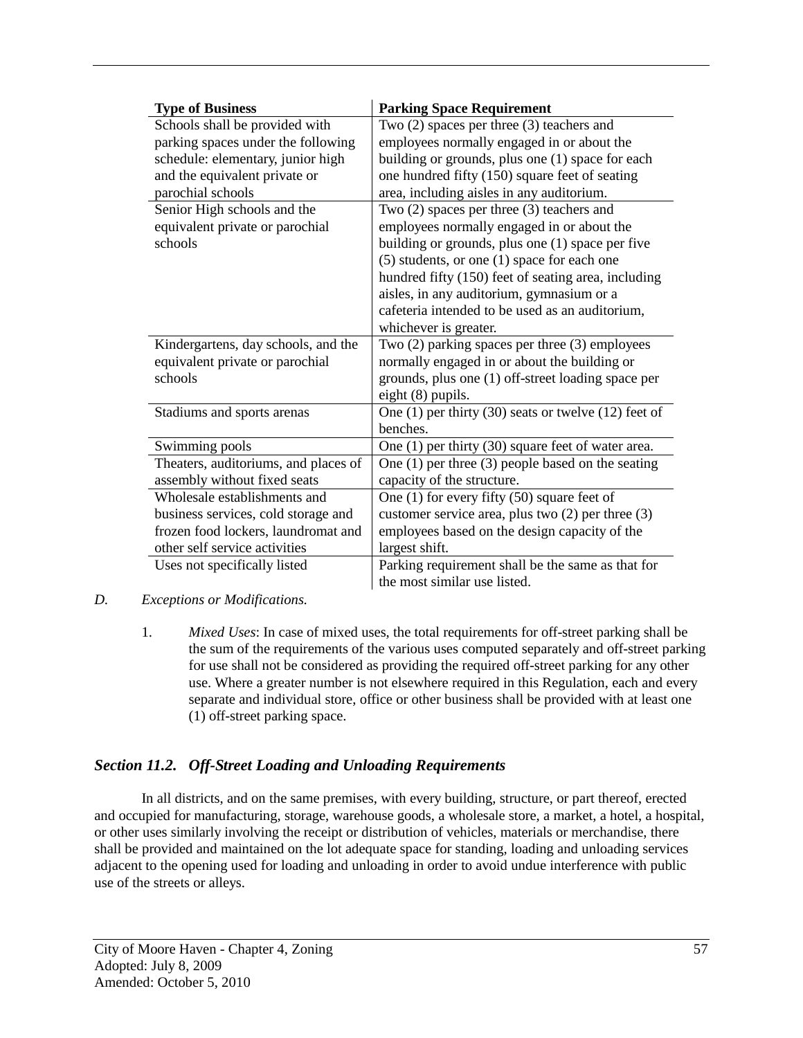| Type of Business | Parking Space Requirement |
|---|---|
| Schools shall be provided with parking spaces under the following schedule: elementary, junior high and the equivalent private or parochial schools | Two (2) spaces per three (3) teachers and employees normally engaged in or about the building or grounds, plus one (1) space for each one hundred fifty (150) square feet of seating area, including aisles in any auditorium. |
| Senior High schools and the equivalent private or parochial schools | Two (2) spaces per three (3) teachers and employees normally engaged in or about the building or grounds, plus one (1) space per five (5) students, or one (1) space for each one hundred fifty (150) feet of seating area, including aisles, in any auditorium, gymnasium or a cafeteria intended to be used as an auditorium, whichever is greater. |
| Kindergartens, day schools, and the equivalent private or parochial schools | Two (2) parking spaces per three (3) employees normally engaged in or about the building or grounds, plus one (1) off-street loading space per eight (8) pupils. |
| Stadiums and sports arenas | One (1) per thirty (30) seats or twelve (12) feet of benches. |
| Swimming pools | One (1) per thirty (30) square feet of water area. |
| Theaters, auditoriums, and places of assembly without fixed seats | One (1) per three (3) people based on the seating capacity of the structure. |
| Wholesale establishments and business services, cold storage and frozen food lockers, laundromat and other self service activities | One (1) for every fifty (50) square feet of customer service area, plus two (2) per three (3) employees based on the design capacity of the largest shift. |
| Uses not specifically listed | Parking requirement shall be the same as that for the most similar use listed. |

*D. Exceptions or Modifications.*

1. *Mixed Uses*: In case of mixed uses, the total requirements for off-street parking shall be the sum of the requirements of the various uses computed separately and off-street parking for use shall not be considered as providing the required off-street parking for any other use. Where a greater number is not elsewhere required in this Regulation, each and every separate and individual store, office or other business shall be provided with at least one (1) off-street parking space.

## *Section 11.2. Off-Street Loading and Unloading Requirements*

In all districts, and on the same premises, with every building, structure, or part thereof, erected and occupied for manufacturing, storage, warehouse goods, a wholesale store, a market, a hotel, a hospital, or other uses similarly involving the receipt or distribution of vehicles, materials or merchandise, there shall be provided and maintained on the lot adequate space for standing, loading and unloading services adjacent to the opening used for loading and unloading in order to avoid undue interference with public use of the streets or alleys.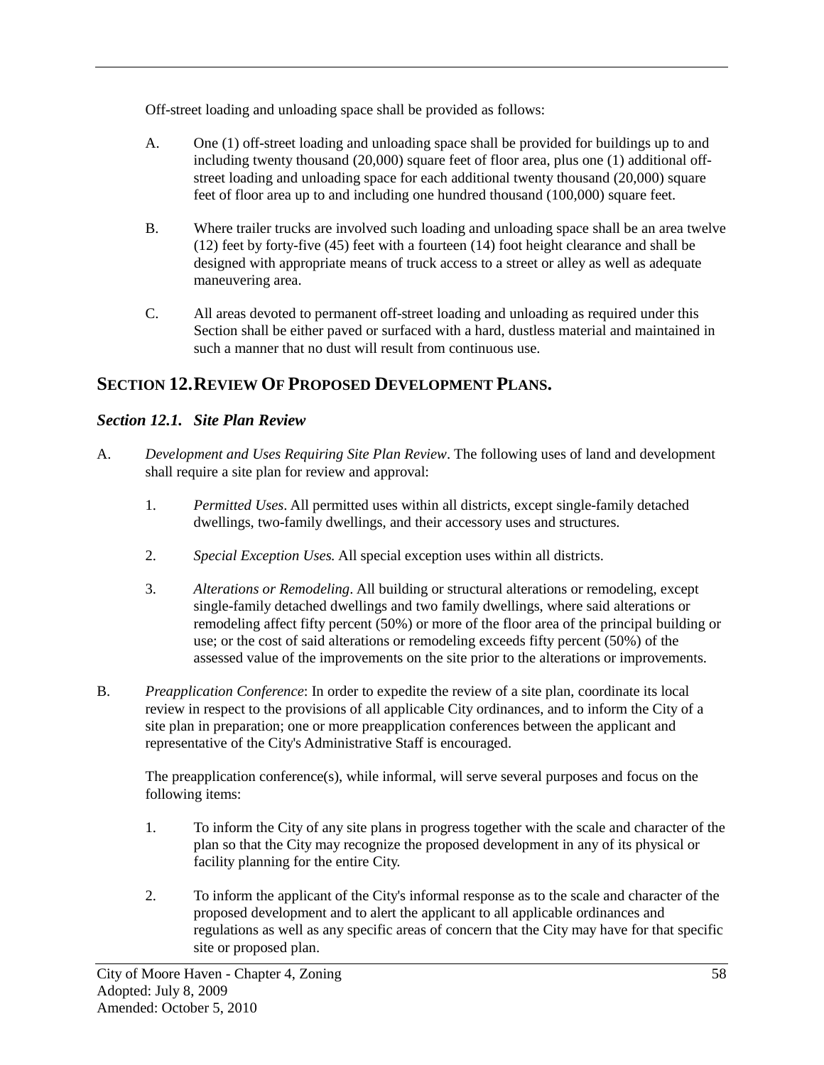Off-street loading and unloading space shall be provided as follows:

A. One (1) off-street loading and unloading space shall be provided for buildings up to and including twenty thousand (20,000) square feet of floor area, plus one (1) additional off-street loading and unloading space for each additional twenty thousand (20,000) square feet of floor area up to and including one hundred thousand (100,000) square feet.

B. Where trailer trucks are involved such loading and unloading space shall be an area twelve (12) feet by forty-five (45) feet with a fourteen (14) foot height clearance and shall be designed with appropriate means of truck access to a street or alley as well as adequate maneuvering area.

C. All areas devoted to permanent off-street loading and unloading as required under this Section shall be either paved or surfaced with a hard, dustless material and maintained in such a manner that no dust will result from continuous use.

## SECTION 12. REVIEW OF PROPOSED DEVELOPMENT PLANS.

### *Section 12.1. Site Plan Review*

A. *Development and Uses Requiring Site Plan Review*. The following uses of land and development shall require a site plan for review and approval:

1. *Permitted Uses*. All permitted uses within all districts, except single-family detached dwellings, two-family dwellings, and their accessory uses and structures.

2. *Special Exception Uses.* All special exception uses within all districts.

3. *Alterations or Remodeling*. All building or structural alterations or remodeling, except single-family detached dwellings and two family dwellings, where said alterations or remodeling affect fifty percent (50%) or more of the floor area of the principal building or use; or the cost of said alterations or remodeling exceeds fifty percent (50%) of the assessed value of the improvements on the site prior to the alterations or improvements.

B. *Preapplication Conference*: In order to expedite the review of a site plan, coordinate its local review in respect to the provisions of all applicable City ordinances, and to inform the City of a site plan in preparation; one or more preapplication conferences between the applicant and representative of the City's Administrative Staff is encouraged.

The preapplication conference(s), while informal, will serve several purposes and focus on the following items:

1. To inform the City of any site plans in progress together with the scale and character of the plan so that the City may recognize the proposed development in any of its physical or facility planning for the entire City.

2. To inform the applicant of the City's informal response as to the scale and character of the proposed development and to alert the applicant to all applicable ordinances and regulations as well as any specific areas of concern that the City may have for that specific site or proposed plan.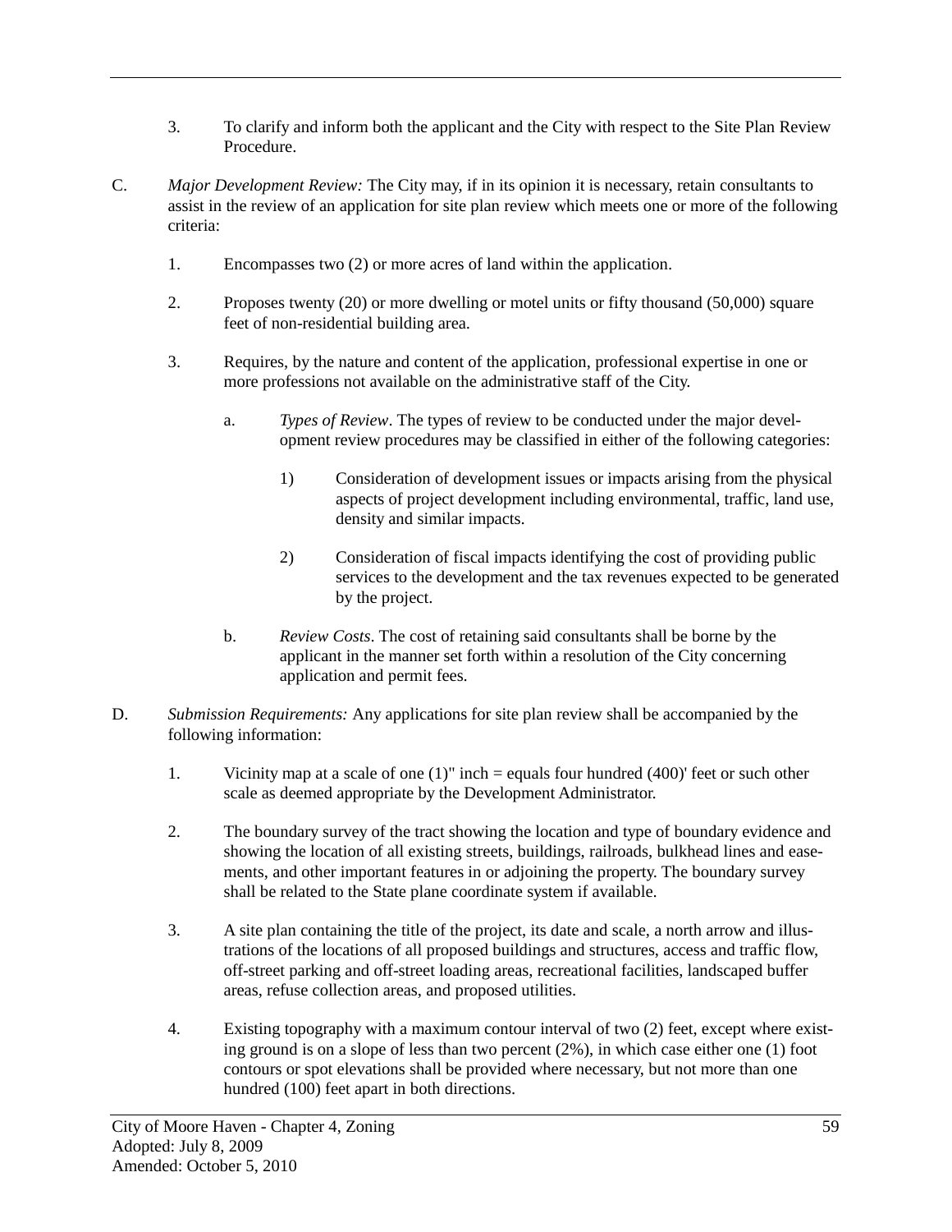3. To clarify and inform both the applicant and the City with respect to the Site Plan Review Procedure.

C. *Major Development Review:* The City may, if in its opinion it is necessary, retain consultants to assist in the review of an application for site plan review which meets one or more of the following criteria:

1. Encompasses two (2) or more acres of land within the application.

2. Proposes twenty (20) or more dwelling or motel units or fifty thousand (50,000) square feet of non-residential building area.

3. Requires, by the nature and content of the application, professional expertise in one or more professions not available on the administrative staff of the City.

   a. *Types of Review*. The types of review to be conducted under the major development review procedures may be classified in either of the following categories:

      1) Consideration of development issues or impacts arising from the physical aspects of project development including environmental, traffic, land use, density and similar impacts.

      2) Consideration of fiscal impacts identifying the cost of providing public services to the development and the tax revenues expected to be generated by the project.

   b. *Review Costs*. The cost of retaining said consultants shall be borne by the applicant in the manner set forth within a resolution of the City concerning application and permit fees.

D. *Submission Requirements:* Any applications for site plan review shall be accompanied by the following information:

1. Vicinity map at a scale of one (1)" inch = equals four hundred (400)' feet or such other scale as deemed appropriate by the Development Administrator.

2. The boundary survey of the tract showing the location and type of boundary evidence and showing the location of all existing streets, buildings, railroads, bulkhead lines and easements, and other important features in or adjoining the property. The boundary survey shall be related to the State plane coordinate system if available.

3. A site plan containing the title of the project, its date and scale, a north arrow and illustrations of the locations of all proposed buildings and structures, access and traffic flow, off-street parking and off-street loading areas, recreational facilities, landscaped buffer areas, refuse collection areas, and proposed utilities.

4. Existing topography with a maximum contour interval of two (2) feet, except where existing ground is on a slope of less than two percent (2%), in which case either one (1) foot contours or spot elevations shall be provided where necessary, but not more than one hundred (100) feet apart in both directions.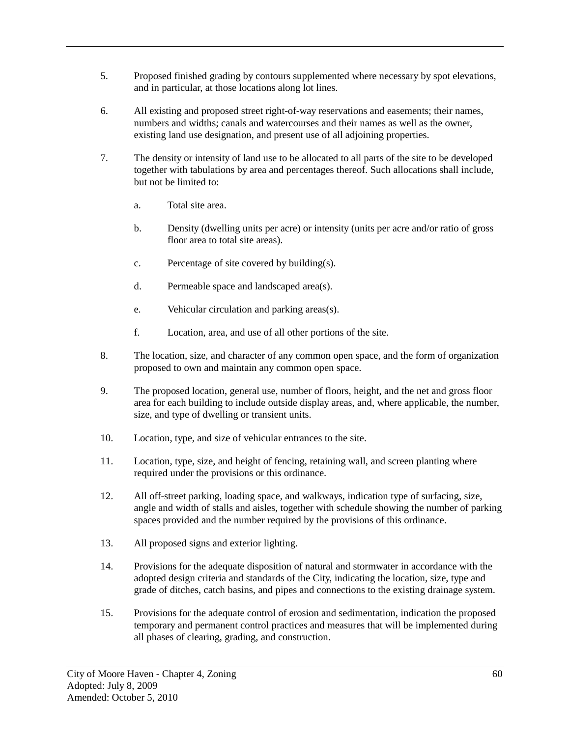5. Proposed finished grading by contours supplemented where necessary by spot elevations, and in particular, at those locations along lot lines.

6. All existing and proposed street right-of-way reservations and easements; their names, numbers and widths; canals and watercourses and their names as well as the owner, existing land use designation, and present use of all adjoining properties.

7. The density or intensity of land use to be allocated to all parts of the site to be developed together with tabulations by area and percentages thereof. Such allocations shall include, but not be limited to:

   a. Total site area.

   b. Density (dwelling units per acre) or intensity (units per acre and/or ratio of gross floor area to total site areas).

   c. Percentage of site covered by building(s).

   d. Permeable space and landscaped area(s).

   e. Vehicular circulation and parking areas(s).

   f. Location, area, and use of all other portions of the site.

8. The location, size, and character of any common open space, and the form of organization proposed to own and maintain any common open space.

9. The proposed location, general use, number of floors, height, and the net and gross floor area for each building to include outside display areas, and, where applicable, the number, size, and type of dwelling or transient units.

10. Location, type, and size of vehicular entrances to the site.

11. Location, type, size, and height of fencing, retaining wall, and screen planting where required under the provisions or this ordinance.

12. All off-street parking, loading space, and walkways, indication type of surfacing, size, angle and width of stalls and aisles, together with schedule showing the number of parking spaces provided and the number required by the provisions of this ordinance.

13. All proposed signs and exterior lighting.

14. Provisions for the adequate disposition of natural and stormwater in accordance with the adopted design criteria and standards of the City, indicating the location, size, type and grade of ditches, catch basins, and pipes and connections to the existing drainage system.

15. Provisions for the adequate control of erosion and sedimentation, indication the proposed temporary and permanent control practices and measures that will be implemented during all phases of clearing, grading, and construction.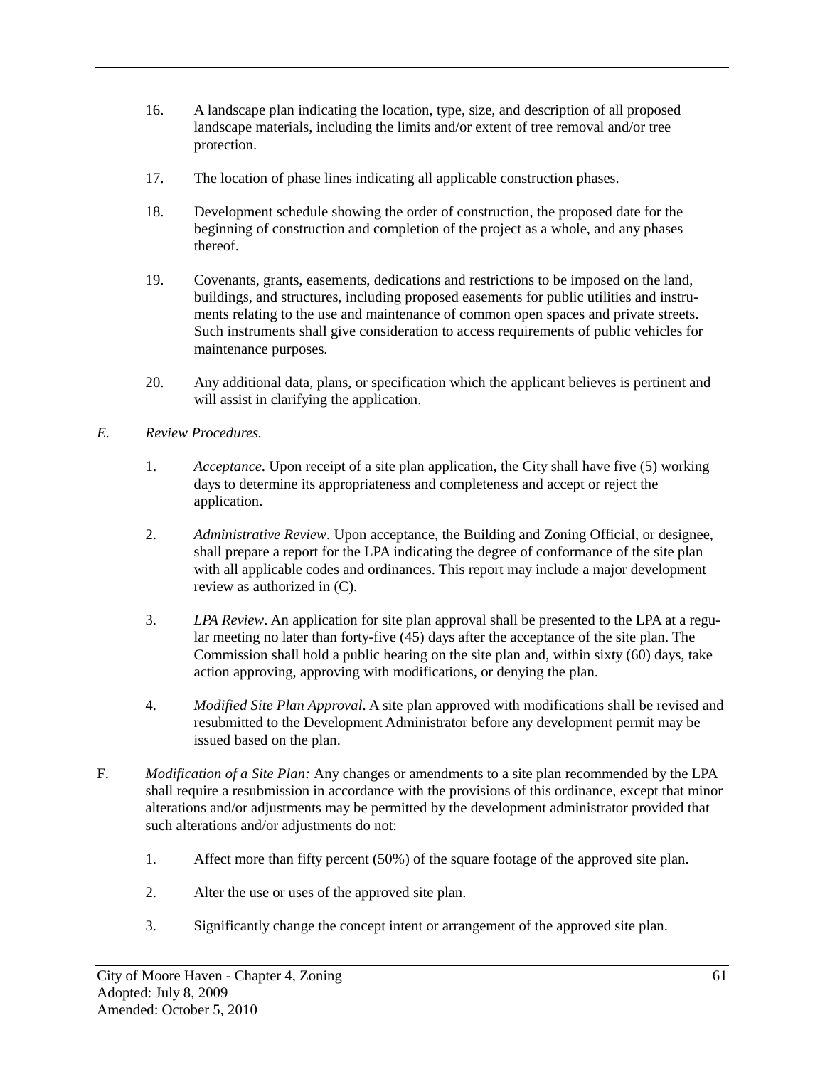16. A landscape plan indicating the location, type, size, and description of all proposed landscape materials, including the limits and/or extent of tree removal and/or tree protection.

17. The location of phase lines indicating all applicable construction phases.

18. Development schedule showing the order of construction, the proposed date for the beginning of construction and completion of the project as a whole, and any phases thereof.

19. Covenants, grants, easements, dedications and restrictions to be imposed on the land, buildings, and structures, including proposed easements for public utilities and instruments relating to the use and maintenance of common open spaces and private streets. Such instruments shall give consideration to access requirements of public vehicles for maintenance purposes.

20. Any additional data, plans, or specification which the applicant believes is pertinent and will assist in clarifying the application.

*E. Review Procedures.*

1. *Acceptance*. Upon receipt of a site plan application, the City shall have five (5) working days to determine its appropriateness and completeness and accept or reject the application.

2. *Administrative Review*. Upon acceptance, the Building and Zoning Official, or designee, shall prepare a report for the LPA indicating the degree of conformance of the site plan with all applicable codes and ordinances. This report may include a major development review as authorized in (C).

3. *LPA Review*. An application for site plan approval shall be presented to the LPA at a regular meeting no later than forty-five (45) days after the acceptance of the site plan. The Commission shall hold a public hearing on the site plan and, within sixty (60) days, take action approving, approving with modifications, or denying the plan.

4. *Modified Site Plan Approval*. A site plan approved with modifications shall be revised and resubmitted to the Development Administrator before any development permit may be issued based on the plan.

F. *Modification of a Site Plan:* Any changes or amendments to a site plan recommended by the LPA shall require a resubmission in accordance with the provisions of this ordinance, except that minor alterations and/or adjustments may be permitted by the development administrator provided that such alterations and/or adjustments do not:

1. Affect more than fifty percent (50%) of the square footage of the approved site plan.

2. Alter the use or uses of the approved site plan.

3. Significantly change the concept intent or arrangement of the approved site plan.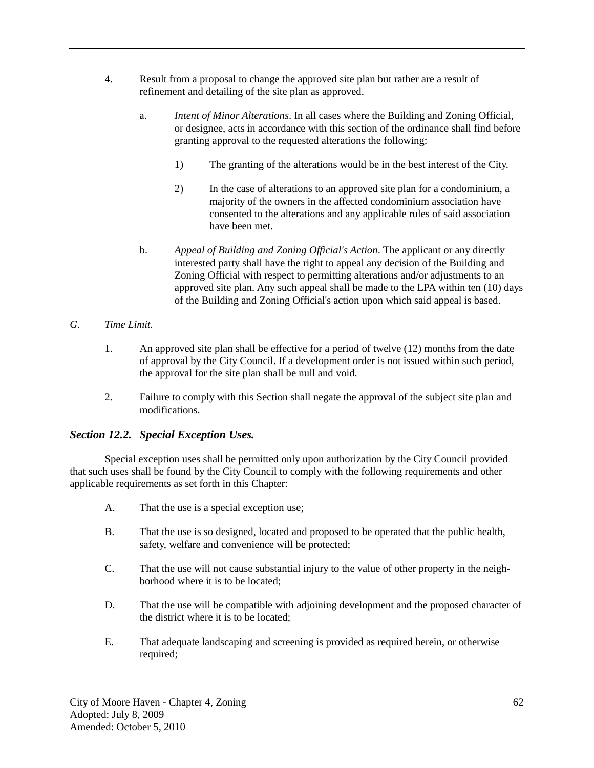4. Result from a proposal to change the approved site plan but rather are a result of refinement and detailing of the site plan as approved.

   a. *Intent of Minor Alterations*. In all cases where the Building and Zoning Official, or designee, acts in accordance with this section of the ordinance shall find before granting approval to the requested alterations the following:

      1) The granting of the alterations would be in the best interest of the City.

      2) In the case of alterations to an approved site plan for a condominium, a majority of the owners in the affected condominium association have consented to the alterations and any applicable rules of said association have been met.

   b. *Appeal of Building and Zoning Official's Action*. The applicant or any directly interested party shall have the right to appeal any decision of the Building and Zoning Official with respect to permitting alterations and/or adjustments to an approved site plan. Any such appeal shall be made to the LPA within ten (10) days of the Building and Zoning Official's action upon which said appeal is based.

*G. Time Limit.*

1. An approved site plan shall be effective for a period of twelve (12) months from the date of approval by the City Council. If a development order is not issued within such period, the approval for the site plan shall be null and void.

2. Failure to comply with this Section shall negate the approval of the subject site plan and modifications.

### *Section 12.2. Special Exception Uses.*

Special exception uses shall be permitted only upon authorization by the City Council provided that such uses shall be found by the City Council to comply with the following requirements and other applicable requirements as set forth in this Chapter:

A. That the use is a special exception use;

B. That the use is so designed, located and proposed to be operated that the public health, safety, welfare and convenience will be protected;

C. That the use will not cause substantial injury to the value of other property in the neighborhood where it is to be located;

D. That the use will be compatible with adjoining development and the proposed character of the district where it is to be located;

E. That adequate landscaping and screening is provided as required herein, or otherwise required;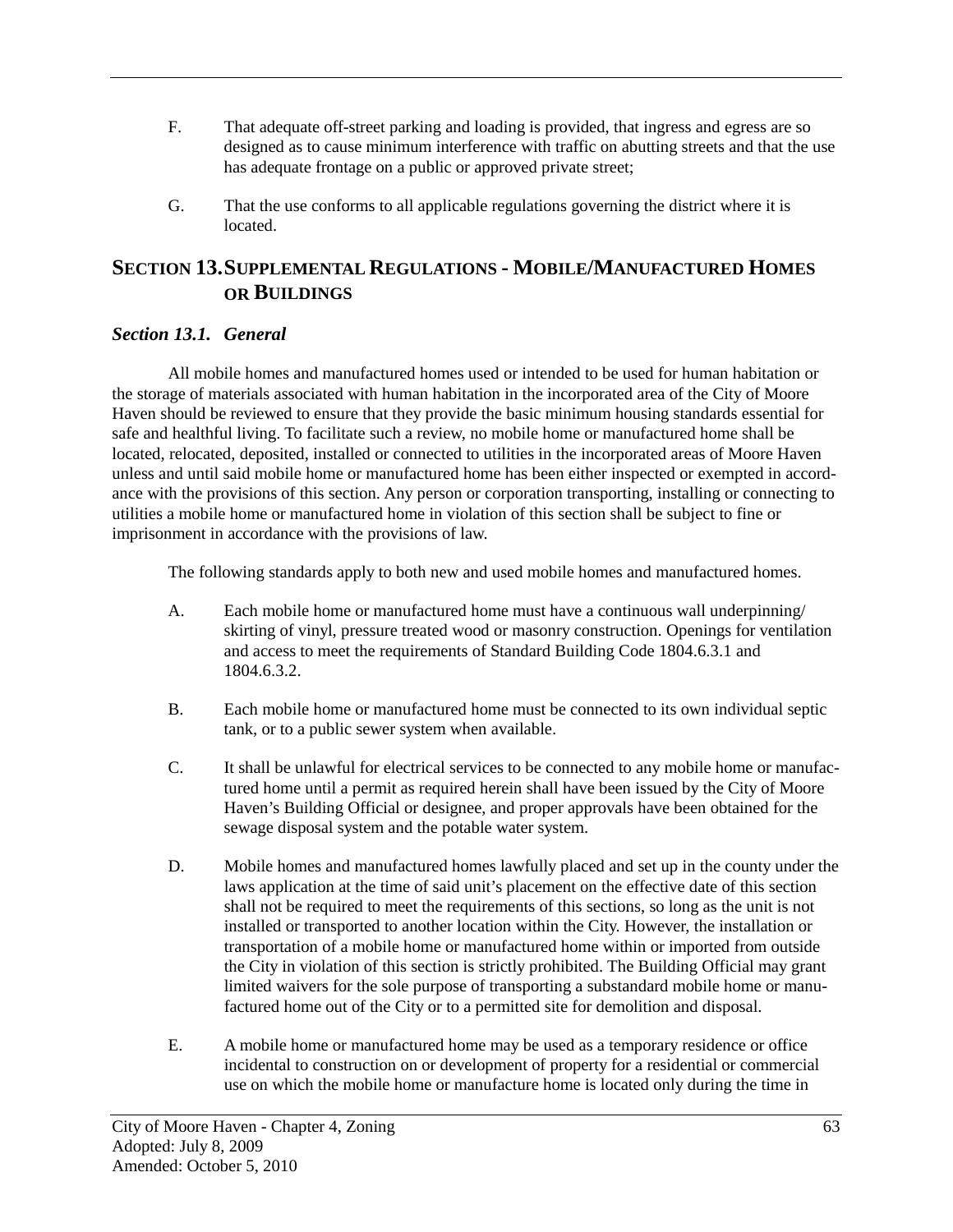F. That adequate off-street parking and loading is provided, that ingress and egress are so designed as to cause minimum interference with traffic on abutting streets and that the use has adequate frontage on a public or approved private street;

G. That the use conforms to all applicable regulations governing the district where it is located.

## SECTION 13. SUPPLEMENTAL REGULATIONS - MOBILE/MANUFACTURED HOMES OR BUILDINGS

### *Section 13.1. General*

All mobile homes and manufactured homes used or intended to be used for human habitation or the storage of materials associated with human habitation in the incorporated area of the City of Moore Haven should be reviewed to ensure that they provide the basic minimum housing standards essential for safe and healthful living. To facilitate such a review, no mobile home or manufactured home shall be located, relocated, deposited, installed or connected to utilities in the incorporated areas of Moore Haven unless and until said mobile home or manufactured home has been either inspected or exempted in accordance with the provisions of this section. Any person or corporation transporting, installing or connecting to utilities a mobile home or manufactured home in violation of this section shall be subject to fine or imprisonment in accordance with the provisions of law.

The following standards apply to both new and used mobile homes and manufactured homes.

A. Each mobile home or manufactured home must have a continuous wall underpinning/skirting of vinyl, pressure treated wood or masonry construction. Openings for ventilation and access to meet the requirements of Standard Building Code 1804.6.3.1 and 1804.6.3.2.

B. Each mobile home or manufactured home must be connected to its own individual septic tank, or to a public sewer system when available.

C. It shall be unlawful for electrical services to be connected to any mobile home or manufactured home until a permit as required herein shall have been issued by the City of Moore Haven's Building Official or designee, and proper approvals have been obtained for the sewage disposal system and the potable water system.

D. Mobile homes and manufactured homes lawfully placed and set up in the county under the laws application at the time of said unit's placement on the effective date of this section shall not be required to meet the requirements of this sections, so long as the unit is not installed or transported to another location within the City. However, the installation or transportation of a mobile home or manufactured home within or imported from outside the City in violation of this section is strictly prohibited. The Building Official may grant limited waivers for the sole purpose of transporting a substandard mobile home or manufactured home out of the City or to a permitted site for demolition and disposal.

E. A mobile home or manufactured home may be used as a temporary residence or office incidental to construction on or development of property for a residential or commercial use on which the mobile home or manufacture home is located only during the time in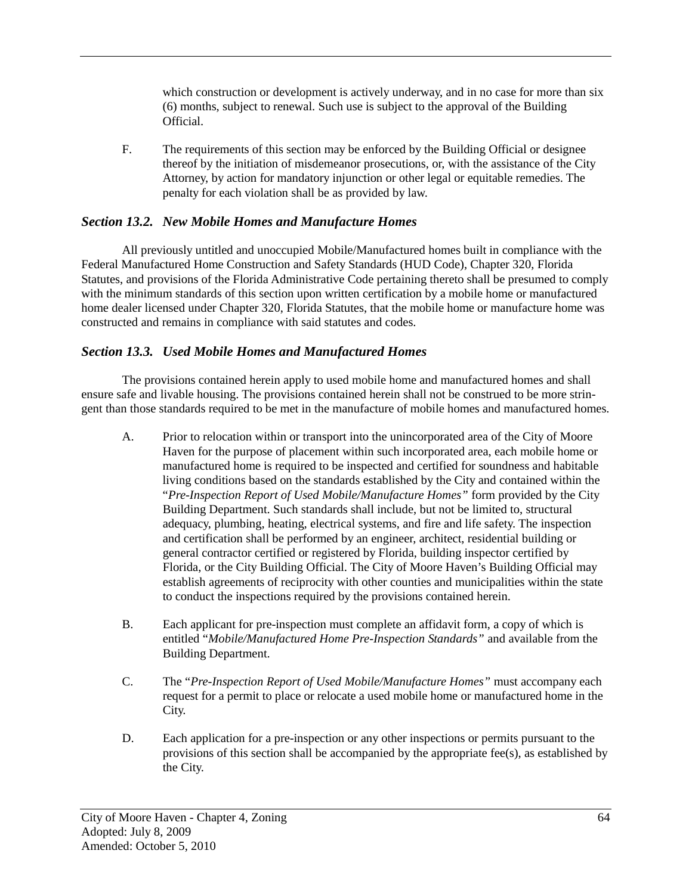which construction or development is actively underway, and in no case for more than six (6) months, subject to renewal. Such use is subject to the approval of the Building Official.

F. The requirements of this section may be enforced by the Building Official or designee thereof by the initiation of misdemeanor prosecutions, or, with the assistance of the City Attorney, by action for mandatory injunction or other legal or equitable remedies. The penalty for each violation shall be as provided by law.

### *Section 13.2. New Mobile Homes and Manufacture Homes*

All previously untitled and unoccupied Mobile/Manufactured homes built in compliance with the Federal Manufactured Home Construction and Safety Standards (HUD Code), Chapter 320, Florida Statutes, and provisions of the Florida Administrative Code pertaining thereto shall be presumed to comply with the minimum standards of this section upon written certification by a mobile home or manufactured home dealer licensed under Chapter 320, Florida Statutes, that the mobile home or manufacture home was constructed and remains in compliance with said statutes and codes.

### *Section 13.3. Used Mobile Homes and Manufactured Homes*

The provisions contained herein apply to used mobile home and manufactured homes and shall ensure safe and livable housing. The provisions contained herein shall not be construed to be more stringent than those standards required to be met in the manufacture of mobile homes and manufactured homes.

A. Prior to relocation within or transport into the unincorporated area of the City of Moore Haven for the purpose of placement within such incorporated area, each mobile home or manufactured home is required to be inspected and certified for soundness and habitable living conditions based on the standards established by the City and contained within the "*Pre-Inspection Report of Used Mobile/Manufacture Homes"* form provided by the City Building Department. Such standards shall include, but not be limited to, structural adequacy, plumbing, heating, electrical systems, and fire and life safety. The inspection and certification shall be performed by an engineer, architect, residential building or general contractor certified or registered by Florida, building inspector certified by Florida, or the City Building Official. The City of Moore Haven's Building Official may establish agreements of reciprocity with other counties and municipalities within the state to conduct the inspections required by the provisions contained herein.

B. Each applicant for pre-inspection must complete an affidavit form, a copy of which is entitled "*Mobile/Manufactured Home Pre-Inspection Standards"* and available from the Building Department.

C. The "*Pre-Inspection Report of Used Mobile/Manufacture Homes"* must accompany each request for a permit to place or relocate a used mobile home or manufactured home in the City.

D. Each application for a pre-inspection or any other inspections or permits pursuant to the provisions of this section shall be accompanied by the appropriate fee(s), as established by the City.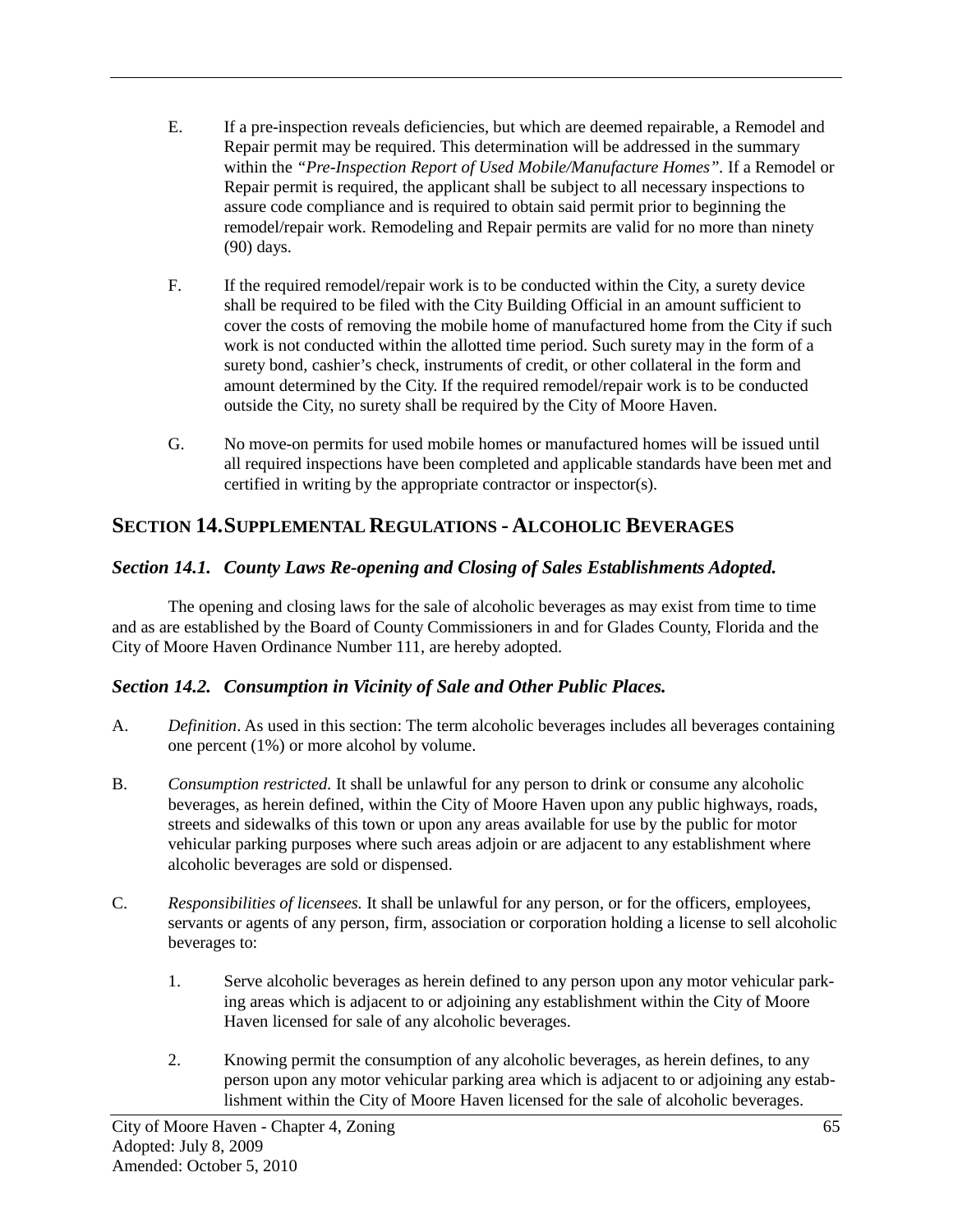E. If a pre-inspection reveals deficiencies, but which are deemed repairable, a Remodel and Repair permit may be required. This determination will be addressed in the summary within the *"Pre-Inspection Report of Used Mobile/Manufacture Homes".* If a Remodel or Repair permit is required, the applicant shall be subject to all necessary inspections to assure code compliance and is required to obtain said permit prior to beginning the remodel/repair work. Remodeling and Repair permits are valid for no more than ninety (90) days.

F. If the required remodel/repair work is to be conducted within the City, a surety device shall be required to be filed with the City Building Official in an amount sufficient to cover the costs of removing the mobile home of manufactured home from the City if such work is not conducted within the allotted time period. Such surety may in the form of a surety bond, cashier's check, instruments of credit, or other collateral in the form and amount determined by the City. If the required remodel/repair work is to be conducted outside the City, no surety shall be required by the City of Moore Haven.

G. No move-on permits for used mobile homes or manufactured homes will be issued until all required inspections have been completed and applicable standards have been met and certified in writing by the appropriate contractor or inspector(s).

## SECTION 14. SUPPLEMENTAL REGULATIONS - ALCOHOLIC BEVERAGES

### *Section 14.1. County Laws Re-opening and Closing of Sales Establishments Adopted.*

The opening and closing laws for the sale of alcoholic beverages as may exist from time to time and as are established by the Board of County Commissioners in and for Glades County, Florida and the City of Moore Haven Ordinance Number 111, are hereby adopted.

### *Section 14.2. Consumption in Vicinity of Sale and Other Public Places.*

A. *Definition*. As used in this section: The term alcoholic beverages includes all beverages containing one percent (1%) or more alcohol by volume.

B. *Consumption restricted.* It shall be unlawful for any person to drink or consume any alcoholic beverages, as herein defined, within the City of Moore Haven upon any public highways, roads, streets and sidewalks of this town or upon any areas available for use by the public for motor vehicular parking purposes where such areas adjoin or are adjacent to any establishment where alcoholic beverages are sold or dispensed.

C. *Responsibilities of licensees.* It shall be unlawful for any person, or for the officers, employees, servants or agents of any person, firm, association or corporation holding a license to sell alcoholic beverages to:

1. Serve alcoholic beverages as herein defined to any person upon any motor vehicular parking areas which is adjacent to or adjoining any establishment within the City of Moore Haven licensed for sale of any alcoholic beverages.

2. Knowing permit the consumption of any alcoholic beverages, as herein defines, to any person upon any motor vehicular parking area which is adjacent to or adjoining any establishment within the City of Moore Haven licensed for the sale of alcoholic beverages.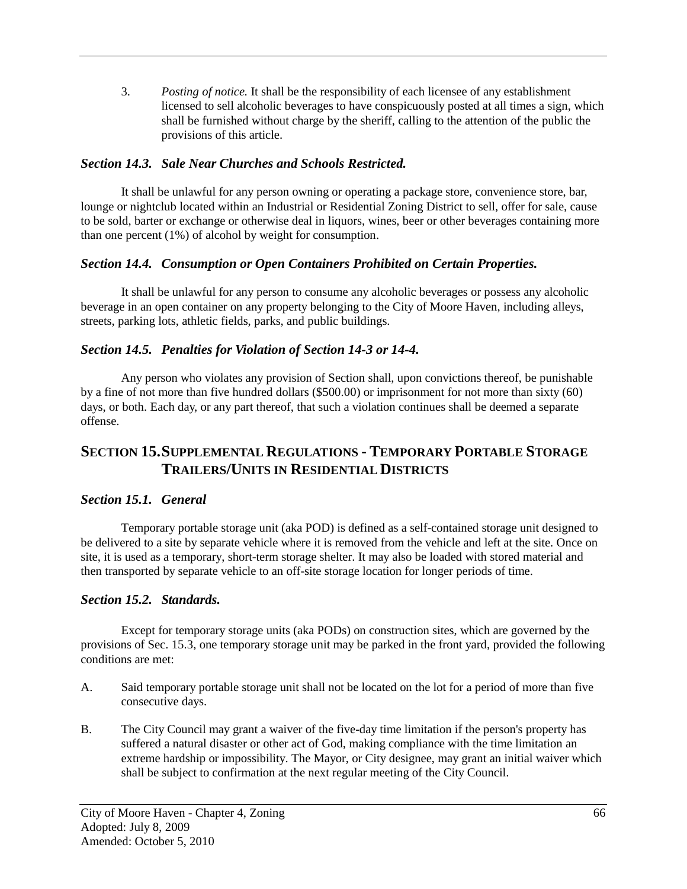3. *Posting of notice.* It shall be the responsibility of each licensee of any establishment licensed to sell alcoholic beverages to have conspicuously posted at all times a sign, which shall be furnished without charge by the sheriff, calling to the attention of the public the provisions of this article.

### *Section 14.3. Sale Near Churches and Schools Restricted.*

It shall be unlawful for any person owning or operating a package store, convenience store, bar, lounge or nightclub located within an Industrial or Residential Zoning District to sell, offer for sale, cause to be sold, barter or exchange or otherwise deal in liquors, wines, beer or other beverages containing more than one percent (1%) of alcohol by weight for consumption.

### *Section 14.4. Consumption or Open Containers Prohibited on Certain Properties.*

It shall be unlawful for any person to consume any alcoholic beverages or possess any alcoholic beverage in an open container on any property belonging to the City of Moore Haven, including alleys, streets, parking lots, athletic fields, parks, and public buildings.

### *Section 14.5. Penalties for Violation of Section 14-3 or 14-4.*

Any person who violates any provision of Section shall, upon convictions thereof, be punishable by a fine of not more than five hundred dollars ($500.00) or imprisonment for not more than sixty (60) days, or both. Each day, or any part thereof, that such a violation continues shall be deemed a separate offense.

## SECTION 15. SUPPLEMENTAL REGULATIONS - TEMPORARY PORTABLE STORAGE TRAILERS/UNITS IN RESIDENTIAL DISTRICTS

### *Section 15.1. General*

Temporary portable storage unit (aka POD) is defined as a self-contained storage unit designed to be delivered to a site by separate vehicle where it is removed from the vehicle and left at the site. Once on site, it is used as a temporary, short-term storage shelter. It may also be loaded with stored material and then transported by separate vehicle to an off-site storage location for longer periods of time.

### *Section 15.2. Standards.*

Except for temporary storage units (aka PODs) on construction sites, which are governed by the provisions of Sec. 15.3, one temporary storage unit may be parked in the front yard, provided the following conditions are met:

A. Said temporary portable storage unit shall not be located on the lot for a period of more than five consecutive days.

B. The City Council may grant a waiver of the five-day time limitation if the person's property has suffered a natural disaster or other act of God, making compliance with the time limitation an extreme hardship or impossibility. The Mayor, or City designee, may grant an initial waiver which shall be subject to confirmation at the next regular meeting of the City Council.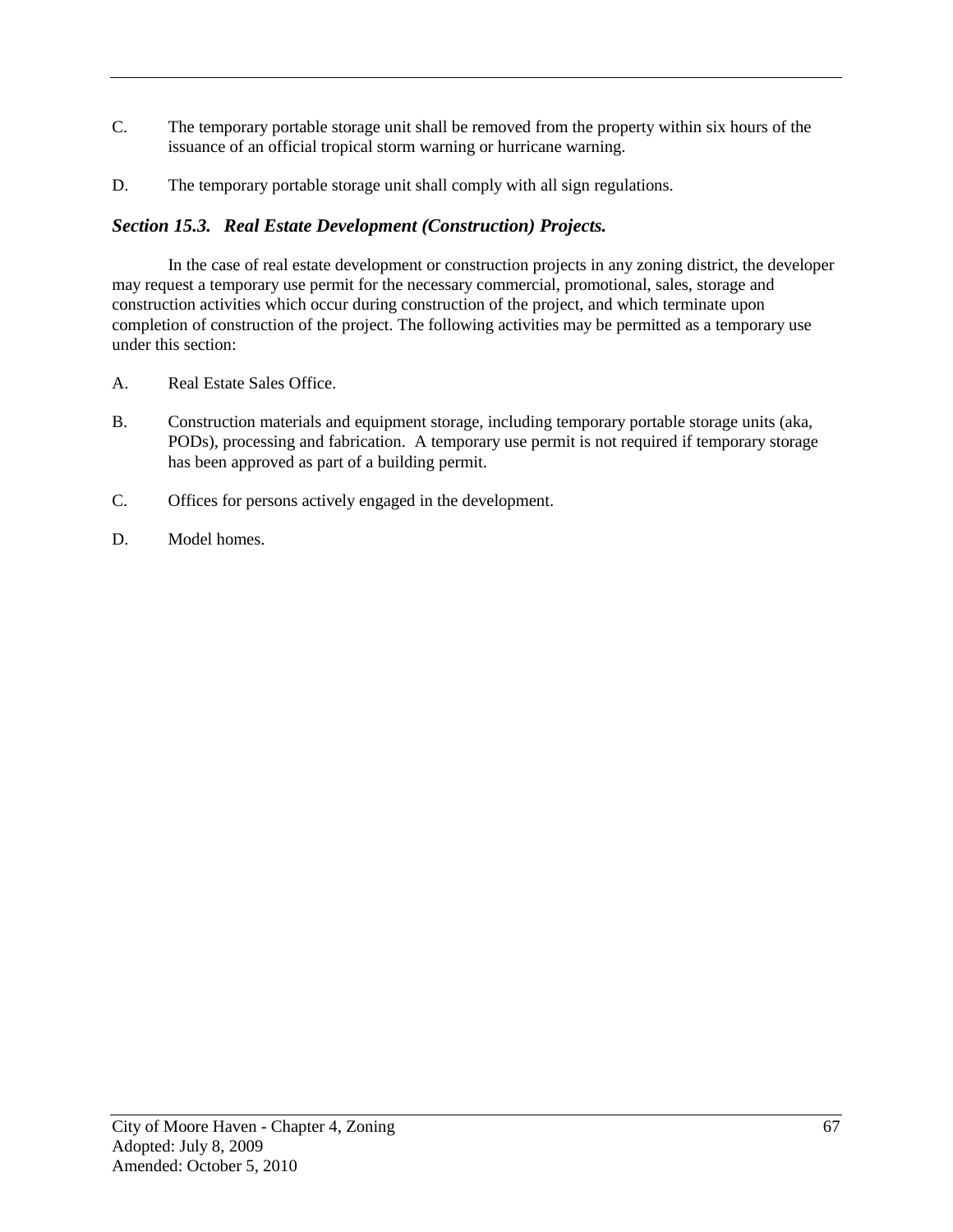C. The temporary portable storage unit shall be removed from the property within six hours of the issuance of an official tropical storm warning or hurricane warning.

D. The temporary portable storage unit shall comply with all sign regulations.

### *Section 15.3. Real Estate Development (Construction) Projects.*

In the case of real estate development or construction projects in any zoning district, the developer may request a temporary use permit for the necessary commercial, promotional, sales, storage and construction activities which occur during construction of the project, and which terminate upon completion of construction of the project. The following activities may be permitted as a temporary use under this section:

A. Real Estate Sales Office.

B. Construction materials and equipment storage, including temporary portable storage units (aka, PODs), processing and fabrication. A temporary use permit is not required if temporary storage has been approved as part of a building permit.

C. Offices for persons actively engaged in the development.

D. Model homes.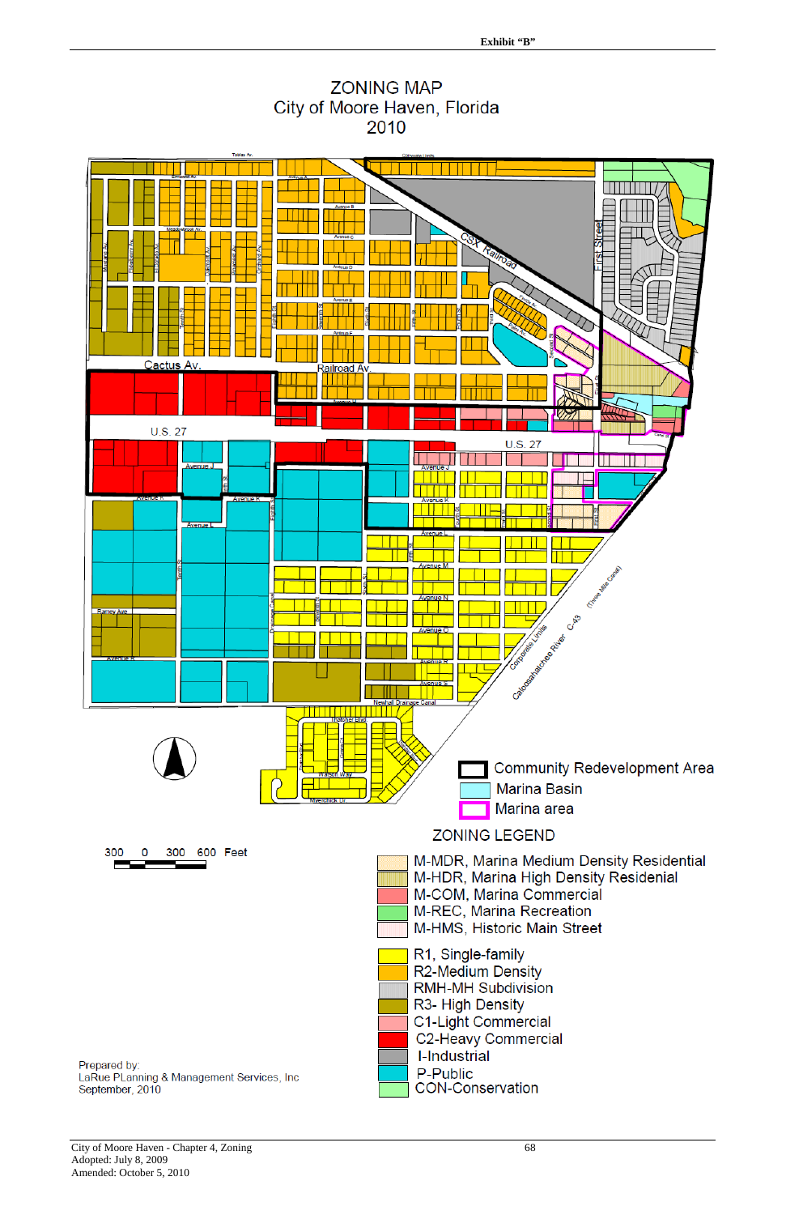Exhibit "B"

# ZONING MAP
## City of Moore Haven, Florida
## 2010

Cactus Av.

Railroad Av.

U.S. 27

U.S. 27

CSX Railroad

First Street

Avenue J

Avenue K

Avenue L

Avenue M

Avenue N

Avenue O

Avenue R

Avenue S

Ramey Ave

Newhall Drainage Canal

Corporate Limits

Caloosahatchee River, C-43

(Three Mile Canal)

Community Redevelopment Area

Marina Basin

Marina area

ZONING LEGEND

M-MDR, Marina Medium Density Residential

M-HDR, Marina High Density Residenial

M-COM, Marina Commercial

M-REC, Marina Recreation

M-HMS, Historic Main Street

R1, Single-family

R2-Medium Density

RMH-MH Subdivision

R3- High Density

C1-Light Commercial

C2-Heavy Commercial

I-Industrial

P-Public

CON-Conservation

300 0 300 600 Feet

Prepared by:
LaRue PLanning & Management Services, Inc
September, 2010

City of Moore Haven - Chapter 4, Zoning
Adopted: July 8, 2009
Amended: October 5, 2010